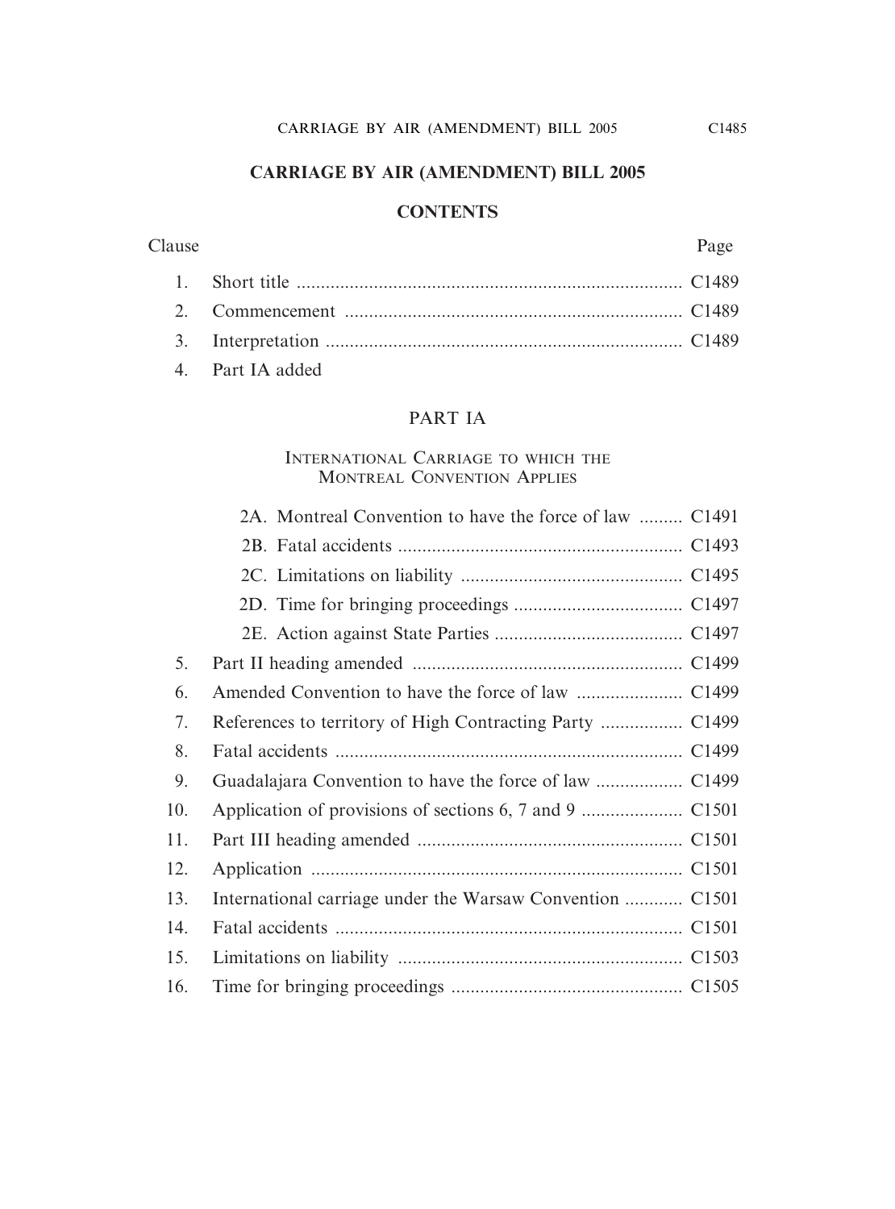# CARRIAGE BY AIR (AMENDMENT) BILL 2005

## CONTENTS

| Clause | | Page |
|---|---|---|
| 1. | Short title | C1489 |
| 2. | Commencement | C1489 |
| 3. | Interpretation | C1489 |
| 4. | Part IA added | |

### PART IA

#### International Carriage to which the Montreal Convention Applies

| Clause | | Page |
|---|---|---|
| 2A. | Montreal Convention to have the force of law | C1491 |
| 2B. | Fatal accidents | C1493 |
| 2C. | Limitations on liability | C1495 |
| 2D. | Time for bringing proceedings | C1497 |
| 2E. | Action against State Parties | C1497 |
| 5. | Part II heading amended | C1499 |
| 6. | Amended Convention to have the force of law | C1499 |
| 7. | References to territory of High Contracting Party | C1499 |
| 8. | Fatal accidents | C1499 |
| 9. | Guadalajara Convention to have the force of law | C1499 |
| 10. | Application of provisions of sections 6, 7 and 9 | C1501 |
| 11. | Part III heading amended | C1501 |
| 12. | Application | C1501 |
| 13. | International carriage under the Warsaw Convention | C1501 |
| 14. | Fatal accidents | C1501 |
| 15. | Limitations on liability | C1503 |
| 16. | Time for bringing proceedings | C1505 |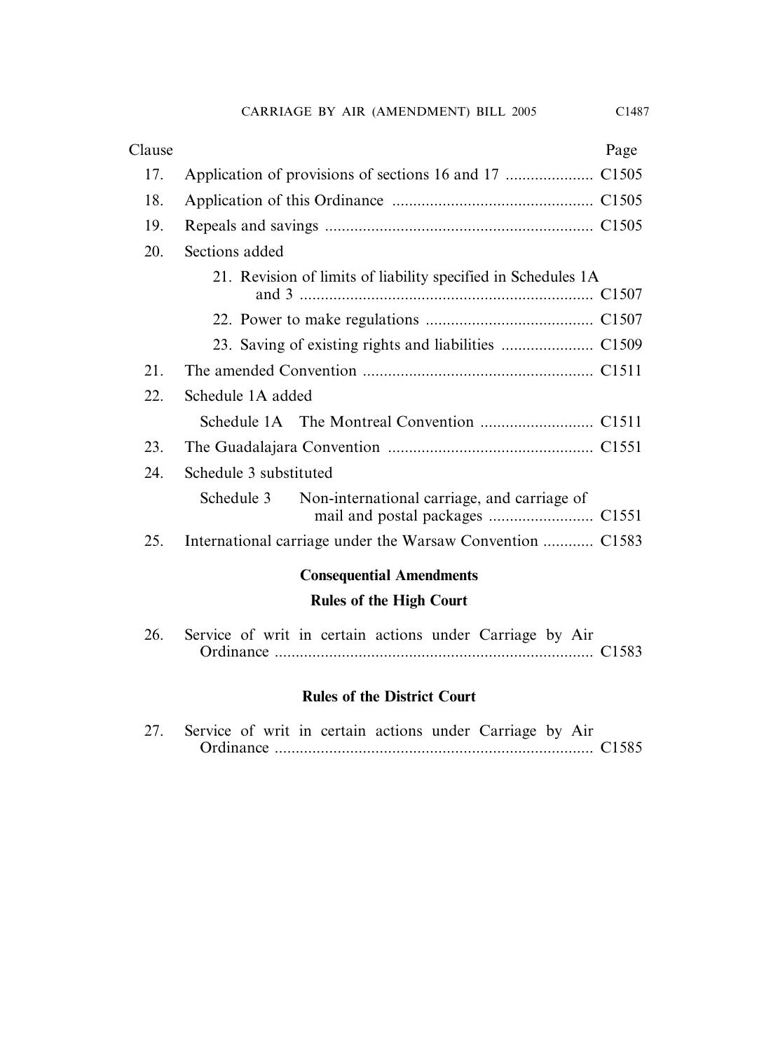| Clause | | Page |
|---|---|---|
| 17. | Application of provisions of sections 16 and 17 | C1505 |
| 18. | Application of this Ordinance | C1505 |
| 19. | Repeals and savings | C1505 |
| 20. | Sections added | |
| | 21. Revision of limits of liability specified in Schedules 1A and 3 | C1507 |
| | 22. Power to make regulations | C1507 |
| | 23. Saving of existing rights and liabilities | C1509 |
| 21. | The amended Convention | C1511 |
| 22. | Schedule 1A added | |
| | Schedule 1A The Montreal Convention | C1511 |
| 23. | The Guadalajara Convention | C1551 |
| 24. | Schedule 3 substituted | |
| | Schedule 3 Non-international carriage, and carriage of mail and postal packages | C1551 |
| 25. | International carriage under the Warsaw Convention | C1583 |

**Consequential Amendments**

**Rules of the High Court**

| | | |
|---|---|---|
| 26. | Service of writ in certain actions under Carriage by Air Ordinance | C1583 |

**Rules of the District Court**

| | | |
|---|---|---|
| 27. | Service of writ in certain actions under Carriage by Air Ordinance | C1585 |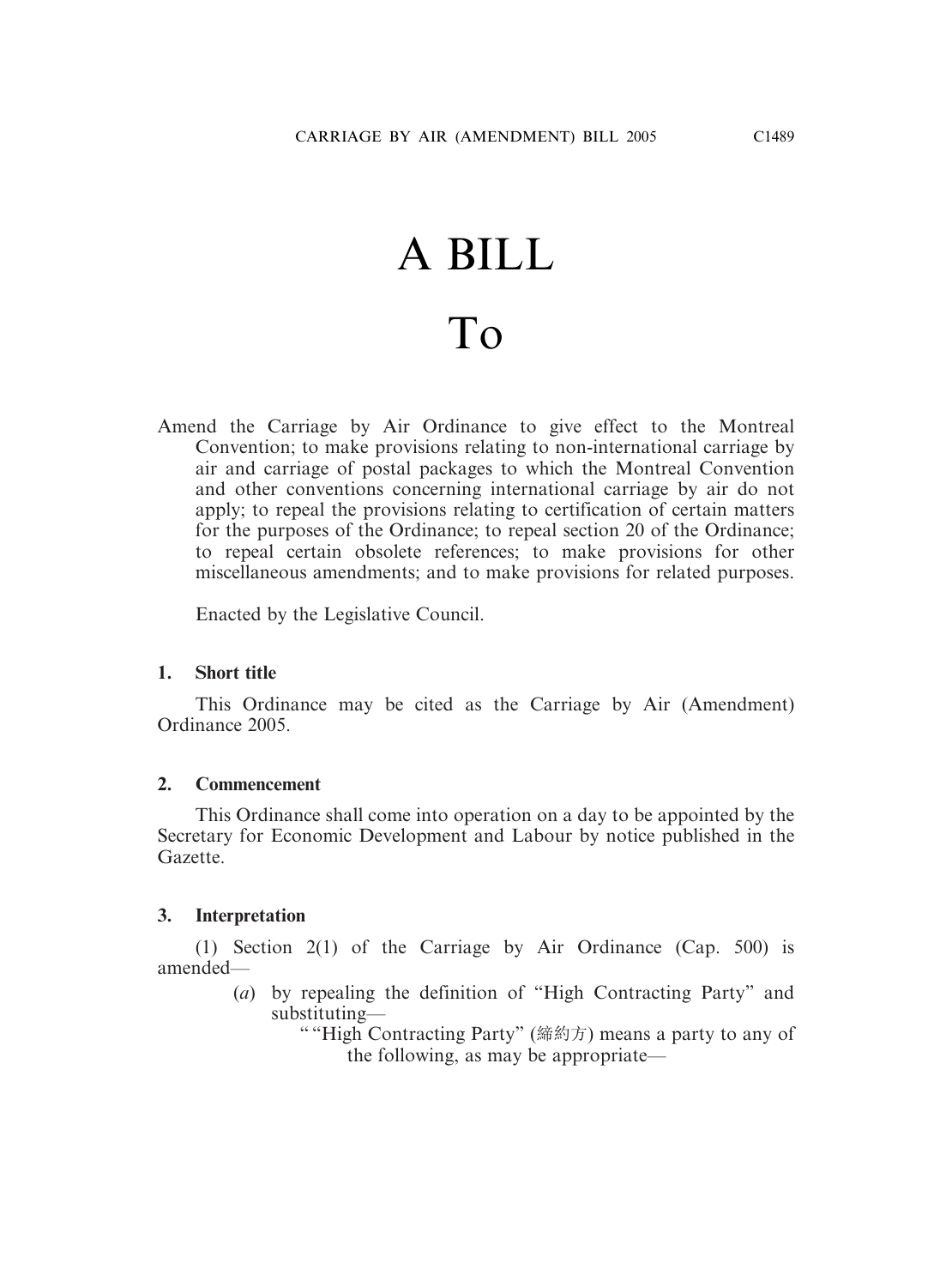# A BILL

# To

Amend the Carriage by Air Ordinance to give effect to the Montreal Convention; to make provisions relating to non-international carriage by air and carriage of postal packages to which the Montreal Convention and other conventions concerning international carriage by air do not apply; to repeal the provisions relating to certification of certain matters for the purposes of the Ordinance; to repeal section 20 of the Ordinance; to repeal certain obsolete references; to make provisions for other miscellaneous amendments; and to make provisions for related purposes.

Enacted by the Legislative Council.

**1. Short title**

This Ordinance may be cited as the Carriage by Air (Amendment) Ordinance 2005.

**2. Commencement**

This Ordinance shall come into operation on a day to be appointed by the Secretary for Economic Development and Labour by notice published in the Gazette.

**3. Interpretation**

(1) Section 2(1) of the Carriage by Air Ordinance (Cap. 500) is amended—

(*a*) by repealing the definition of "High Contracting Party" and substituting—

" "High Contracting Party" (締約方) means a party to any of the following, as may be appropriate—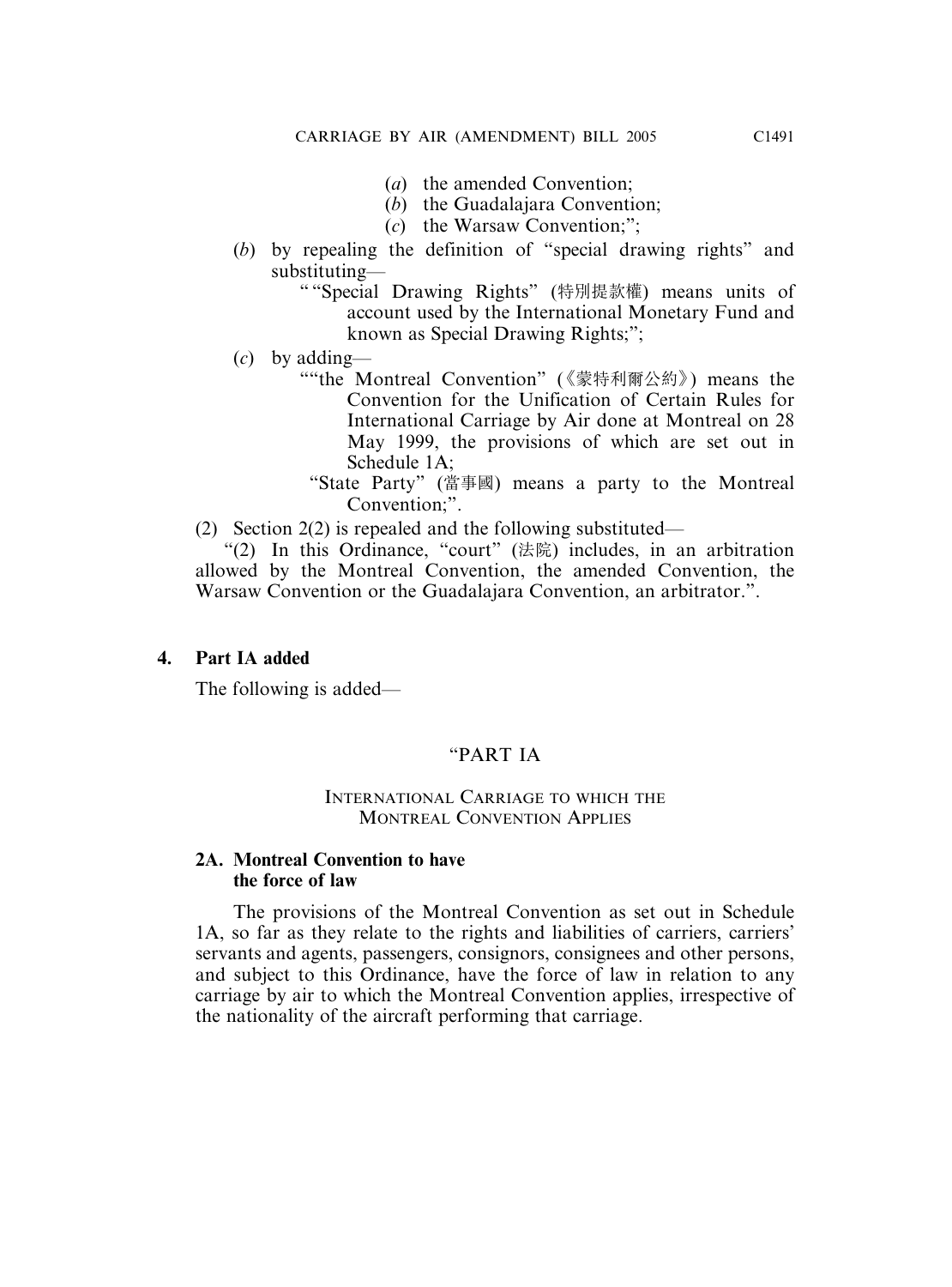(*a*) the amended Convention;

(*b*) the Guadalajara Convention;

(*c*) the Warsaw Convention;";

(*b*) by repealing the definition of "special drawing rights" and substituting—

""Special Drawing Rights" (特別提款權) means units of account used by the International Monetary Fund and known as Special Drawing Rights;";

(*c*) by adding—

""the Montreal Convention" (《蒙特利爾公約》) means the Convention for the Unification of Certain Rules for International Carriage by Air done at Montreal on 28 May 1999, the provisions of which are set out in Schedule 1A;

"State Party" (當事國) means a party to the Montreal Convention;".

(2) Section 2(2) is repealed and the following substituted—

"(2) In this Ordinance, "court" (法院) includes, in an arbitration allowed by the Montreal Convention, the amended Convention, the Warsaw Convention or the Guadalajara Convention, an arbitrator.".

**4. Part IA added**

The following is added—

"PART IA

INTERNATIONAL CARRIAGE TO WHICH THE MONTREAL CONVENTION APPLIES

**2A. Montreal Convention to have the force of law**

The provisions of the Montreal Convention as set out in Schedule 1A, so far as they relate to the rights and liabilities of carriers, carriers' servants and agents, passengers, consignors, consignees and other persons, and subject to this Ordinance, have the force of law in relation to any carriage by air to which the Montreal Convention applies, irrespective of the nationality of the aircraft performing that carriage.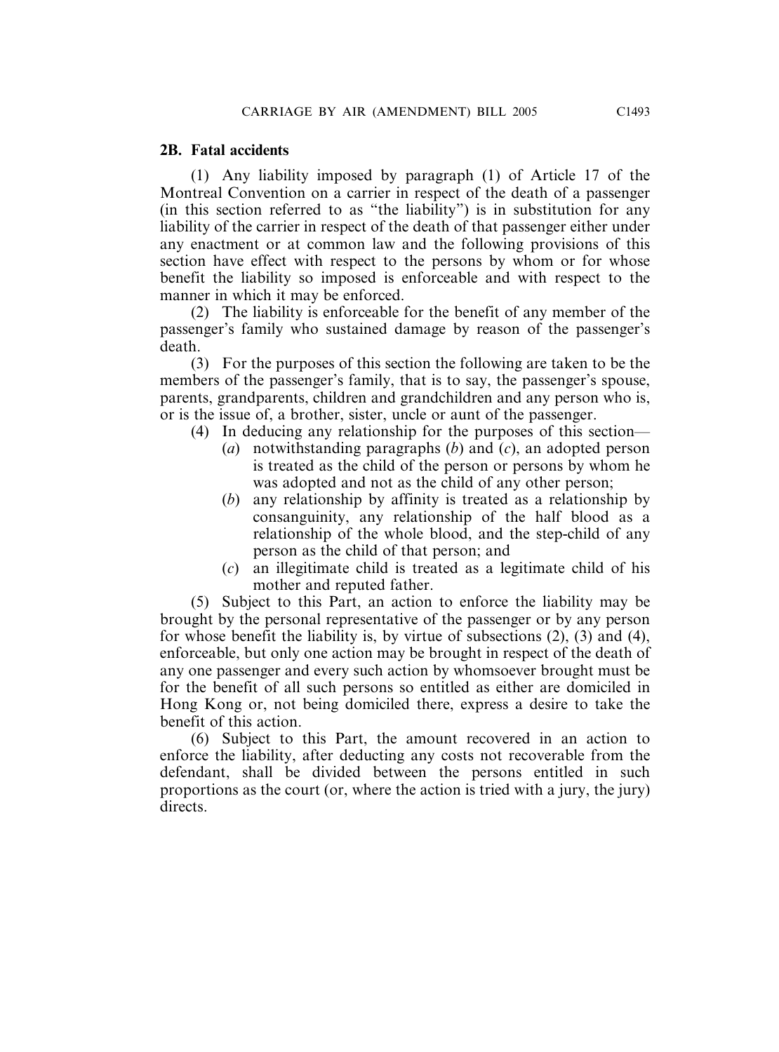**2B. Fatal accidents**

(1) Any liability imposed by paragraph (1) of Article 17 of the Montreal Convention on a carrier in respect of the death of a passenger (in this section referred to as "the liability") is in substitution for any liability of the carrier in respect of the death of that passenger either under any enactment or at common law and the following provisions of this section have effect with respect to the persons by whom or for whose benefit the liability so imposed is enforceable and with respect to the manner in which it may be enforced.

(2) The liability is enforceable for the benefit of any member of the passenger's family who sustained damage by reason of the passenger's death.

(3) For the purposes of this section the following are taken to be the members of the passenger's family, that is to say, the passenger's spouse, parents, grandparents, children and grandchildren and any person who is, or is the issue of, a brother, sister, uncle or aunt of the passenger.

(4) In deducing any relationship for the purposes of this section—

(*a*) notwithstanding paragraphs (*b*) and (*c*), an adopted person is treated as the child of the person or persons by whom he was adopted and not as the child of any other person;

(*b*) any relationship by affinity is treated as a relationship by consanguinity, any relationship of the half blood as a relationship of the whole blood, and the step-child of any person as the child of that person; and

(*c*) an illegitimate child is treated as a legitimate child of his mother and reputed father.

(5) Subject to this Part, an action to enforce the liability may be brought by the personal representative of the passenger or by any person for whose benefit the liability is, by virtue of subsections (2), (3) and (4), enforceable, but only one action may be brought in respect of the death of any one passenger and every such action by whomsoever brought must be for the benefit of all such persons so entitled as either are domiciled in Hong Kong or, not being domiciled there, express a desire to take the benefit of this action.

(6) Subject to this Part, the amount recovered in an action to enforce the liability, after deducting any costs not recoverable from the defendant, shall be divided between the persons entitled in such proportions as the court (or, where the action is tried with a jury, the jury) directs.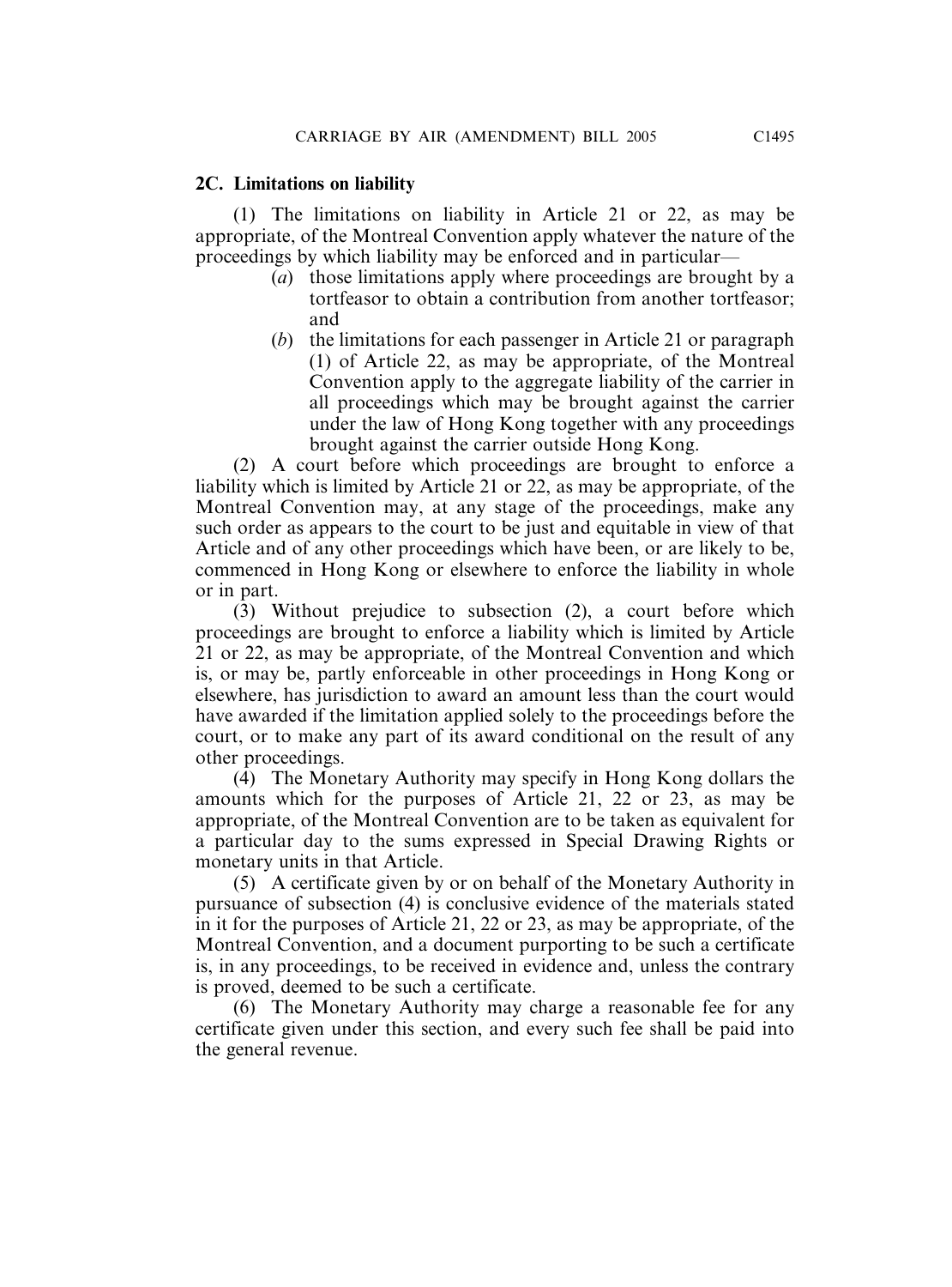**2C. Limitations on liability**

(1) The limitations on liability in Article 21 or 22, as may be appropriate, of the Montreal Convention apply whatever the nature of the proceedings by which liability may be enforced and in particular—

- (*a*) those limitations apply where proceedings are brought by a tortfeasor to obtain a contribution from another tortfeasor; and
- (*b*) the limitations for each passenger in Article 21 or paragraph (1) of Article 22, as may be appropriate, of the Montreal Convention apply to the aggregate liability of the carrier in all proceedings which may be brought against the carrier under the law of Hong Kong together with any proceedings brought against the carrier outside Hong Kong.

(2) A court before which proceedings are brought to enforce a liability which is limited by Article 21 or 22, as may be appropriate, of the Montreal Convention may, at any stage of the proceedings, make any such order as appears to the court to be just and equitable in view of that Article and of any other proceedings which have been, or are likely to be, commenced in Hong Kong or elsewhere to enforce the liability in whole or in part.

(3) Without prejudice to subsection (2), a court before which proceedings are brought to enforce a liability which is limited by Article 21 or 22, as may be appropriate, of the Montreal Convention and which is, or may be, partly enforceable in other proceedings in Hong Kong or elsewhere, has jurisdiction to award an amount less than the court would have awarded if the limitation applied solely to the proceedings before the court, or to make any part of its award conditional on the result of any other proceedings.

(4) The Monetary Authority may specify in Hong Kong dollars the amounts which for the purposes of Article 21, 22 or 23, as may be appropriate, of the Montreal Convention are to be taken as equivalent for a particular day to the sums expressed in Special Drawing Rights or monetary units in that Article.

(5) A certificate given by or on behalf of the Monetary Authority in pursuance of subsection (4) is conclusive evidence of the materials stated in it for the purposes of Article 21, 22 or 23, as may be appropriate, of the Montreal Convention, and a document purporting to be such a certificate is, in any proceedings, to be received in evidence and, unless the contrary is proved, deemed to be such a certificate.

(6) The Monetary Authority may charge a reasonable fee for any certificate given under this section, and every such fee shall be paid into the general revenue.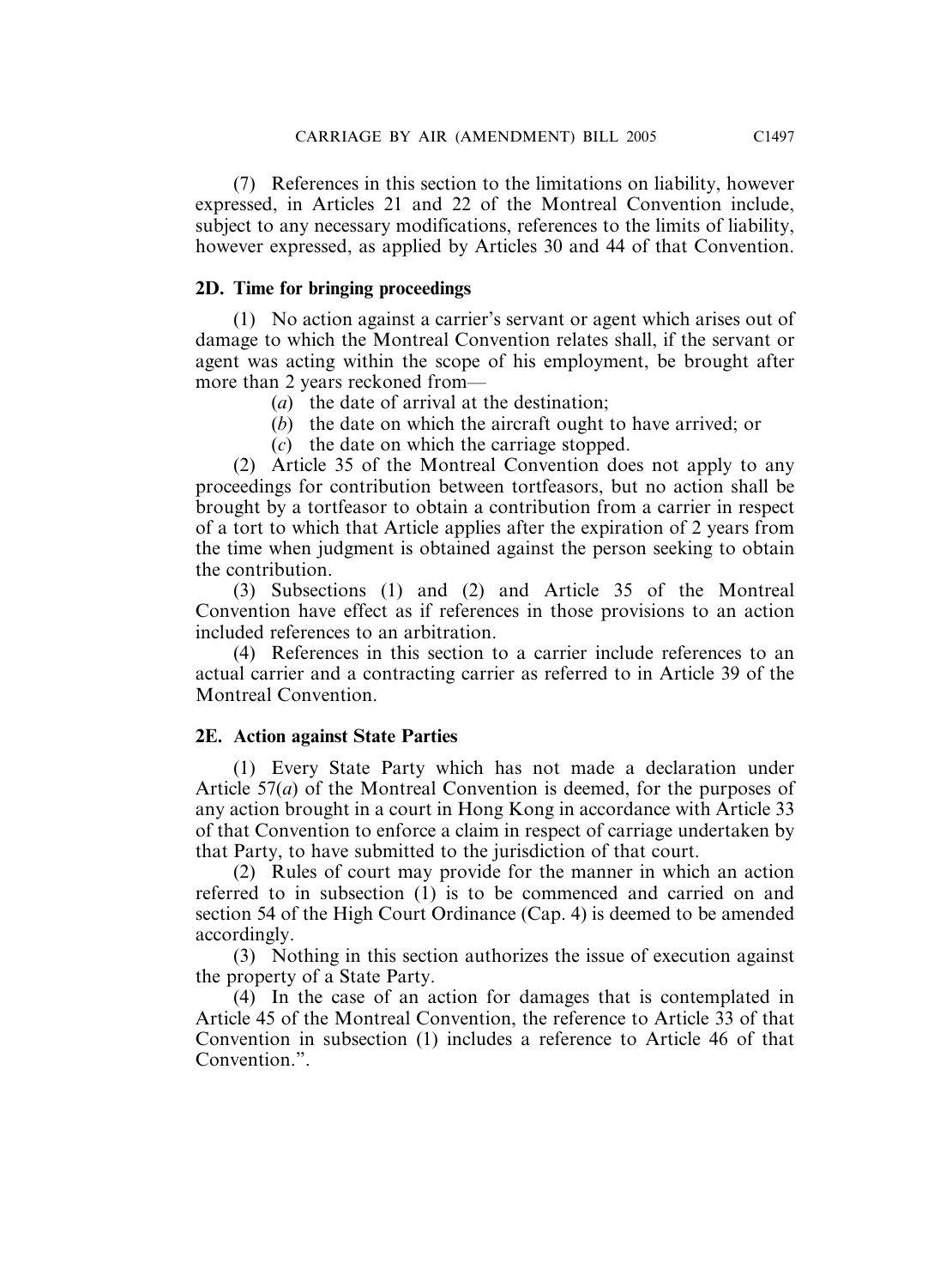(7) References in this section to the limitations on liability, however expressed, in Articles 21 and 22 of the Montreal Convention include, subject to any necessary modifications, references to the limits of liability, however expressed, as applied by Articles 30 and 44 of that Convention.

**2D. Time for bringing proceedings**

(1) No action against a carrier's servant or agent which arises out of damage to which the Montreal Convention relates shall, if the servant or agent was acting within the scope of his employment, be brought after more than 2 years reckoned from—

(*a*) the date of arrival at the destination;

(*b*) the date on which the aircraft ought to have arrived; or

(*c*) the date on which the carriage stopped.

(2) Article 35 of the Montreal Convention does not apply to any proceedings for contribution between tortfeasors, but no action shall be brought by a tortfeasor to obtain a contribution from a carrier in respect of a tort to which that Article applies after the expiration of 2 years from the time when judgment is obtained against the person seeking to obtain the contribution.

(3) Subsections (1) and (2) and Article 35 of the Montreal Convention have effect as if references in those provisions to an action included references to an arbitration.

(4) References in this section to a carrier include references to an actual carrier and a contracting carrier as referred to in Article 39 of the Montreal Convention.

**2E. Action against State Parties**

(1) Every State Party which has not made a declaration under Article 57(*a*) of the Montreal Convention is deemed, for the purposes of any action brought in a court in Hong Kong in accordance with Article 33 of that Convention to enforce a claim in respect of carriage undertaken by that Party, to have submitted to the jurisdiction of that court.

(2) Rules of court may provide for the manner in which an action referred to in subsection (1) is to be commenced and carried on and section 54 of the High Court Ordinance (Cap. 4) is deemed to be amended accordingly.

(3) Nothing in this section authorizes the issue of execution against the property of a State Party.

(4) In the case of an action for damages that is contemplated in Article 45 of the Montreal Convention, the reference to Article 33 of that Convention in subsection (1) includes a reference to Article 46 of that Convention.".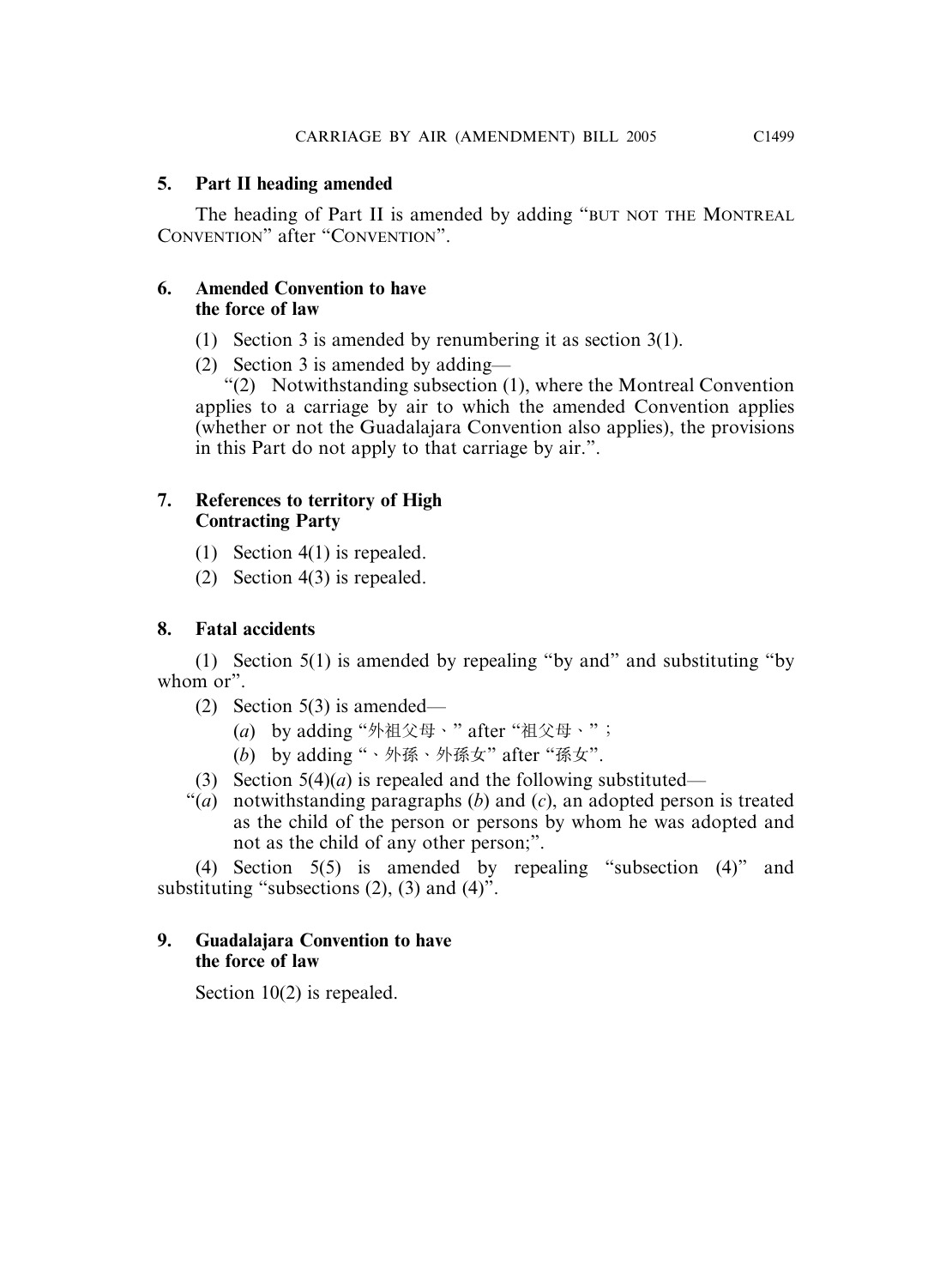**5. Part II heading amended**

The heading of Part II is amended by adding "BUT NOT THE MONTREAL CONVENTION" after "CONVENTION".

**6. Amended Convention to have the force of law**

(1) Section 3 is amended by renumbering it as section 3(1).

(2) Section 3 is amended by adding—

"(2) Notwithstanding subsection (1), where the Montreal Convention applies to a carriage by air to which the amended Convention applies (whether or not the Guadalajara Convention also applies), the provisions in this Part do not apply to that carriage by air.".

**7. References to territory of High Contracting Party**

(1) Section 4(1) is repealed.

(2) Section 4(3) is repealed.

**8. Fatal accidents**

(1) Section 5(1) is amended by repealing "by and" and substituting "by whom or".

(2) Section 5(3) is amended—

(*a*) by adding "外祖父母、" after "祖父母、";

(*b*) by adding "、外孫、外孫女" after "孫女".

(3) Section 5(4)(*a*) is repealed and the following substituted—

"(*a*) notwithstanding paragraphs (*b*) and (*c*), an adopted person is treated as the child of the person or persons by whom he was adopted and not as the child of any other person;".

(4) Section 5(5) is amended by repealing "subsection (4)" and substituting "subsections (2), (3) and (4)".

**9. Guadalajara Convention to have the force of law**

Section 10(2) is repealed.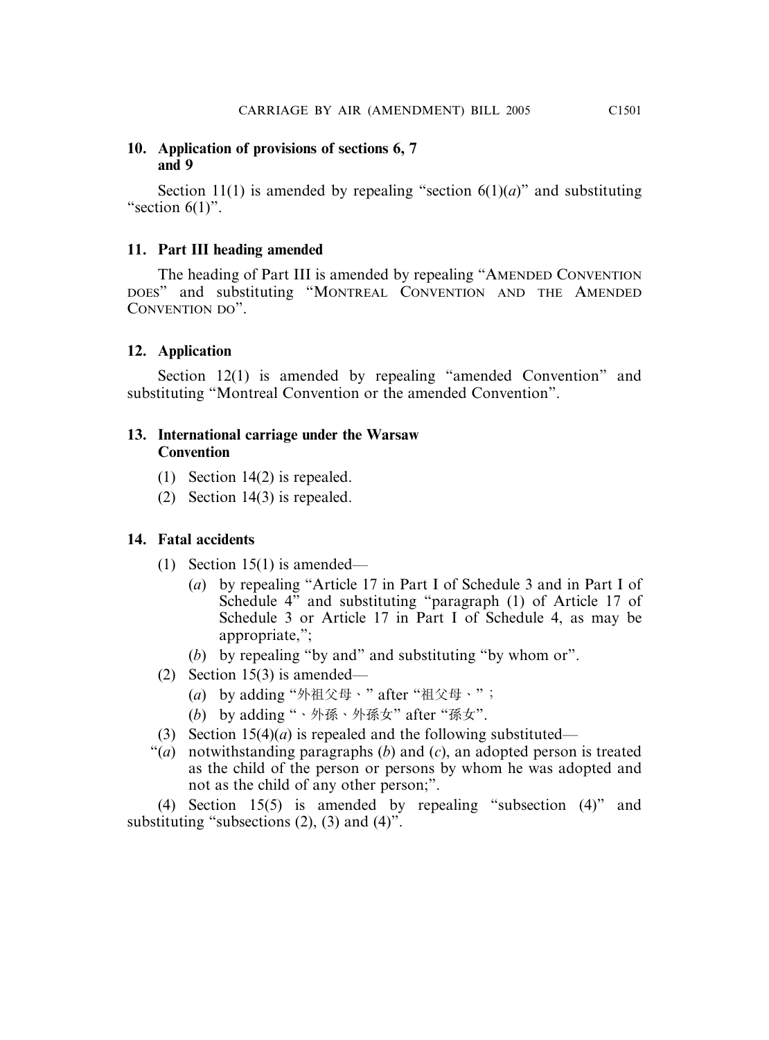**10. Application of provisions of sections 6, 7 and 9**

Section 11(1) is amended by repealing "section 6(1)(*a*)" and substituting "section 6(1)".

**11. Part III heading amended**

The heading of Part III is amended by repealing "AMENDED CONVENTION DOES" and substituting "MONTREAL CONVENTION AND THE AMENDED CONVENTION DO".

**12. Application**

Section 12(1) is amended by repealing "amended Convention" and substituting "Montreal Convention or the amended Convention".

**13. International carriage under the Warsaw Convention**

(1) Section 14(2) is repealed.

(2) Section 14(3) is repealed.

**14. Fatal accidents**

(1) Section 15(1) is amended—

(*a*) by repealing "Article 17 in Part I of Schedule 3 and in Part I of Schedule 4" and substituting "paragraph (1) of Article 17 of Schedule 3 or Article 17 in Part I of Schedule 4, as may be appropriate,";

(*b*) by repealing "by and" and substituting "by whom or".

(2) Section 15(3) is amended—

(*a*) by adding "外祖父母、" after "祖父母、";

(*b*) by adding "、外孫、外孫女" after "孫女".

(3) Section 15(4)(*a*) is repealed and the following substituted—

"(*a*) notwithstanding paragraphs (*b*) and (*c*), an adopted person is treated as the child of the person or persons by whom he was adopted and not as the child of any other person;".

(4) Section 15(5) is amended by repealing "subsection (4)" and substituting "subsections (2), (3) and (4)".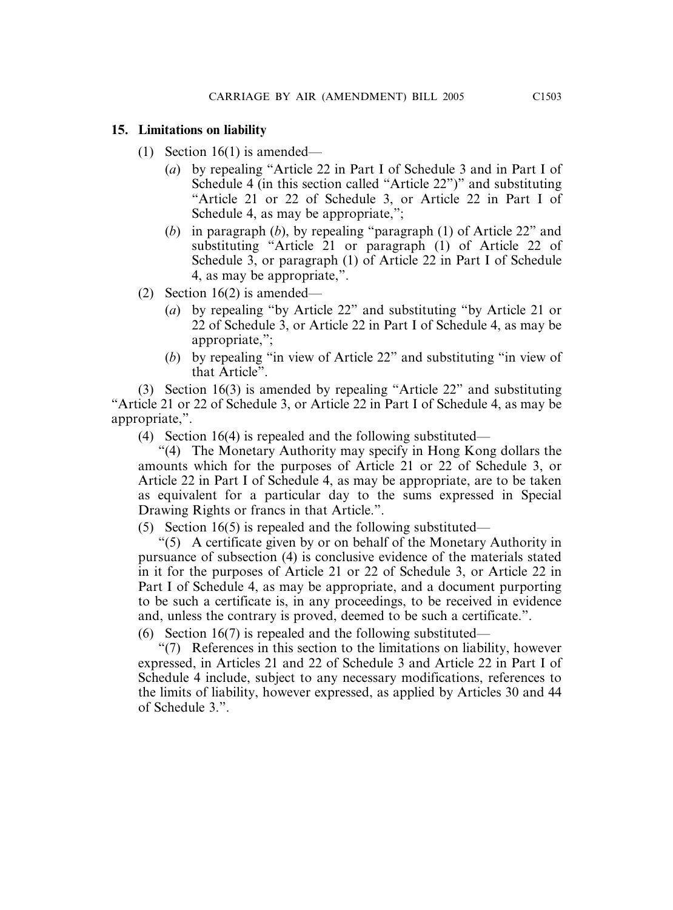## 15. Limitations on liability

(1) Section 16(1) is amended—

(*a*) by repealing "Article 22 in Part I of Schedule 3 and in Part I of Schedule 4 (in this section called "Article 22")" and substituting "Article 21 or 22 of Schedule 3, or Article 22 in Part I of Schedule 4, as may be appropriate,";

(*b*) in paragraph (*b*), by repealing "paragraph (1) of Article 22" and substituting "Article 21 or paragraph (1) of Article 22 of Schedule 3, or paragraph (1) of Article 22 in Part I of Schedule 4, as may be appropriate,".

(2) Section 16(2) is amended—

(*a*) by repealing "by Article 22" and substituting "by Article 21 or 22 of Schedule 3, or Article 22 in Part I of Schedule 4, as may be appropriate,";

(*b*) by repealing "in view of Article 22" and substituting "in view of that Article".

(3) Section 16(3) is amended by repealing "Article 22" and substituting "Article 21 or 22 of Schedule 3, or Article 22 in Part I of Schedule 4, as may be appropriate,".

(4) Section 16(4) is repealed and the following substituted—

"(4) The Monetary Authority may specify in Hong Kong dollars the amounts which for the purposes of Article 21 or 22 of Schedule 3, or Article 22 in Part I of Schedule 4, as may be appropriate, are to be taken as equivalent for a particular day to the sums expressed in Special Drawing Rights or francs in that Article.".

(5) Section 16(5) is repealed and the following substituted—

"(5) A certificate given by or on behalf of the Monetary Authority in pursuance of subsection (4) is conclusive evidence of the materials stated in it for the purposes of Article 21 or 22 of Schedule 3, or Article 22 in Part I of Schedule 4, as may be appropriate, and a document purporting to be such a certificate is, in any proceedings, to be received in evidence and, unless the contrary is proved, deemed to be such a certificate.".

(6) Section 16(7) is repealed and the following substituted—

"(7) References in this section to the limitations on liability, however expressed, in Articles 21 and 22 of Schedule 3 and Article 22 in Part I of Schedule 4 include, subject to any necessary modifications, references to the limits of liability, however expressed, as applied by Articles 30 and 44 of Schedule 3.".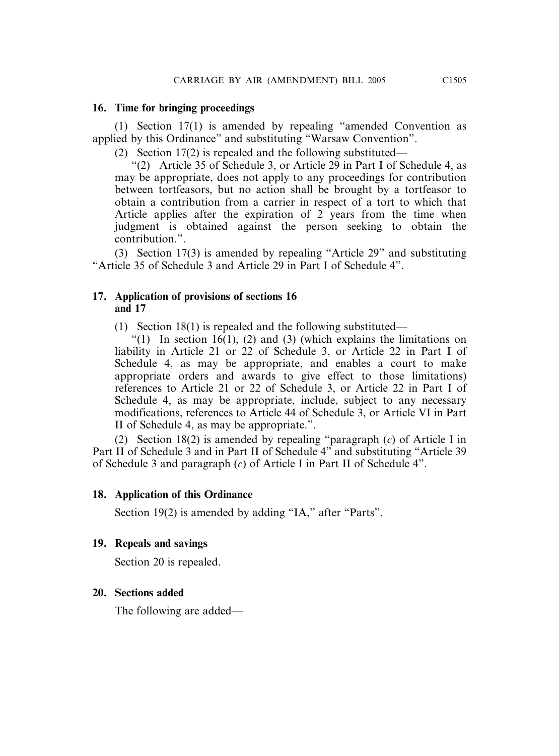**16. Time for bringing proceedings**

(1) Section 17(1) is amended by repealing "amended Convention as applied by this Ordinance" and substituting "Warsaw Convention".

(2) Section 17(2) is repealed and the following substituted—

"(2) Article 35 of Schedule 3, or Article 29 in Part I of Schedule 4, as may be appropriate, does not apply to any proceedings for contribution between tortfeasors, but no action shall be brought by a tortfeasor to obtain a contribution from a carrier in respect of a tort to which that Article applies after the expiration of 2 years from the time when judgment is obtained against the person seeking to obtain the contribution.".

(3) Section 17(3) is amended by repealing "Article 29" and substituting "Article 35 of Schedule 3 and Article 29 in Part I of Schedule 4".

**17. Application of provisions of sections 16 and 17**

(1) Section 18(1) is repealed and the following substituted—

"(1) In section 16(1), (2) and (3) (which explains the limitations on liability in Article 21 or 22 of Schedule 3, or Article 22 in Part I of Schedule 4, as may be appropriate, and enables a court to make appropriate orders and awards to give effect to those limitations) references to Article 21 or 22 of Schedule 3, or Article 22 in Part I of Schedule 4, as may be appropriate, include, subject to any necessary modifications, references to Article 44 of Schedule 3, or Article VI in Part II of Schedule 4, as may be appropriate.".

(2) Section 18(2) is amended by repealing "paragraph (*c*) of Article I in Part II of Schedule 3 and in Part II of Schedule 4" and substituting "Article 39 of Schedule 3 and paragraph (*c*) of Article I in Part II of Schedule 4".

**18. Application of this Ordinance**

Section 19(2) is amended by adding "IA," after "Parts".

**19. Repeals and savings**

Section 20 is repealed.

**20. Sections added**

The following are added—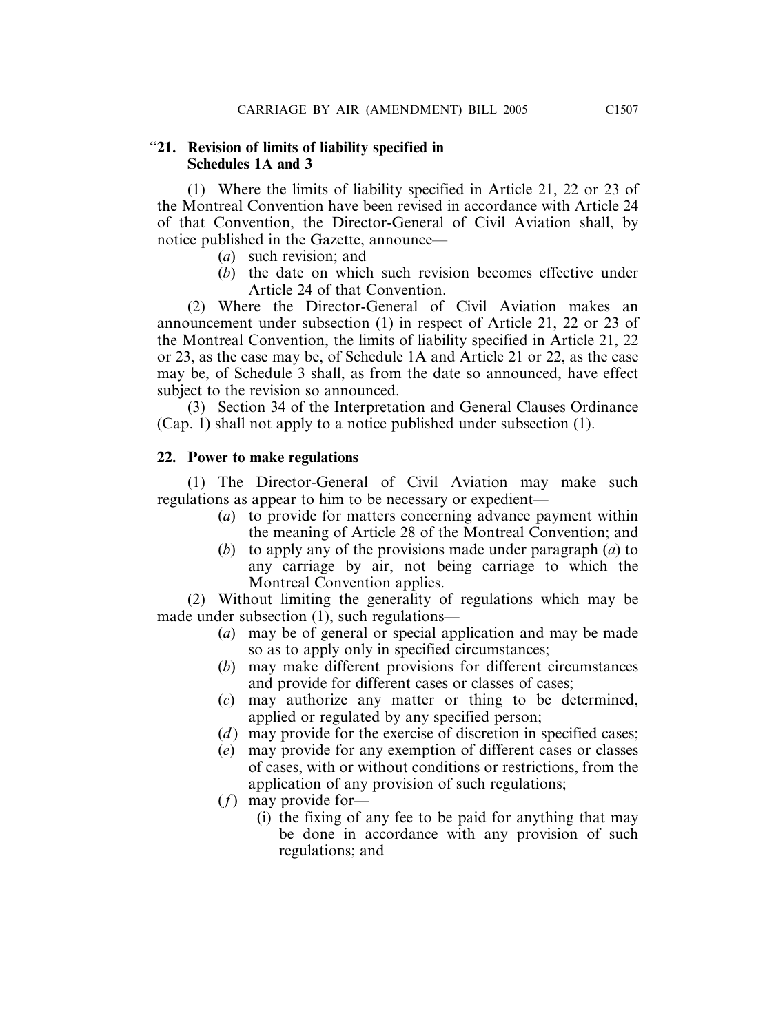"**21. Revision of limits of liability specified in Schedules 1A and 3**

(1) Where the limits of liability specified in Article 21, 22 or 23 of the Montreal Convention have been revised in accordance with Article 24 of that Convention, the Director-General of Civil Aviation shall, by notice published in the Gazette, announce—

(*a*) such revision; and

(*b*) the date on which such revision becomes effective under Article 24 of that Convention.

(2) Where the Director-General of Civil Aviation makes an announcement under subsection (1) in respect of Article 21, 22 or 23 of the Montreal Convention, the limits of liability specified in Article 21, 22 or 23, as the case may be, of Schedule 1A and Article 21 or 22, as the case may be, of Schedule 3 shall, as from the date so announced, have effect subject to the revision so announced.

(3) Section 34 of the Interpretation and General Clauses Ordinance (Cap. 1) shall not apply to a notice published under subsection (1).

**22. Power to make regulations**

(1) The Director-General of Civil Aviation may make such regulations as appear to him to be necessary or expedient—

(*a*) to provide for matters concerning advance payment within the meaning of Article 28 of the Montreal Convention; and

(*b*) to apply any of the provisions made under paragraph (*a*) to any carriage by air, not being carriage to which the Montreal Convention applies.

(2) Without limiting the generality of regulations which may be made under subsection (1), such regulations—

(*a*) may be of general or special application and may be made so as to apply only in specified circumstances;

(*b*) may make different provisions for different circumstances and provide for different cases or classes of cases;

(*c*) may authorize any matter or thing to be determined, applied or regulated by any specified person;

(*d*) may provide for the exercise of discretion in specified cases;

(*e*) may provide for any exemption of different cases or classes of cases, with or without conditions or restrictions, from the application of any provision of such regulations;

(*f*) may provide for—

(i) the fixing of any fee to be paid for anything that may be done in accordance with any provision of such regulations; and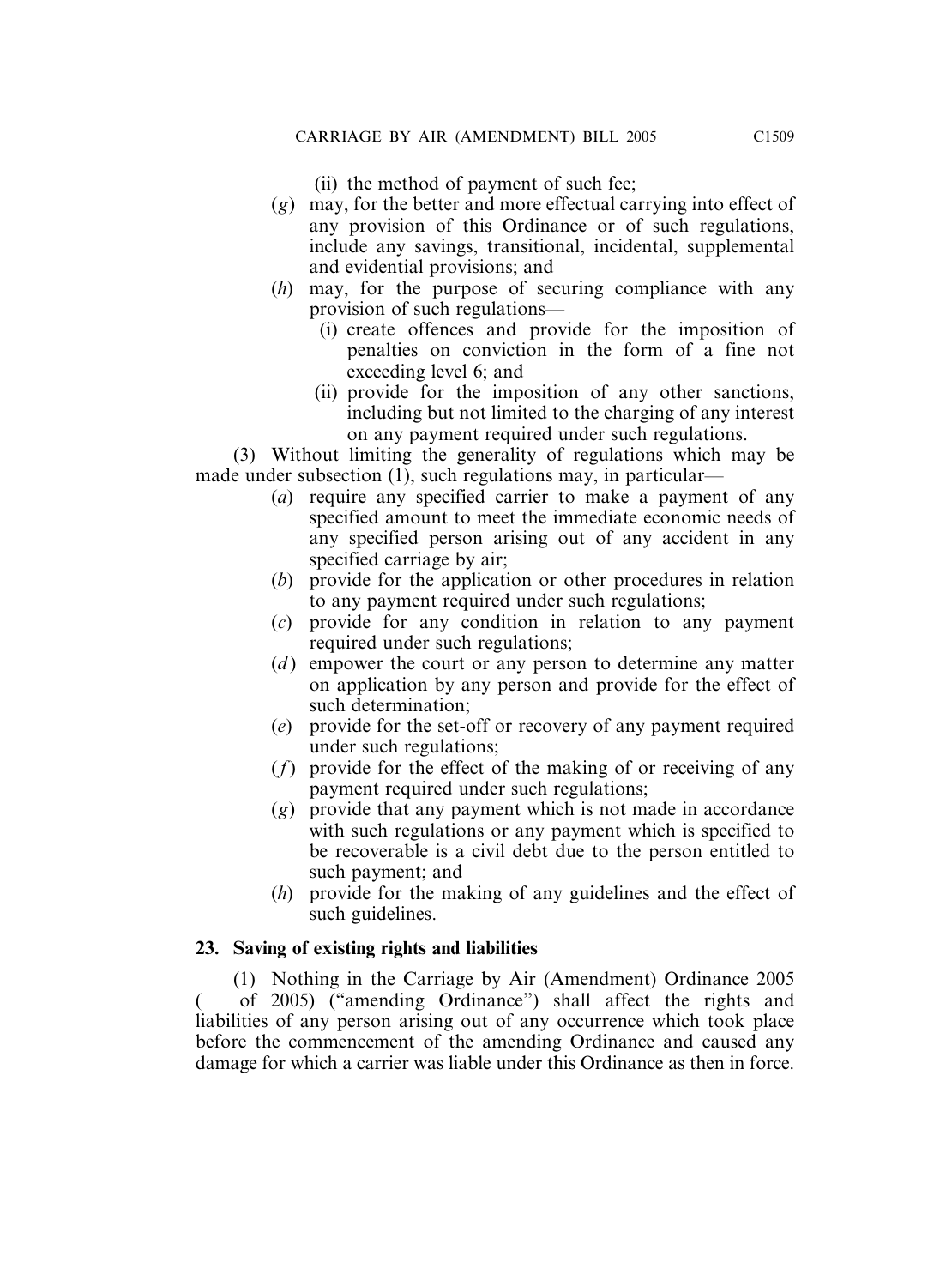(ii) the method of payment of such fee;

(*g*) may, for the better and more effectual carrying into effect of any provision of this Ordinance or of such regulations, include any savings, transitional, incidental, supplemental and evidential provisions; and

(*h*) may, for the purpose of securing compliance with any provision of such regulations—

(i) create offences and provide for the imposition of penalties on conviction in the form of a fine not exceeding level 6; and

(ii) provide for the imposition of any other sanctions, including but not limited to the charging of any interest on any payment required under such regulations.

(3) Without limiting the generality of regulations which may be made under subsection (1), such regulations may, in particular—

(*a*) require any specified carrier to make a payment of any specified amount to meet the immediate economic needs of any specified person arising out of any accident in any specified carriage by air;

(*b*) provide for the application or other procedures in relation to any payment required under such regulations;

(*c*) provide for any condition in relation to any payment required under such regulations;

(*d*) empower the court or any person to determine any matter on application by any person and provide for the effect of such determination;

(*e*) provide for the set-off or recovery of any payment required under such regulations;

(*f*) provide for the effect of the making of or receiving of any payment required under such regulations;

(*g*) provide that any payment which is not made in accordance with such regulations or any payment which is specified to be recoverable is a civil debt due to the person entitled to such payment; and

(*h*) provide for the making of any guidelines and the effect of such guidelines.

**23. Saving of existing rights and liabilities**

(1) Nothing in the Carriage by Air (Amendment) Ordinance 2005 (  of 2005) ("amending Ordinance") shall affect the rights and liabilities of any person arising out of any occurrence which took place before the commencement of the amending Ordinance and caused any damage for which a carrier was liable under this Ordinance as then in force.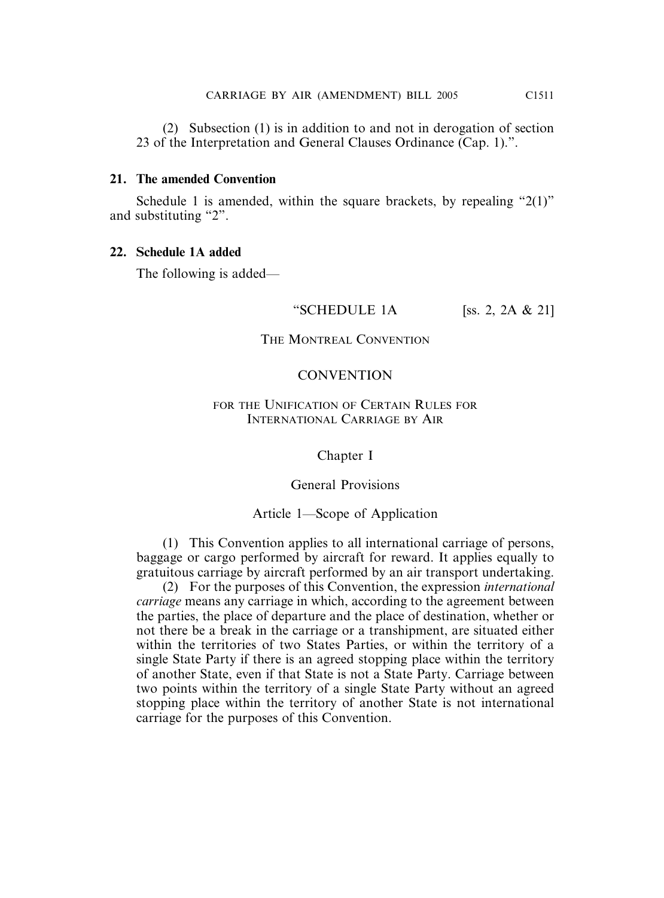(2) Subsection (1) is in addition to and not in derogation of section 23 of the Interpretation and General Clauses Ordinance (Cap. 1).".

**21. The amended Convention**

Schedule 1 is amended, within the square brackets, by repealing "2(1)" and substituting "2".

**22. Schedule 1A added**

The following is added—

"SCHEDULE 1A [ss. 2, 2A & 21]

THE MONTREAL CONVENTION

CONVENTION

FOR THE UNIFICATION OF CERTAIN RULES FOR INTERNATIONAL CARRIAGE BY AIR

Chapter I

General Provisions

Article 1—Scope of Application

(1) This Convention applies to all international carriage of persons, baggage or cargo performed by aircraft for reward. It applies equally to gratuitous carriage by aircraft performed by an air transport undertaking.

(2) For the purposes of this Convention, the expression *international carriage* means any carriage in which, according to the agreement between the parties, the place of departure and the place of destination, whether or not there be a break in the carriage or a transhipment, are situated either within the territories of two States Parties, or within the territory of a single State Party if there is an agreed stopping place within the territory of another State, even if that State is not a State Party. Carriage between two points within the territory of a single State Party without an agreed stopping place within the territory of another State is not international carriage for the purposes of this Convention.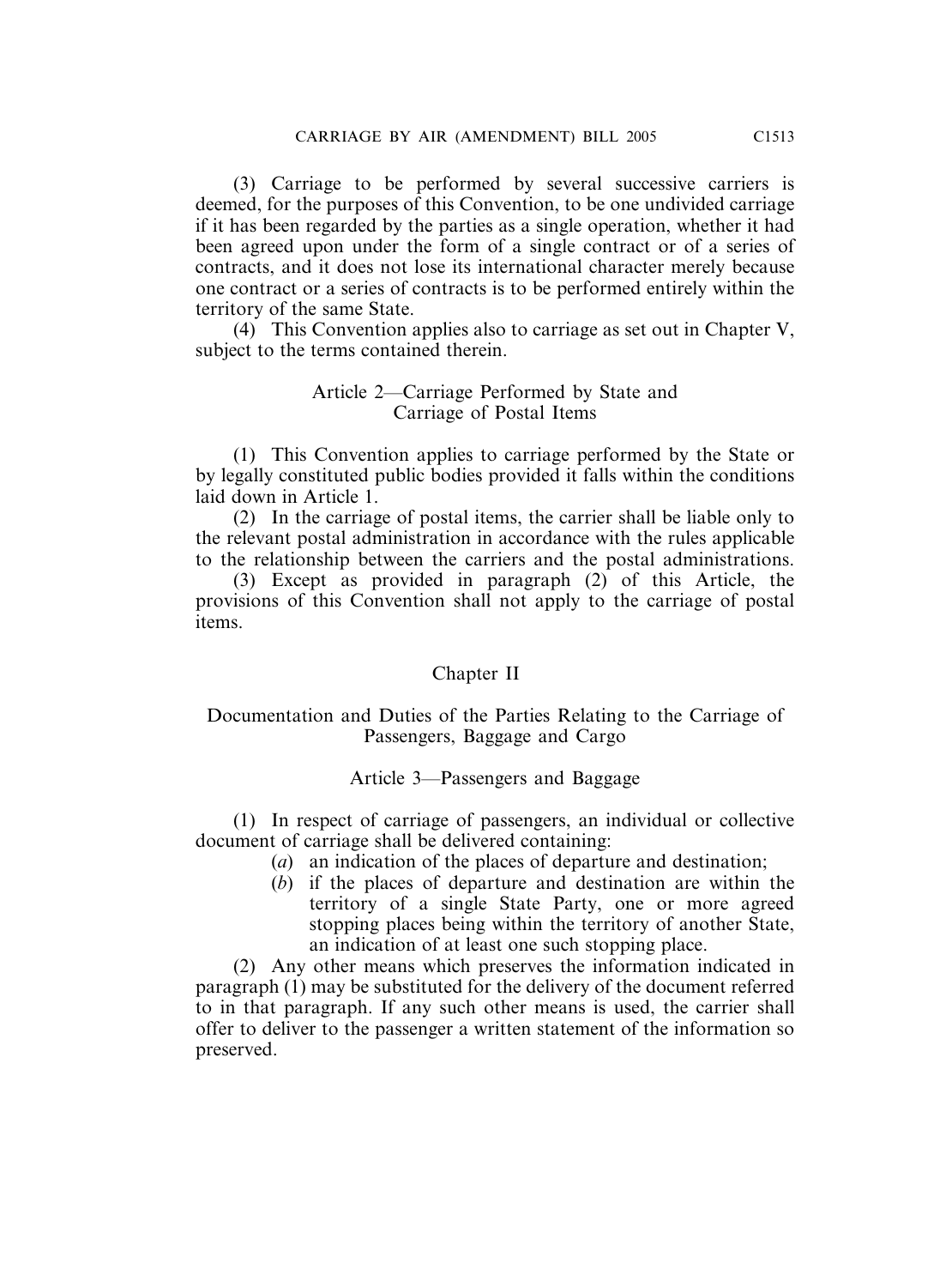(3) Carriage to be performed by several successive carriers is deemed, for the purposes of this Convention, to be one undivided carriage if it has been regarded by the parties as a single operation, whether it had been agreed upon under the form of a single contract or of a series of contracts, and it does not lose its international character merely because one contract or a series of contracts is to be performed entirely within the territory of the same State.

(4) This Convention applies also to carriage as set out in Chapter V, subject to the terms contained therein.

### Article 2—Carriage Performed by State and Carriage of Postal Items

(1) This Convention applies to carriage performed by the State or by legally constituted public bodies provided it falls within the conditions laid down in Article 1.

(2) In the carriage of postal items, the carrier shall be liable only to the relevant postal administration in accordance with the rules applicable to the relationship between the carriers and the postal administrations.

(3) Except as provided in paragraph (2) of this Article, the provisions of this Convention shall not apply to the carriage of postal items.

## Chapter II

## Documentation and Duties of the Parties Relating to the Carriage of Passengers, Baggage and Cargo

### Article 3—Passengers and Baggage

(1) In respect of carriage of passengers, an individual or collective document of carriage shall be delivered containing:

- (*a*) an indication of the places of departure and destination;
- (*b*) if the places of departure and destination are within the territory of a single State Party, one or more agreed stopping places being within the territory of another State, an indication of at least one such stopping place.

(2) Any other means which preserves the information indicated in paragraph (1) may be substituted for the delivery of the document referred to in that paragraph. If any such other means is used, the carrier shall offer to deliver to the passenger a written statement of the information so preserved.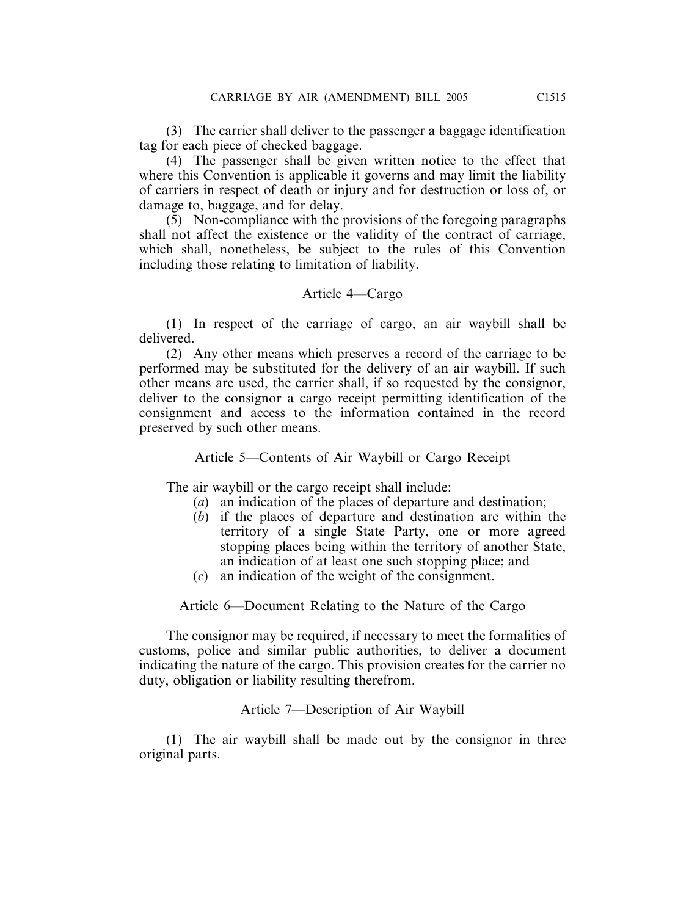(3) The carrier shall deliver to the passenger a baggage identification tag for each piece of checked baggage.

(4) The passenger shall be given written notice to the effect that where this Convention is applicable it governs and may limit the liability of carriers in respect of death or injury and for destruction or loss of, or damage to, baggage, and for delay.

(5) Non-compliance with the provisions of the foregoing paragraphs shall not affect the existence or the validity of the contract of carriage, which shall, nonetheless, be subject to the rules of this Convention including those relating to limitation of liability.

### Article 4—Cargo

(1) In respect of the carriage of cargo, an air waybill shall be delivered.

(2) Any other means which preserves a record of the carriage to be performed may be substituted for the delivery of an air waybill. If such other means are used, the carrier shall, if so requested by the consignor, deliver to the consignor a cargo receipt permitting identification of the consignment and access to the information contained in the record preserved by such other means.

### Article 5—Contents of Air Waybill or Cargo Receipt

The air waybill or the cargo receipt shall include:

(*a*) an indication of the places of departure and destination;

(*b*) if the places of departure and destination are within the territory of a single State Party, one or more agreed stopping places being within the territory of another State, an indication of at least one such stopping place; and

(*c*) an indication of the weight of the consignment.

### Article 6—Document Relating to the Nature of the Cargo

The consignor may be required, if necessary to meet the formalities of customs, police and similar public authorities, to deliver a document indicating the nature of the cargo. This provision creates for the carrier no duty, obligation or liability resulting therefrom.

### Article 7—Description of Air Waybill

(1) The air waybill shall be made out by the consignor in three original parts.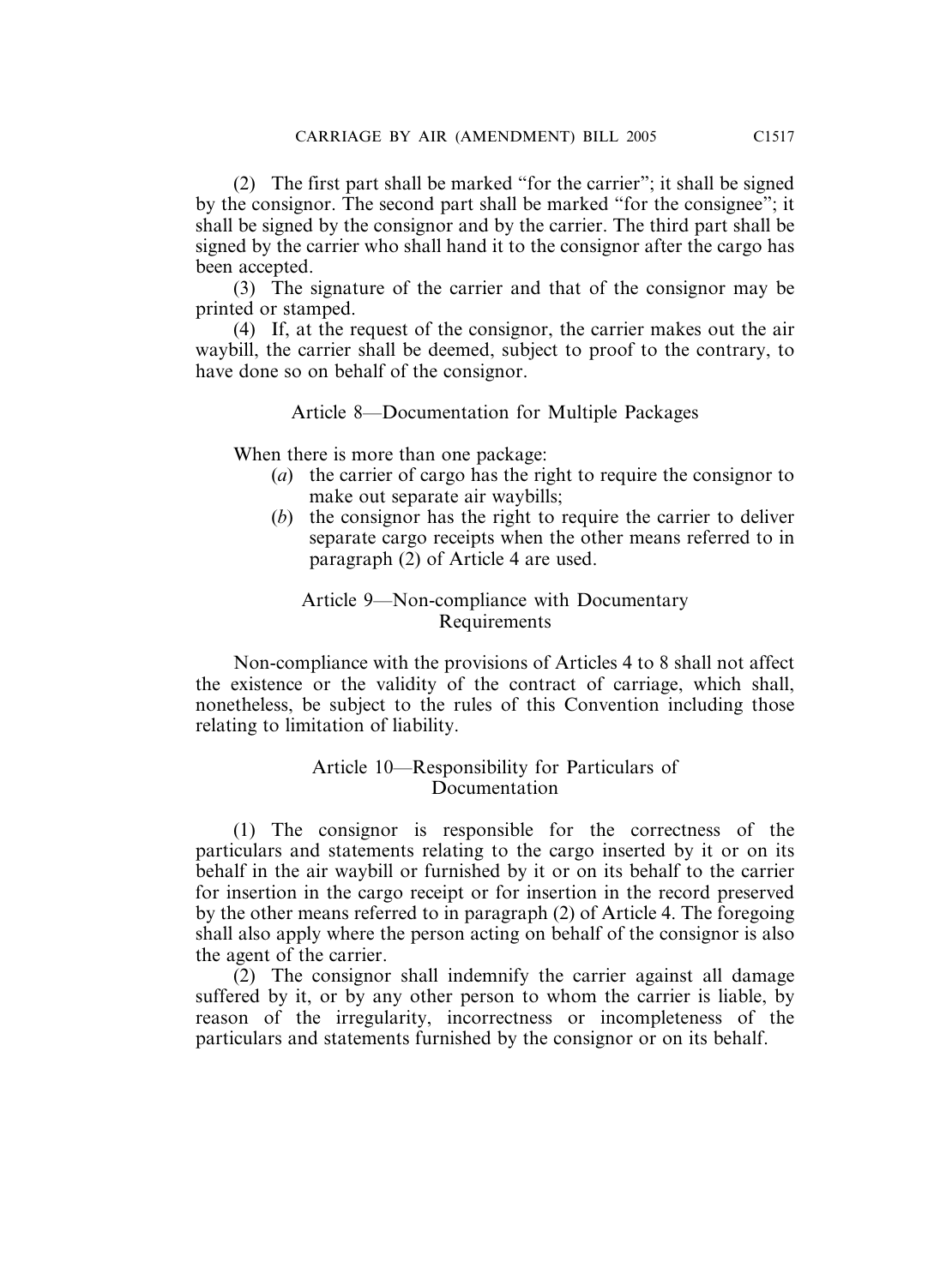(2) The first part shall be marked "for the carrier"; it shall be signed by the consignor. The second part shall be marked "for the consignee"; it shall be signed by the consignor and by the carrier. The third part shall be signed by the carrier who shall hand it to the consignor after the cargo has been accepted.

(3) The signature of the carrier and that of the consignor may be printed or stamped.

(4) If, at the request of the consignor, the carrier makes out the air waybill, the carrier shall be deemed, subject to proof to the contrary, to have done so on behalf of the consignor.

### Article 8—Documentation for Multiple Packages

When there is more than one package:

- (*a*) the carrier of cargo has the right to require the consignor to make out separate air waybills;
- (*b*) the consignor has the right to require the carrier to deliver separate cargo receipts when the other means referred to in paragraph (2) of Article 4 are used.

### Article 9—Non-compliance with Documentary Requirements

Non-compliance with the provisions of Articles 4 to 8 shall not affect the existence or the validity of the contract of carriage, which shall, nonetheless, be subject to the rules of this Convention including those relating to limitation of liability.

### Article 10—Responsibility for Particulars of Documentation

(1) The consignor is responsible for the correctness of the particulars and statements relating to the cargo inserted by it or on its behalf in the air waybill or furnished by it or on its behalf to the carrier for insertion in the cargo receipt or for insertion in the record preserved by the other means referred to in paragraph (2) of Article 4. The foregoing shall also apply where the person acting on behalf of the consignor is also the agent of the carrier.

(2) The consignor shall indemnify the carrier against all damage suffered by it, or by any other person to whom the carrier is liable, by reason of the irregularity, incorrectness or incompleteness of the particulars and statements furnished by the consignor or on its behalf.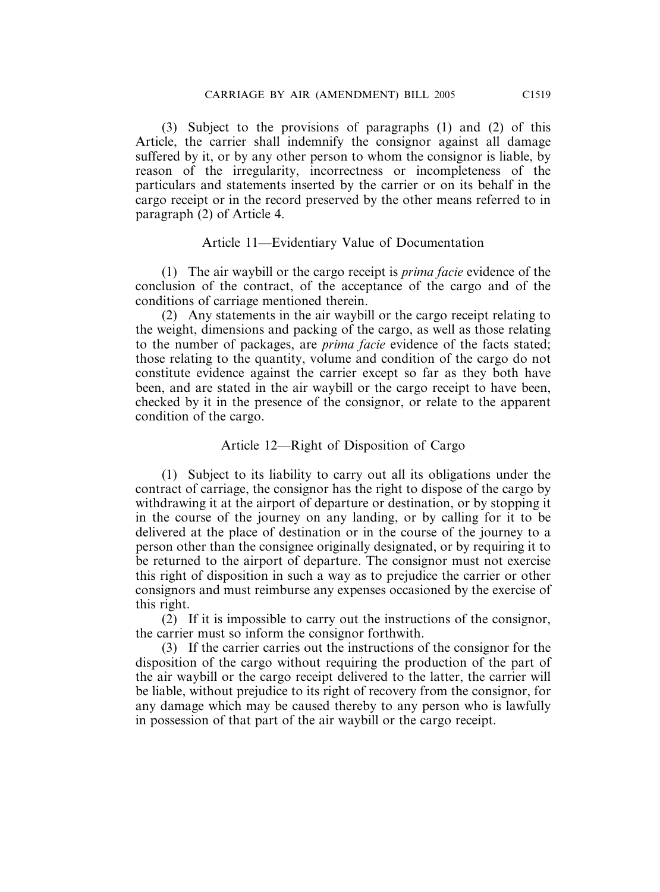(3) Subject to the provisions of paragraphs (1) and (2) of this Article, the carrier shall indemnify the consignor against all damage suffered by it, or by any other person to whom the consignor is liable, by reason of the irregularity, incorrectness or incompleteness of the particulars and statements inserted by the carrier or on its behalf in the cargo receipt or in the record preserved by the other means referred to in paragraph (2) of Article 4.

### Article 11—Evidentiary Value of Documentation

(1) The air waybill or the cargo receipt is *prima facie* evidence of the conclusion of the contract, of the acceptance of the cargo and of the conditions of carriage mentioned therein.

(2) Any statements in the air waybill or the cargo receipt relating to the weight, dimensions and packing of the cargo, as well as those relating to the number of packages, are *prima facie* evidence of the facts stated; those relating to the quantity, volume and condition of the cargo do not constitute evidence against the carrier except so far as they both have been, and are stated in the air waybill or the cargo receipt to have been, checked by it in the presence of the consignor, or relate to the apparent condition of the cargo.

### Article 12—Right of Disposition of Cargo

(1) Subject to its liability to carry out all its obligations under the contract of carriage, the consignor has the right to dispose of the cargo by withdrawing it at the airport of departure or destination, or by stopping it in the course of the journey on any landing, or by calling for it to be delivered at the place of destination or in the course of the journey to a person other than the consignee originally designated, or by requiring it to be returned to the airport of departure. The consignor must not exercise this right of disposition in such a way as to prejudice the carrier or other consignors and must reimburse any expenses occasioned by the exercise of this right.

(2) If it is impossible to carry out the instructions of the consignor, the carrier must so inform the consignor forthwith.

(3) If the carrier carries out the instructions of the consignor for the disposition of the cargo without requiring the production of the part of the air waybill or the cargo receipt delivered to the latter, the carrier will be liable, without prejudice to its right of recovery from the consignor, for any damage which may be caused thereby to any person who is lawfully in possession of that part of the air waybill or the cargo receipt.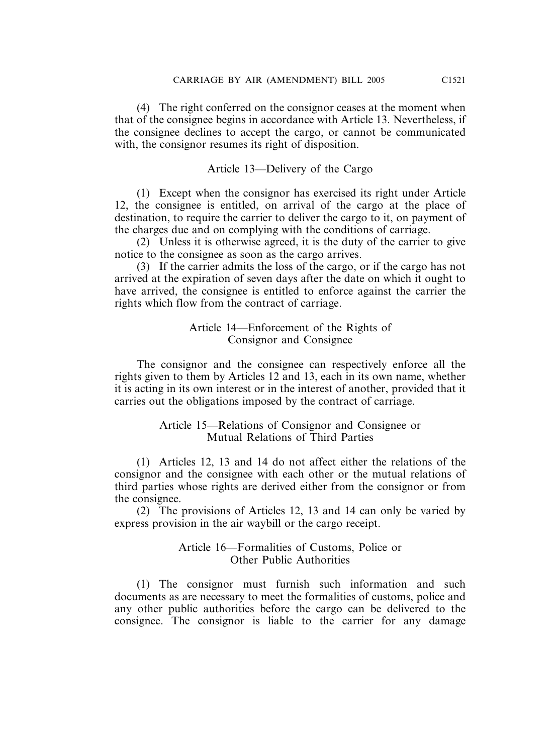(4) The right conferred on the consignor ceases at the moment when that of the consignee begins in accordance with Article 13. Nevertheless, if the consignee declines to accept the cargo, or cannot be communicated with, the consignor resumes its right of disposition.

### Article 13—Delivery of the Cargo

(1) Except when the consignor has exercised its right under Article 12, the consignee is entitled, on arrival of the cargo at the place of destination, to require the carrier to deliver the cargo to it, on payment of the charges due and on complying with the conditions of carriage.

(2) Unless it is otherwise agreed, it is the duty of the carrier to give notice to the consignee as soon as the cargo arrives.

(3) If the carrier admits the loss of the cargo, or if the cargo has not arrived at the expiration of seven days after the date on which it ought to have arrived, the consignee is entitled to enforce against the carrier the rights which flow from the contract of carriage.

### Article 14—Enforcement of the Rights of Consignor and Consignee

The consignor and the consignee can respectively enforce all the rights given to them by Articles 12 and 13, each in its own name, whether it is acting in its own interest or in the interest of another, provided that it carries out the obligations imposed by the contract of carriage.

### Article 15—Relations of Consignor and Consignee or Mutual Relations of Third Parties

(1) Articles 12, 13 and 14 do not affect either the relations of the consignor and the consignee with each other or the mutual relations of third parties whose rights are derived either from the consignor or from the consignee.

(2) The provisions of Articles 12, 13 and 14 can only be varied by express provision in the air waybill or the cargo receipt.

### Article 16—Formalities of Customs, Police or Other Public Authorities

(1) The consignor must furnish such information and such documents as are necessary to meet the formalities of customs, police and any other public authorities before the cargo can be delivered to the consignee. The consignor is liable to the carrier for any damage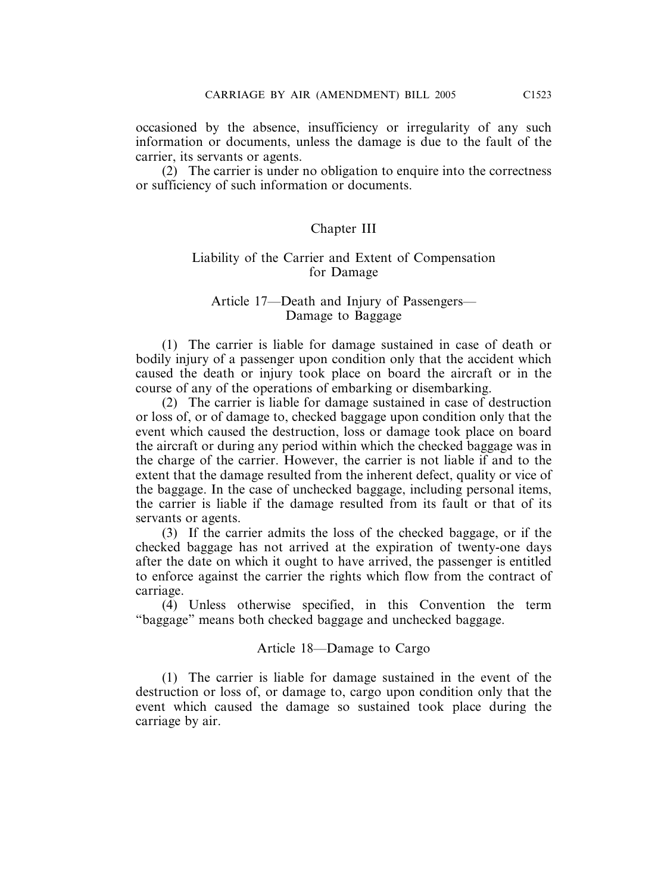occasioned by the absence, insufficiency or irregularity of any such information or documents, unless the damage is due to the fault of the carrier, its servants or agents.

(2) The carrier is under no obligation to enquire into the correctness or sufficiency of such information or documents.

## Chapter III

### Liability of the Carrier and Extent of Compensation for Damage

#### Article 17—Death and Injury of Passengers—Damage to Baggage

(1) The carrier is liable for damage sustained in case of death or bodily injury of a passenger upon condition only that the accident which caused the death or injury took place on board the aircraft or in the course of any of the operations of embarking or disembarking.

(2) The carrier is liable for damage sustained in case of destruction or loss of, or of damage to, checked baggage upon condition only that the event which caused the destruction, loss or damage took place on board the aircraft or during any period within which the checked baggage was in the charge of the carrier. However, the carrier is not liable if and to the extent that the damage resulted from the inherent defect, quality or vice of the baggage. In the case of unchecked baggage, including personal items, the carrier is liable if the damage resulted from its fault or that of its servants or agents.

(3) If the carrier admits the loss of the checked baggage, or if the checked baggage has not arrived at the expiration of twenty-one days after the date on which it ought to have arrived, the passenger is entitled to enforce against the carrier the rights which flow from the contract of carriage.

(4) Unless otherwise specified, in this Convention the term "baggage" means both checked baggage and unchecked baggage.

#### Article 18—Damage to Cargo

(1) The carrier is liable for damage sustained in the event of the destruction or loss of, or damage to, cargo upon condition only that the event which caused the damage so sustained took place during the carriage by air.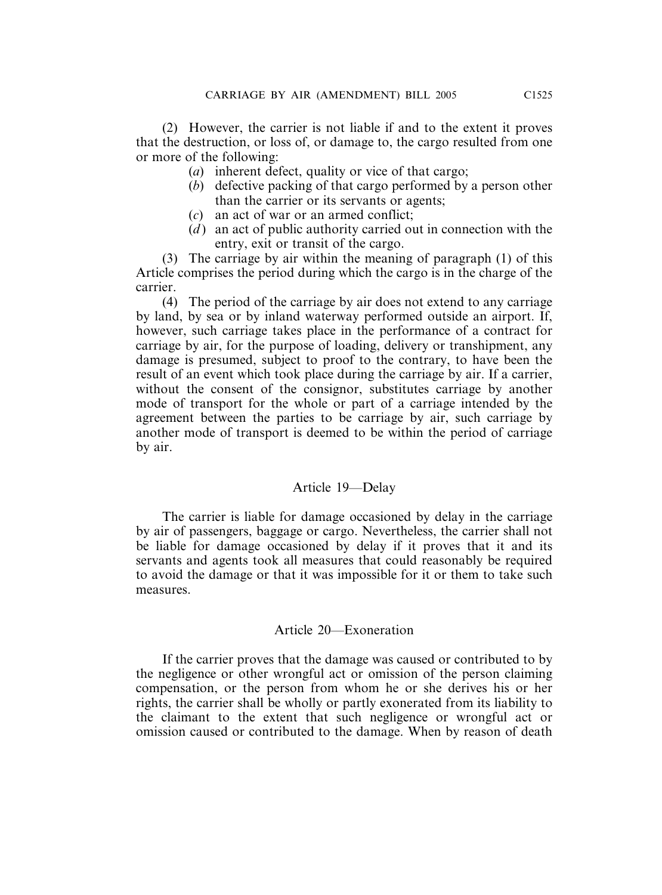(2) However, the carrier is not liable if and to the extent it proves that the destruction, or loss of, or damage to, the cargo resulted from one or more of the following:

(*a*) inherent defect, quality or vice of that cargo;

(*b*) defective packing of that cargo performed by a person other than the carrier or its servants or agents;

(*c*) an act of war or an armed conflict;

(*d*) an act of public authority carried out in connection with the entry, exit or transit of the cargo.

(3) The carriage by air within the meaning of paragraph (1) of this Article comprises the period during which the cargo is in the charge of the carrier.

(4) The period of the carriage by air does not extend to any carriage by land, by sea or by inland waterway performed outside an airport. If, however, such carriage takes place in the performance of a contract for carriage by air, for the purpose of loading, delivery or transhipment, any damage is presumed, subject to proof to the contrary, to have been the result of an event which took place during the carriage by air. If a carrier, without the consent of the consignor, substitutes carriage by another mode of transport for the whole or part of a carriage intended by the agreement between the parties to be carriage by air, such carriage by another mode of transport is deemed to be within the period of carriage by air.

## Article 19—Delay

The carrier is liable for damage occasioned by delay in the carriage by air of passengers, baggage or cargo. Nevertheless, the carrier shall not be liable for damage occasioned by delay if it proves that it and its servants and agents took all measures that could reasonably be required to avoid the damage or that it was impossible for it or them to take such measures.

## Article 20—Exoneration

If the carrier proves that the damage was caused or contributed to by the negligence or other wrongful act or omission of the person claiming compensation, or the person from whom he or she derives his or her rights, the carrier shall be wholly or partly exonerated from its liability to the claimant to the extent that such negligence or wrongful act or omission caused or contributed to the damage. When by reason of death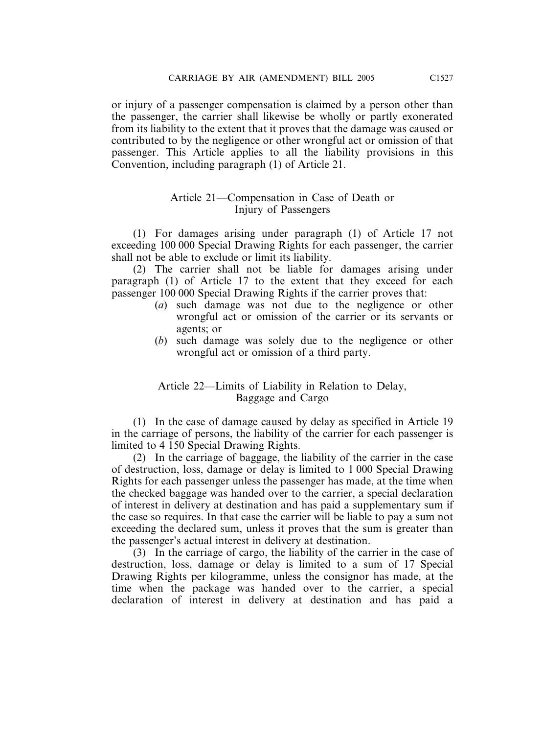or injury of a passenger compensation is claimed by a person other than the passenger, the carrier shall likewise be wholly or partly exonerated from its liability to the extent that it proves that the damage was caused or contributed to by the negligence or other wrongful act or omission of that passenger. This Article applies to all the liability provisions in this Convention, including paragraph (1) of Article 21.

### Article 21—Compensation in Case of Death or Injury of Passengers

(1) For damages arising under paragraph (1) of Article 17 not exceeding 100 000 Special Drawing Rights for each passenger, the carrier shall not be able to exclude or limit its liability.

(2) The carrier shall not be liable for damages arising under paragraph (1) of Article 17 to the extent that they exceed for each passenger 100 000 Special Drawing Rights if the carrier proves that:

- (*a*) such damage was not due to the negligence or other wrongful act or omission of the carrier or its servants or agents; or
- (*b*) such damage was solely due to the negligence or other wrongful act or omission of a third party.

### Article 22—Limits of Liability in Relation to Delay, Baggage and Cargo

(1) In the case of damage caused by delay as specified in Article 19 in the carriage of persons, the liability of the carrier for each passenger is limited to 4 150 Special Drawing Rights.

(2) In the carriage of baggage, the liability of the carrier in the case of destruction, loss, damage or delay is limited to 1 000 Special Drawing Rights for each passenger unless the passenger has made, at the time when the checked baggage was handed over to the carrier, a special declaration of interest in delivery at destination and has paid a supplementary sum if the case so requires. In that case the carrier will be liable to pay a sum not exceeding the declared sum, unless it proves that the sum is greater than the passenger's actual interest in delivery at destination.

(3) In the carriage of cargo, the liability of the carrier in the case of destruction, loss, damage or delay is limited to a sum of 17 Special Drawing Rights per kilogramme, unless the consignor has made, at the time when the package was handed over to the carrier, a special declaration of interest in delivery at destination and has paid a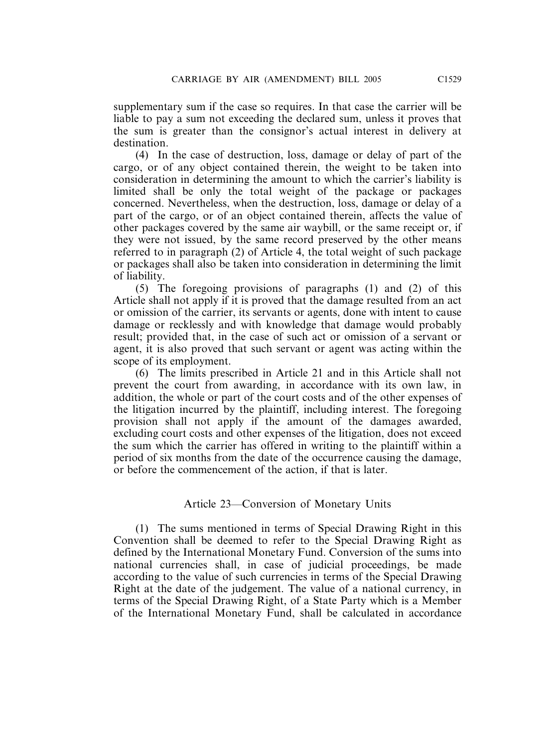supplementary sum if the case so requires. In that case the carrier will be liable to pay a sum not exceeding the declared sum, unless it proves that the sum is greater than the consignor's actual interest in delivery at destination.

(4) In the case of destruction, loss, damage or delay of part of the cargo, or of any object contained therein, the weight to be taken into consideration in determining the amount to which the carrier's liability is limited shall be only the total weight of the package or packages concerned. Nevertheless, when the destruction, loss, damage or delay of a part of the cargo, or of an object contained therein, affects the value of other packages covered by the same air waybill, or the same receipt or, if they were not issued, by the same record preserved by the other means referred to in paragraph (2) of Article 4, the total weight of such package or packages shall also be taken into consideration in determining the limit of liability.

(5) The foregoing provisions of paragraphs (1) and (2) of this Article shall not apply if it is proved that the damage resulted from an act or omission of the carrier, its servants or agents, done with intent to cause damage or recklessly and with knowledge that damage would probably result; provided that, in the case of such act or omission of a servant or agent, it is also proved that such servant or agent was acting within the scope of its employment.

(6) The limits prescribed in Article 21 and in this Article shall not prevent the court from awarding, in accordance with its own law, in addition, the whole or part of the court costs and of the other expenses of the litigation incurred by the plaintiff, including interest. The foregoing provision shall not apply if the amount of the damages awarded, excluding court costs and other expenses of the litigation, does not exceed the sum which the carrier has offered in writing to the plaintiff within a period of six months from the date of the occurrence causing the damage, or before the commencement of the action, if that is later.

## Article 23—Conversion of Monetary Units

(1) The sums mentioned in terms of Special Drawing Right in this Convention shall be deemed to refer to the Special Drawing Right as defined by the International Monetary Fund. Conversion of the sums into national currencies shall, in case of judicial proceedings, be made according to the value of such currencies in terms of the Special Drawing Right at the date of the judgement. The value of a national currency, in terms of the Special Drawing Right, of a State Party which is a Member of the International Monetary Fund, shall be calculated in accordance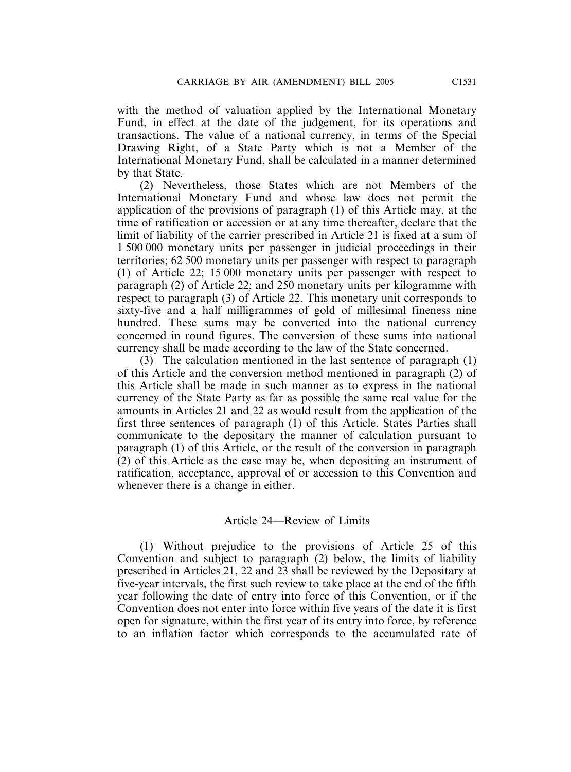with the method of valuation applied by the International Monetary Fund, in effect at the date of the judgement, for its operations and transactions. The value of a national currency, in terms of the Special Drawing Right, of a State Party which is not a Member of the International Monetary Fund, shall be calculated in a manner determined by that State.

(2) Nevertheless, those States which are not Members of the International Monetary Fund and whose law does not permit the application of the provisions of paragraph (1) of this Article may, at the time of ratification or accession or at any time thereafter, declare that the limit of liability of the carrier prescribed in Article 21 is fixed at a sum of 1 500 000 monetary units per passenger in judicial proceedings in their territories; 62 500 monetary units per passenger with respect to paragraph (1) of Article 22; 15 000 monetary units per passenger with respect to paragraph (2) of Article 22; and 250 monetary units per kilogramme with respect to paragraph (3) of Article 22. This monetary unit corresponds to sixty-five and a half milligrammes of gold of millesimal fineness nine hundred. These sums may be converted into the national currency concerned in round figures. The conversion of these sums into national currency shall be made according to the law of the State concerned.

(3) The calculation mentioned in the last sentence of paragraph (1) of this Article and the conversion method mentioned in paragraph (2) of this Article shall be made in such manner as to express in the national currency of the State Party as far as possible the same real value for the amounts in Articles 21 and 22 as would result from the application of the first three sentences of paragraph (1) of this Article. States Parties shall communicate to the depositary the manner of calculation pursuant to paragraph (1) of this Article, or the result of the conversion in paragraph (2) of this Article as the case may be, when depositing an instrument of ratification, acceptance, approval of or accession to this Convention and whenever there is a change in either.

## Article 24—Review of Limits

(1) Without prejudice to the provisions of Article 25 of this Convention and subject to paragraph (2) below, the limits of liability prescribed in Articles 21, 22 and 23 shall be reviewed by the Depositary at five-year intervals, the first such review to take place at the end of the fifth year following the date of entry into force of this Convention, or if the Convention does not enter into force within five years of the date it is first open for signature, within the first year of its entry into force, by reference to an inflation factor which corresponds to the accumulated rate of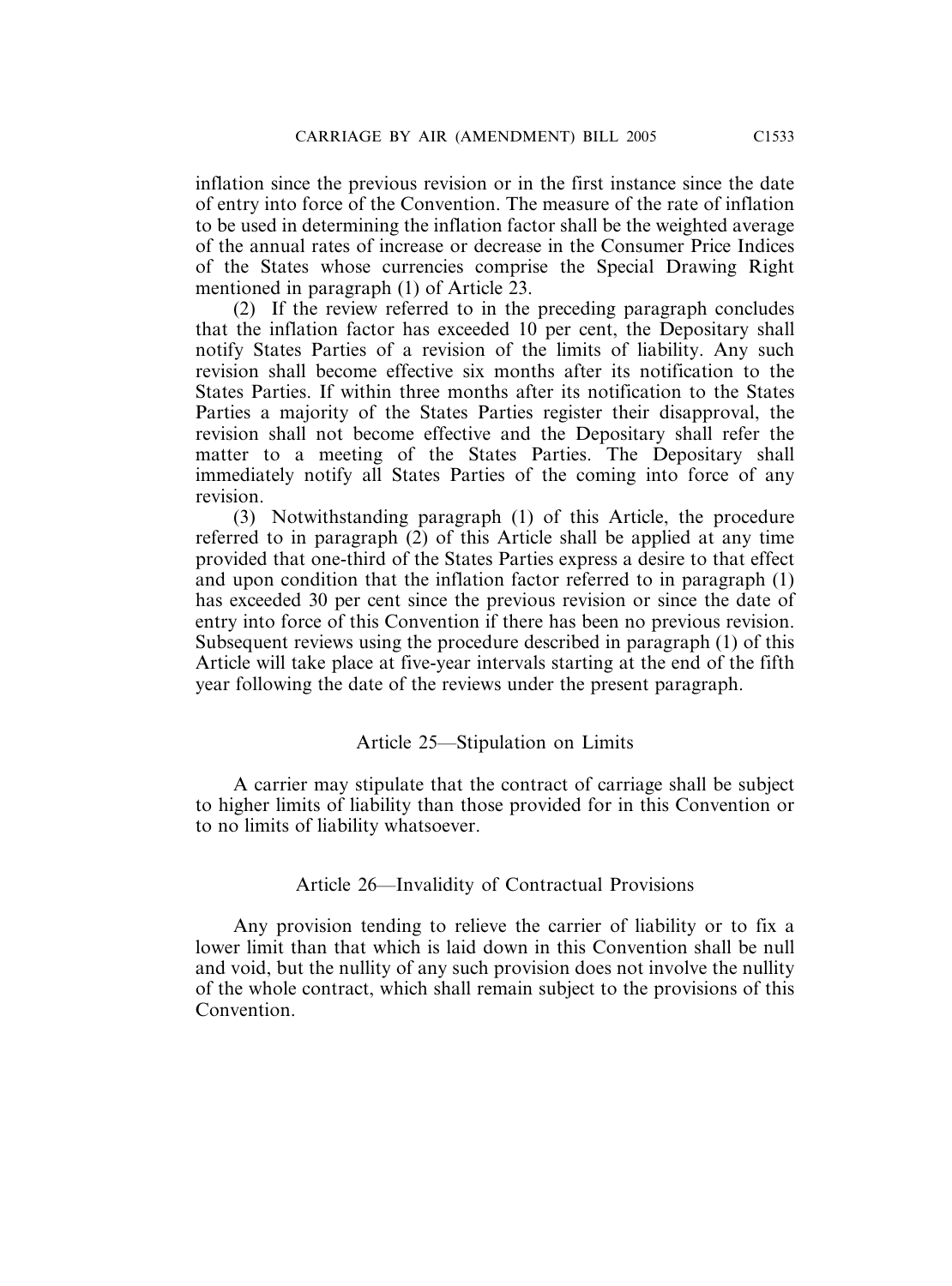inflation since the previous revision or in the first instance since the date of entry into force of the Convention. The measure of the rate of inflation to be used in determining the inflation factor shall be the weighted average of the annual rates of increase or decrease in the Consumer Price Indices of the States whose currencies comprise the Special Drawing Right mentioned in paragraph (1) of Article 23.

(2) If the review referred to in the preceding paragraph concludes that the inflation factor has exceeded 10 per cent, the Depositary shall notify States Parties of a revision of the limits of liability. Any such revision shall become effective six months after its notification to the States Parties. If within three months after its notification to the States Parties a majority of the States Parties register their disapproval, the revision shall not become effective and the Depositary shall refer the matter to a meeting of the States Parties. The Depositary shall immediately notify all States Parties of the coming into force of any revision.

(3) Notwithstanding paragraph (1) of this Article, the procedure referred to in paragraph (2) of this Article shall be applied at any time provided that one-third of the States Parties express a desire to that effect and upon condition that the inflation factor referred to in paragraph (1) has exceeded 30 per cent since the previous revision or since the date of entry into force of this Convention if there has been no previous revision. Subsequent reviews using the procedure described in paragraph (1) of this Article will take place at five-year intervals starting at the end of the fifth year following the date of the reviews under the present paragraph.

### Article 25—Stipulation on Limits

A carrier may stipulate that the contract of carriage shall be subject to higher limits of liability than those provided for in this Convention or to no limits of liability whatsoever.

### Article 26—Invalidity of Contractual Provisions

Any provision tending to relieve the carrier of liability or to fix a lower limit than that which is laid down in this Convention shall be null and void, but the nullity of any such provision does not involve the nullity of the whole contract, which shall remain subject to the provisions of this Convention.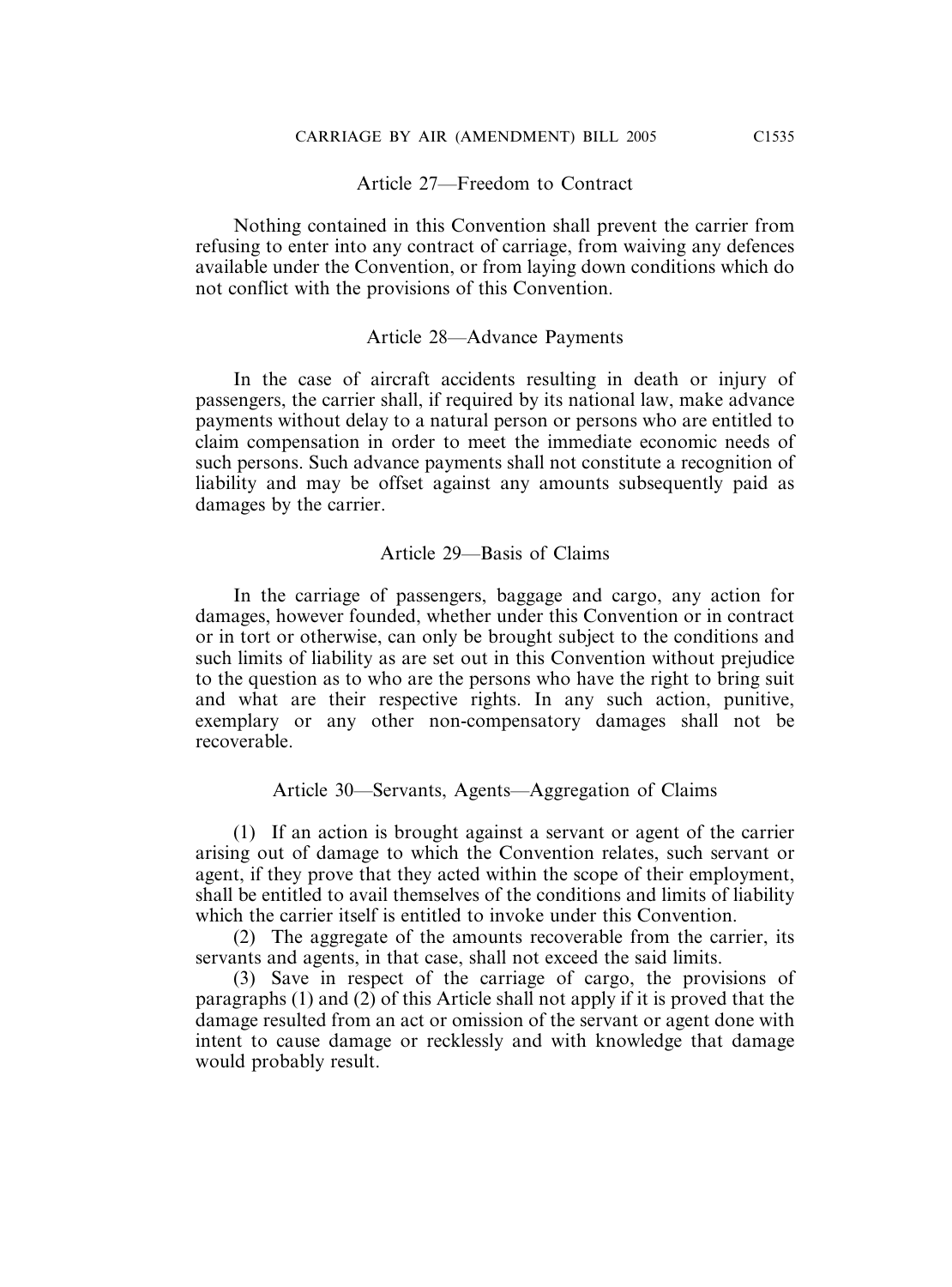### Article 27—Freedom to Contract

Nothing contained in this Convention shall prevent the carrier from refusing to enter into any contract of carriage, from waiving any defences available under the Convention, or from laying down conditions which do not conflict with the provisions of this Convention.

### Article 28—Advance Payments

In the case of aircraft accidents resulting in death or injury of passengers, the carrier shall, if required by its national law, make advance payments without delay to a natural person or persons who are entitled to claim compensation in order to meet the immediate economic needs of such persons. Such advance payments shall not constitute a recognition of liability and may be offset against any amounts subsequently paid as damages by the carrier.

### Article 29—Basis of Claims

In the carriage of passengers, baggage and cargo, any action for damages, however founded, whether under this Convention or in contract or in tort or otherwise, can only be brought subject to the conditions and such limits of liability as are set out in this Convention without prejudice to the question as to who are the persons who have the right to bring suit and what are their respective rights. In any such action, punitive, exemplary or any other non-compensatory damages shall not be recoverable.

### Article 30—Servants, Agents—Aggregation of Claims

(1) If an action is brought against a servant or agent of the carrier arising out of damage to which the Convention relates, such servant or agent, if they prove that they acted within the scope of their employment, shall be entitled to avail themselves of the conditions and limits of liability which the carrier itself is entitled to invoke under this Convention.

(2) The aggregate of the amounts recoverable from the carrier, its servants and agents, in that case, shall not exceed the said limits.

(3) Save in respect of the carriage of cargo, the provisions of paragraphs (1) and (2) of this Article shall not apply if it is proved that the damage resulted from an act or omission of the servant or agent done with intent to cause damage or recklessly and with knowledge that damage would probably result.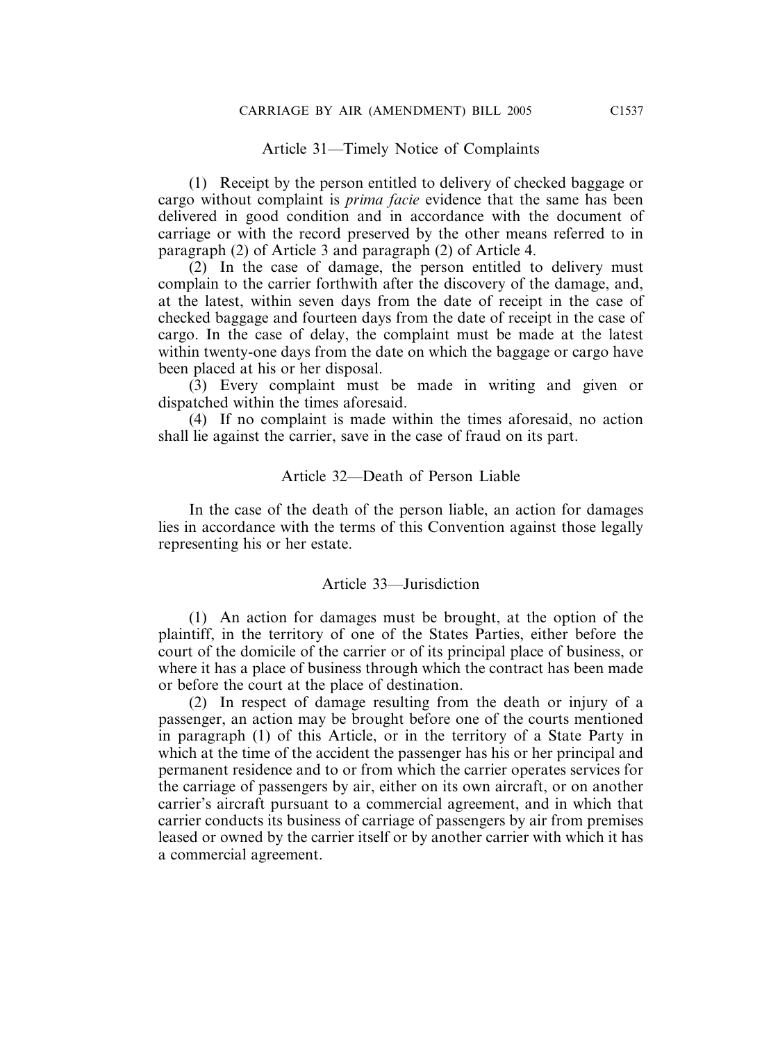### Article 31—Timely Notice of Complaints

(1) Receipt by the person entitled to delivery of checked baggage or cargo without complaint is *prima facie* evidence that the same has been delivered in good condition and in accordance with the document of carriage or with the record preserved by the other means referred to in paragraph (2) of Article 3 and paragraph (2) of Article 4.

(2) In the case of damage, the person entitled to delivery must complain to the carrier forthwith after the discovery of the damage, and, at the latest, within seven days from the date of receipt in the case of checked baggage and fourteen days from the date of receipt in the case of cargo. In the case of delay, the complaint must be made at the latest within twenty-one days from the date on which the baggage or cargo have been placed at his or her disposal.

(3) Every complaint must be made in writing and given or dispatched within the times aforesaid.

(4) If no complaint is made within the times aforesaid, no action shall lie against the carrier, save in the case of fraud on its part.

### Article 32—Death of Person Liable

In the case of the death of the person liable, an action for damages lies in accordance with the terms of this Convention against those legally representing his or her estate.

### Article 33—Jurisdiction

(1) An action for damages must be brought, at the option of the plaintiff, in the territory of one of the States Parties, either before the court of the domicile of the carrier or of its principal place of business, or where it has a place of business through which the contract has been made or before the court at the place of destination.

(2) In respect of damage resulting from the death or injury of a passenger, an action may be brought before one of the courts mentioned in paragraph (1) of this Article, or in the territory of a State Party in which at the time of the accident the passenger has his or her principal and permanent residence and to or from which the carrier operates services for the carriage of passengers by air, either on its own aircraft, or on another carrier's aircraft pursuant to a commercial agreement, and in which that carrier conducts its business of carriage of passengers by air from premises leased or owned by the carrier itself or by another carrier with which it has a commercial agreement.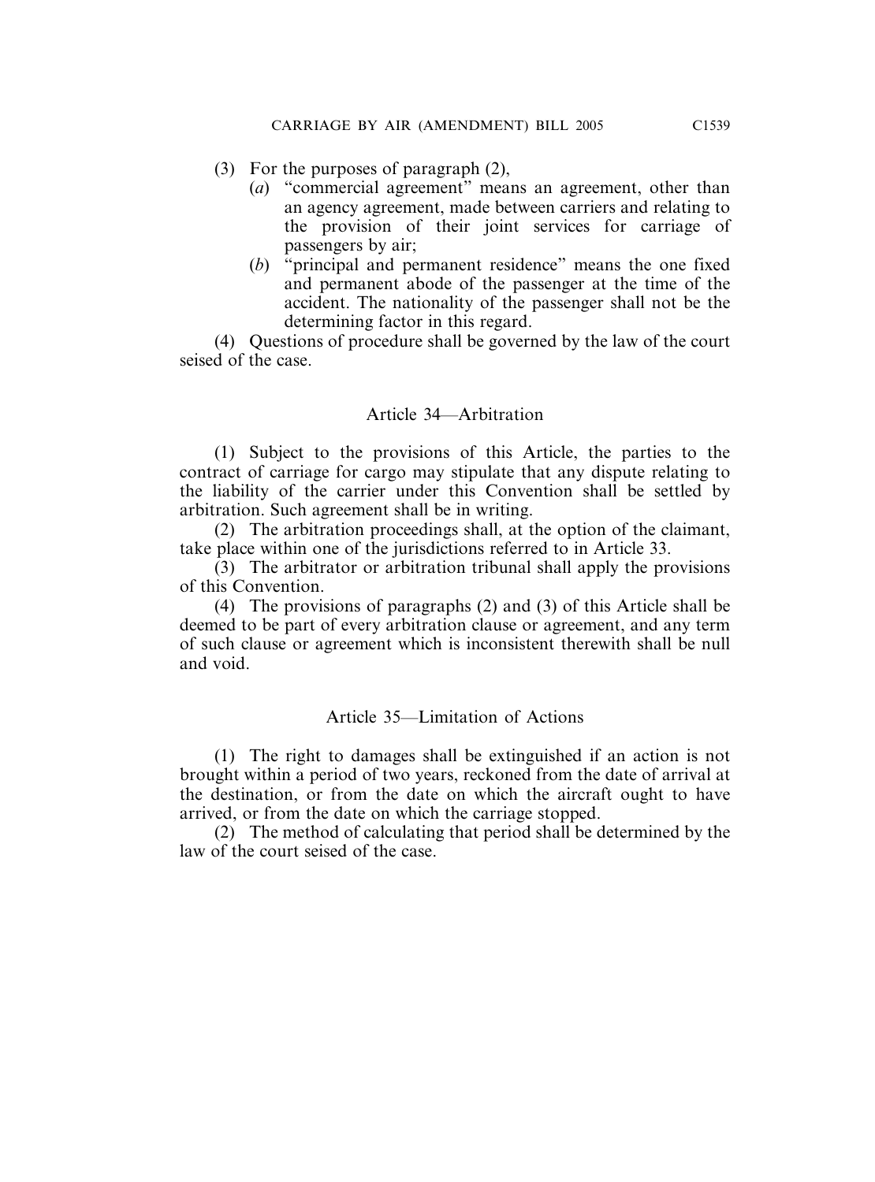(3) For the purposes of paragraph (2),

(*a*) "commercial agreement" means an agreement, other than an agency agreement, made between carriers and relating to the provision of their joint services for carriage of passengers by air;

(*b*) "principal and permanent residence" means the one fixed and permanent abode of the passenger at the time of the accident. The nationality of the passenger shall not be the determining factor in this regard.

(4) Questions of procedure shall be governed by the law of the court seised of the case.

### Article 34—Arbitration

(1) Subject to the provisions of this Article, the parties to the contract of carriage for cargo may stipulate that any dispute relating to the liability of the carrier under this Convention shall be settled by arbitration. Such agreement shall be in writing.

(2) The arbitration proceedings shall, at the option of the claimant, take place within one of the jurisdictions referred to in Article 33.

(3) The arbitrator or arbitration tribunal shall apply the provisions of this Convention.

(4) The provisions of paragraphs (2) and (3) of this Article shall be deemed to be part of every arbitration clause or agreement, and any term of such clause or agreement which is inconsistent therewith shall be null and void.

### Article 35—Limitation of Actions

(1) The right to damages shall be extinguished if an action is not brought within a period of two years, reckoned from the date of arrival at the destination, or from the date on which the aircraft ought to have arrived, or from the date on which the carriage stopped.

(2) The method of calculating that period shall be determined by the law of the court seised of the case.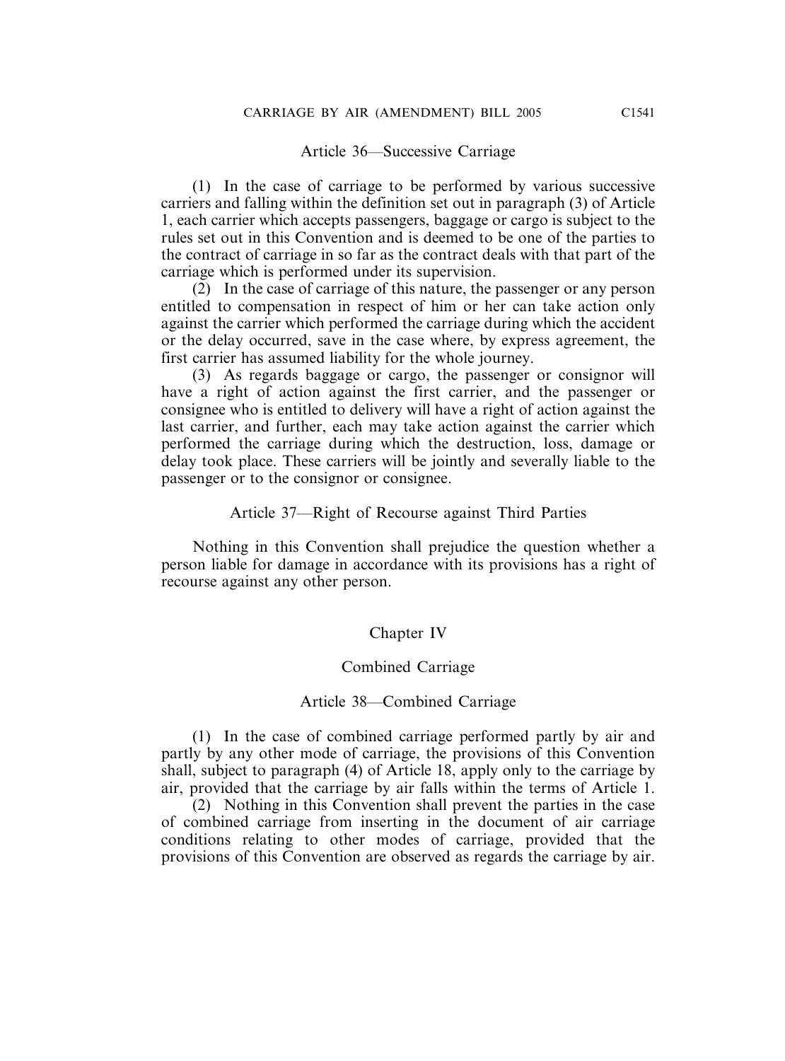### Article 36—Successive Carriage

(1) In the case of carriage to be performed by various successive carriers and falling within the definition set out in paragraph (3) of Article 1, each carrier which accepts passengers, baggage or cargo is subject to the rules set out in this Convention and is deemed to be one of the parties to the contract of carriage in so far as the contract deals with that part of the carriage which is performed under its supervision.

(2) In the case of carriage of this nature, the passenger or any person entitled to compensation in respect of him or her can take action only against the carrier which performed the carriage during which the accident or the delay occurred, save in the case where, by express agreement, the first carrier has assumed liability for the whole journey.

(3) As regards baggage or cargo, the passenger or consignor will have a right of action against the first carrier, and the passenger or consignee who is entitled to delivery will have a right of action against the last carrier, and further, each may take action against the carrier which performed the carriage during which the destruction, loss, damage or delay took place. These carriers will be jointly and severally liable to the passenger or to the consignor or consignee.

### Article 37—Right of Recourse against Third Parties

Nothing in this Convention shall prejudice the question whether a person liable for damage in accordance with its provisions has a right of recourse against any other person.

## Chapter IV

## Combined Carriage

### Article 38—Combined Carriage

(1) In the case of combined carriage performed partly by air and partly by any other mode of carriage, the provisions of this Convention shall, subject to paragraph (4) of Article 18, apply only to the carriage by air, provided that the carriage by air falls within the terms of Article 1.

(2) Nothing in this Convention shall prevent the parties in the case of combined carriage from inserting in the document of air carriage conditions relating to other modes of carriage, provided that the provisions of this Convention are observed as regards the carriage by air.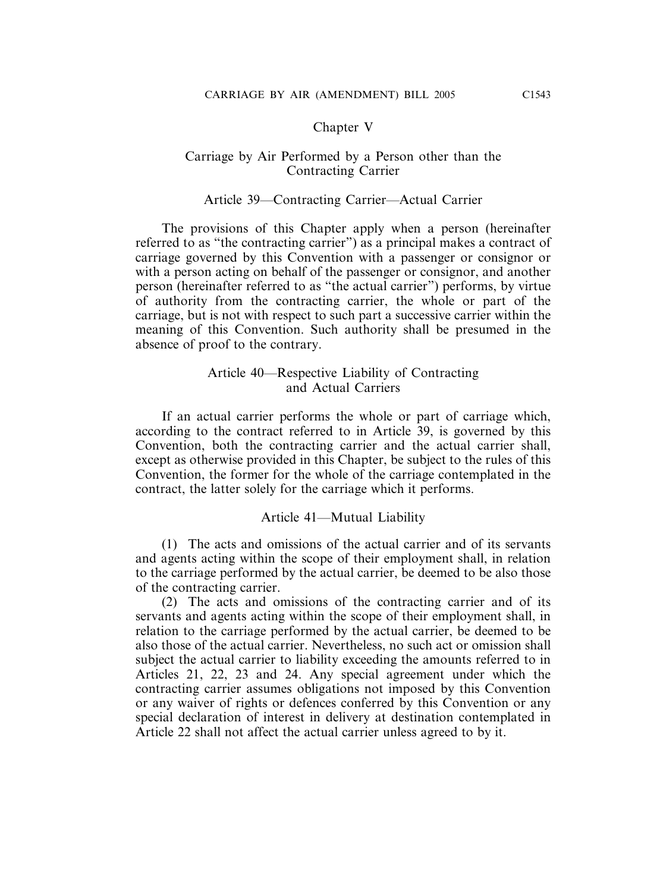## Chapter V

### Carriage by Air Performed by a Person other than the Contracting Carrier

#### Article 39—Contracting Carrier—Actual Carrier

The provisions of this Chapter apply when a person (hereinafter referred to as "the contracting carrier") as a principal makes a contract of carriage governed by this Convention with a passenger or consignor or with a person acting on behalf of the passenger or consignor, and another person (hereinafter referred to as "the actual carrier") performs, by virtue of authority from the contracting carrier, the whole or part of the carriage, but is not with respect to such part a successive carrier within the meaning of this Convention. Such authority shall be presumed in the absence of proof to the contrary.

#### Article 40—Respective Liability of Contracting and Actual Carriers

If an actual carrier performs the whole or part of carriage which, according to the contract referred to in Article 39, is governed by this Convention, both the contracting carrier and the actual carrier shall, except as otherwise provided in this Chapter, be subject to the rules of this Convention, the former for the whole of the carriage contemplated in the contract, the latter solely for the carriage which it performs.

#### Article 41—Mutual Liability

(1) The acts and omissions of the actual carrier and of its servants and agents acting within the scope of their employment shall, in relation to the carriage performed by the actual carrier, be deemed to be also those of the contracting carrier.

(2) The acts and omissions of the contracting carrier and of its servants and agents acting within the scope of their employment shall, in relation to the carriage performed by the actual carrier, be deemed to be also those of the actual carrier. Nevertheless, no such act or omission shall subject the actual carrier to liability exceeding the amounts referred to in Articles 21, 22, 23 and 24. Any special agreement under which the contracting carrier assumes obligations not imposed by this Convention or any waiver of rights or defences conferred by this Convention or any special declaration of interest in delivery at destination contemplated in Article 22 shall not affect the actual carrier unless agreed to by it.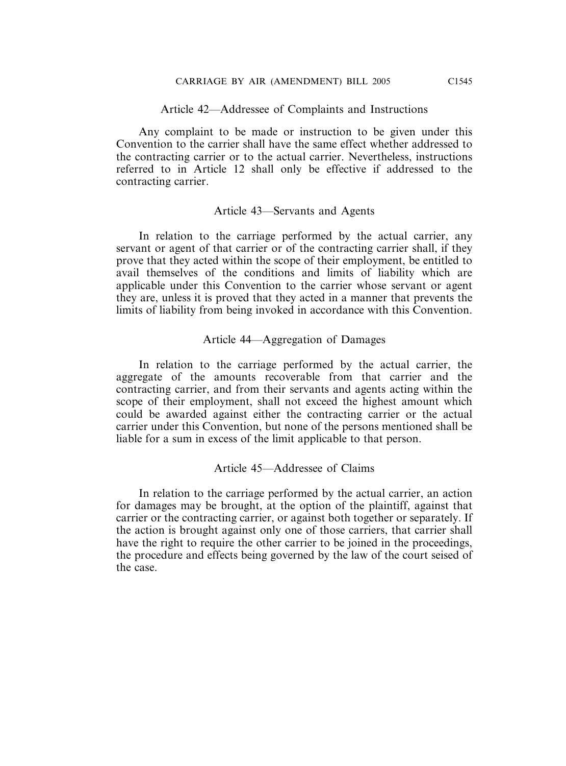### Article 42—Addressee of Complaints and Instructions

Any complaint to be made or instruction to be given under this Convention to the carrier shall have the same effect whether addressed to the contracting carrier or to the actual carrier. Nevertheless, instructions referred to in Article 12 shall only be effective if addressed to the contracting carrier.

### Article 43—Servants and Agents

In relation to the carriage performed by the actual carrier, any servant or agent of that carrier or of the contracting carrier shall, if they prove that they acted within the scope of their employment, be entitled to avail themselves of the conditions and limits of liability which are applicable under this Convention to the carrier whose servant or agent they are, unless it is proved that they acted in a manner that prevents the limits of liability from being invoked in accordance with this Convention.

### Article 44—Aggregation of Damages

In relation to the carriage performed by the actual carrier, the aggregate of the amounts recoverable from that carrier and the contracting carrier, and from their servants and agents acting within the scope of their employment, shall not exceed the highest amount which could be awarded against either the contracting carrier or the actual carrier under this Convention, but none of the persons mentioned shall be liable for a sum in excess of the limit applicable to that person.

### Article 45—Addressee of Claims

In relation to the carriage performed by the actual carrier, an action for damages may be brought, at the option of the plaintiff, against that carrier or the contracting carrier, or against both together or separately. If the action is brought against only one of those carriers, that carrier shall have the right to require the other carrier to be joined in the proceedings, the procedure and effects being governed by the law of the court seised of the case.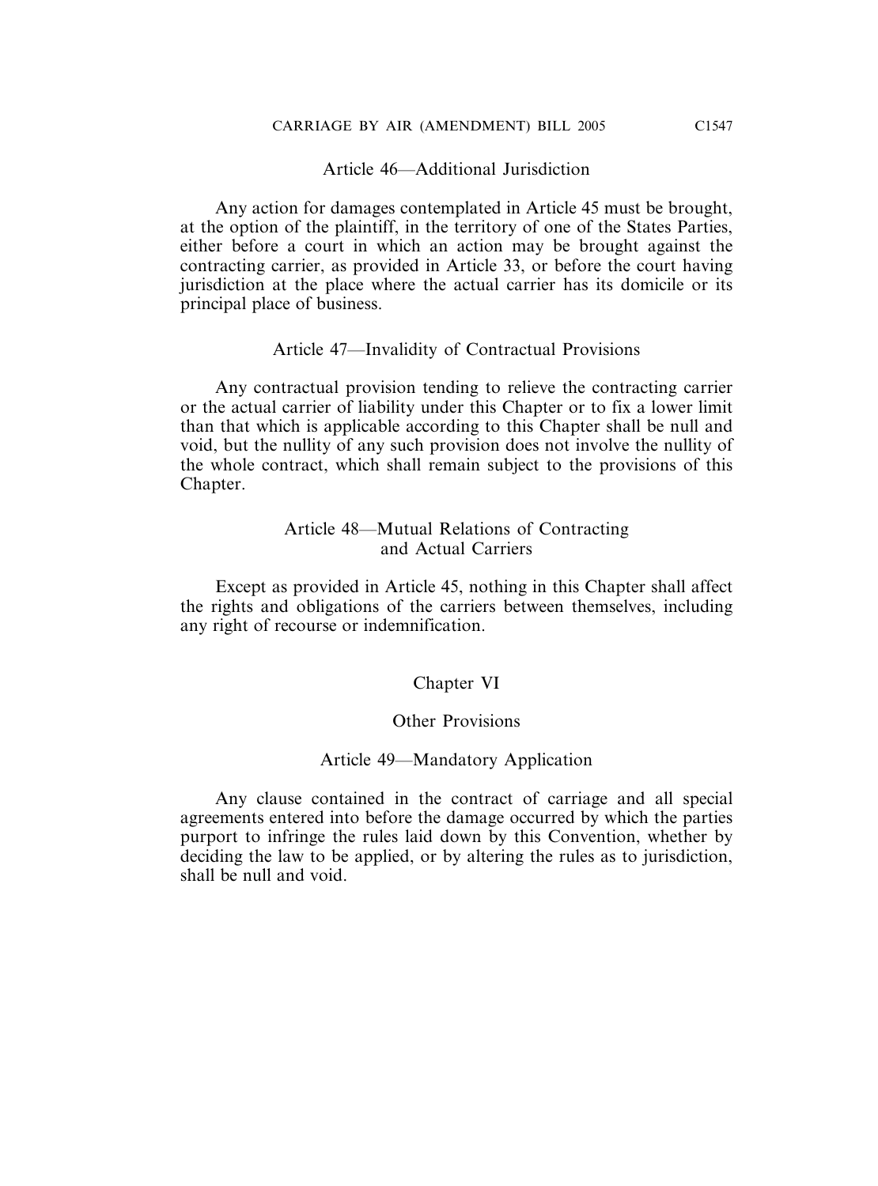### Article 46—Additional Jurisdiction

Any action for damages contemplated in Article 45 must be brought, at the option of the plaintiff, in the territory of one of the States Parties, either before a court in which an action may be brought against the contracting carrier, as provided in Article 33, or before the court having jurisdiction at the place where the actual carrier has its domicile or its principal place of business.

### Article 47—Invalidity of Contractual Provisions

Any contractual provision tending to relieve the contracting carrier or the actual carrier of liability under this Chapter or to fix a lower limit than that which is applicable according to this Chapter shall be null and void, but the nullity of any such provision does not involve the nullity of the whole contract, which shall remain subject to the provisions of this Chapter.

### Article 48—Mutual Relations of Contracting and Actual Carriers

Except as provided in Article 45, nothing in this Chapter shall affect the rights and obligations of the carriers between themselves, including any right of recourse or indemnification.

## Chapter VI

## Other Provisions

### Article 49—Mandatory Application

Any clause contained in the contract of carriage and all special agreements entered into before the damage occurred by which the parties purport to infringe the rules laid down by this Convention, whether by deciding the law to be applied, or by altering the rules as to jurisdiction, shall be null and void.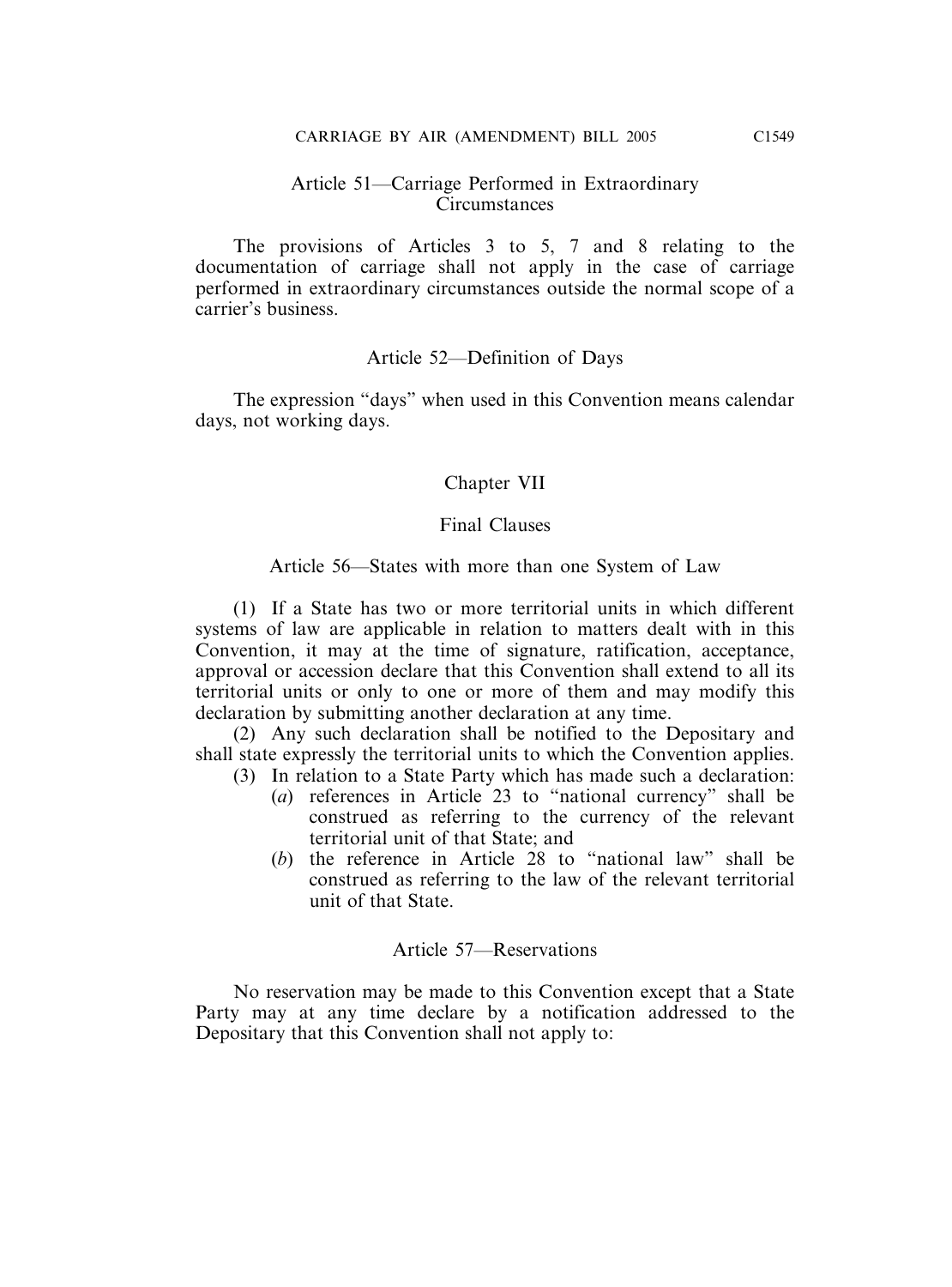### Article 51—Carriage Performed in Extraordinary Circumstances

The provisions of Articles 3 to 5, 7 and 8 relating to the documentation of carriage shall not apply in the case of carriage performed in extraordinary circumstances outside the normal scope of a carrier's business.

### Article 52—Definition of Days

The expression "days" when used in this Convention means calendar days, not working days.

## Chapter VII

## Final Clauses

### Article 56—States with more than one System of Law

(1) If a State has two or more territorial units in which different systems of law are applicable in relation to matters dealt with in this Convention, it may at the time of signature, ratification, acceptance, approval or accession declare that this Convention shall extend to all its territorial units or only to one or more of them and may modify this declaration by submitting another declaration at any time.

(2) Any such declaration shall be notified to the Depositary and shall state expressly the territorial units to which the Convention applies.

(3) In relation to a State Party which has made such a declaration:

- (*a*) references in Article 23 to "national currency" shall be construed as referring to the currency of the relevant territorial unit of that State; and
- (*b*) the reference in Article 28 to "national law" shall be construed as referring to the law of the relevant territorial unit of that State.

### Article 57—Reservations

No reservation may be made to this Convention except that a State Party may at any time declare by a notification addressed to the Depositary that this Convention shall not apply to: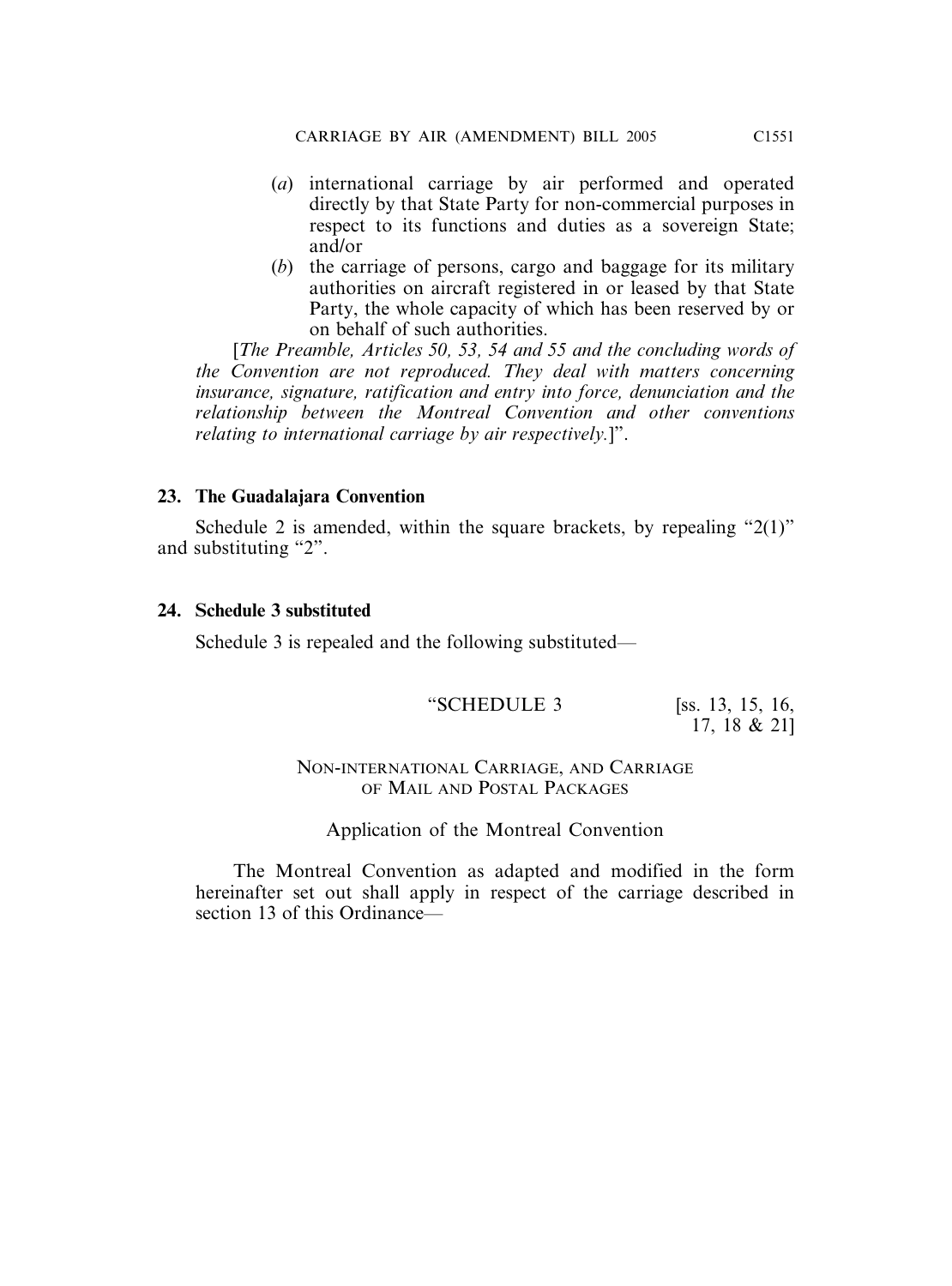(*a*) international carriage by air performed and operated directly by that State Party for non-commercial purposes in respect to its functions and duties as a sovereign State; and/or

(*b*) the carriage of persons, cargo and baggage for its military authorities on aircraft registered in or leased by that State Party, the whole capacity of which has been reserved by or on behalf of such authorities.

[*The Preamble, Articles 50, 53, 54 and 55 and the concluding words of the Convention are not reproduced. They deal with matters concerning insurance, signature, ratification and entry into force, denunciation and the relationship between the Montreal Convention and other conventions relating to international carriage by air respectively.*]".

**23. The Guadalajara Convention**

Schedule 2 is amended, within the square brackets, by repealing "2(1)" and substituting "2".

**24. Schedule 3 substituted**

Schedule 3 is repealed and the following substituted—

"SCHEDULE 3 [ss. 13, 15, 16, 17, 18 & 21]

NON-INTERNATIONAL CARRIAGE, AND CARRIAGE OF MAIL AND POSTAL PACKAGES

Application of the Montreal Convention

The Montreal Convention as adapted and modified in the form hereinafter set out shall apply in respect of the carriage described in section 13 of this Ordinance—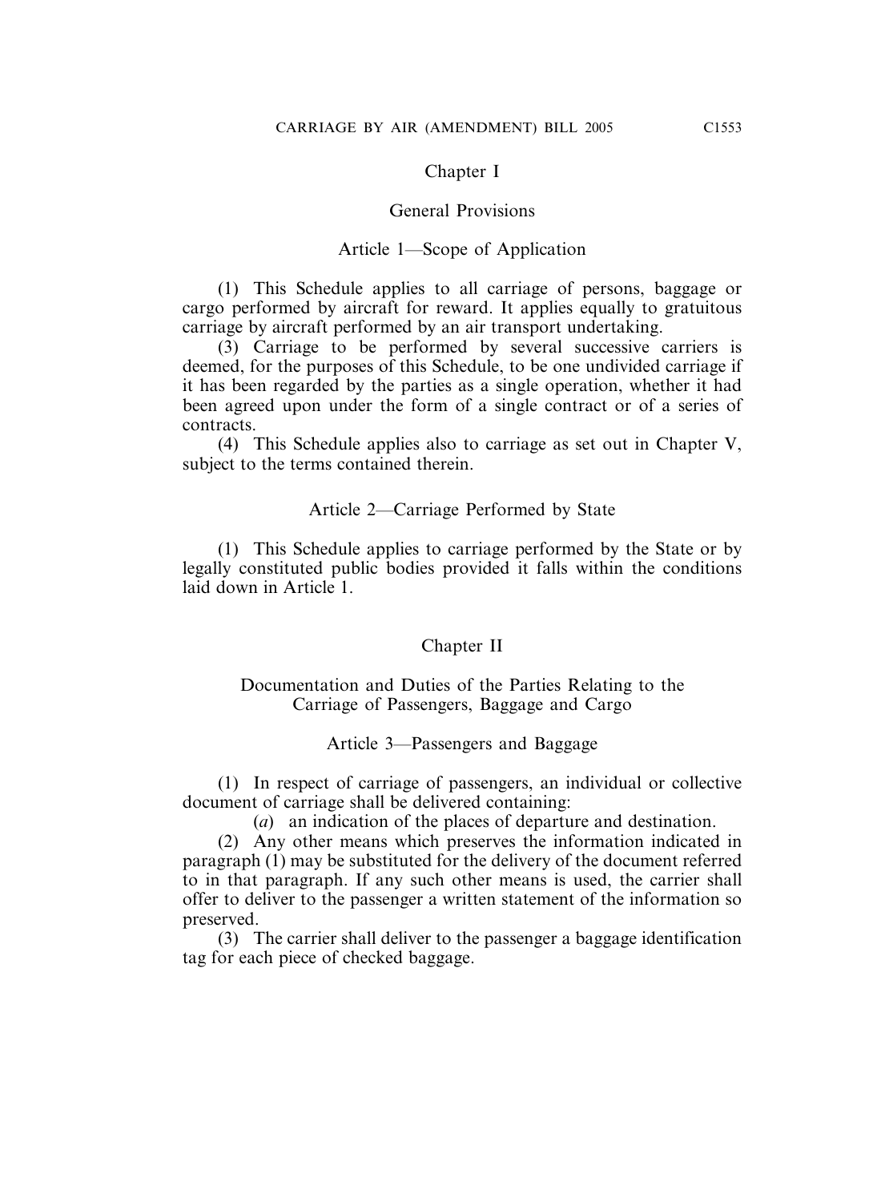## Chapter I

### General Provisions

#### Article 1—Scope of Application

(1) This Schedule applies to all carriage of persons, baggage or cargo performed by aircraft for reward. It applies equally to gratuitous carriage by aircraft performed by an air transport undertaking.

(3) Carriage to be performed by several successive carriers is deemed, for the purposes of this Schedule, to be one undivided carriage if it has been regarded by the parties as a single operation, whether it had been agreed upon under the form of a single contract or of a series of contracts.

(4) This Schedule applies also to carriage as set out in Chapter V, subject to the terms contained therein.

#### Article 2—Carriage Performed by State

(1) This Schedule applies to carriage performed by the State or by legally constituted public bodies provided it falls within the conditions laid down in Article 1.

## Chapter II

### Documentation and Duties of the Parties Relating to the Carriage of Passengers, Baggage and Cargo

#### Article 3—Passengers and Baggage

(1) In respect of carriage of passengers, an individual or collective document of carriage shall be delivered containing:

(*a*) an indication of the places of departure and destination.

(2) Any other means which preserves the information indicated in paragraph (1) may be substituted for the delivery of the document referred to in that paragraph. If any such other means is used, the carrier shall offer to deliver to the passenger a written statement of the information so preserved.

(3) The carrier shall deliver to the passenger a baggage identification tag for each piece of checked baggage.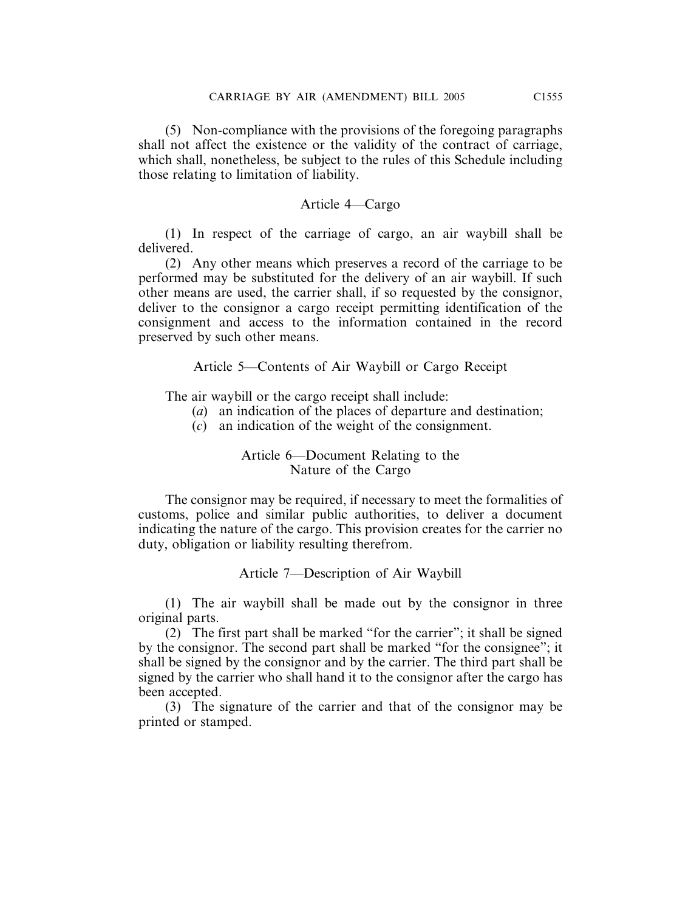(5) Non-compliance with the provisions of the foregoing paragraphs shall not affect the existence or the validity of the contract of carriage, which shall, nonetheless, be subject to the rules of this Schedule including those relating to limitation of liability.

### Article 4—Cargo

(1) In respect of the carriage of cargo, an air waybill shall be delivered.

(2) Any other means which preserves a record of the carriage to be performed may be substituted for the delivery of an air waybill. If such other means are used, the carrier shall, if so requested by the consignor, deliver to the consignor a cargo receipt permitting identification of the consignment and access to the information contained in the record preserved by such other means.

### Article 5—Contents of Air Waybill or Cargo Receipt

The air waybill or the cargo receipt shall include:

(*a*) an indication of the places of departure and destination;

(*c*) an indication of the weight of the consignment.

### Article 6—Document Relating to the Nature of the Cargo

The consignor may be required, if necessary to meet the formalities of customs, police and similar public authorities, to deliver a document indicating the nature of the cargo. This provision creates for the carrier no duty, obligation or liability resulting therefrom.

### Article 7—Description of Air Waybill

(1) The air waybill shall be made out by the consignor in three original parts.

(2) The first part shall be marked "for the carrier"; it shall be signed by the consignor. The second part shall be marked "for the consignee"; it shall be signed by the consignor and by the carrier. The third part shall be signed by the carrier who shall hand it to the consignor after the cargo has been accepted.

(3) The signature of the carrier and that of the consignor may be printed or stamped.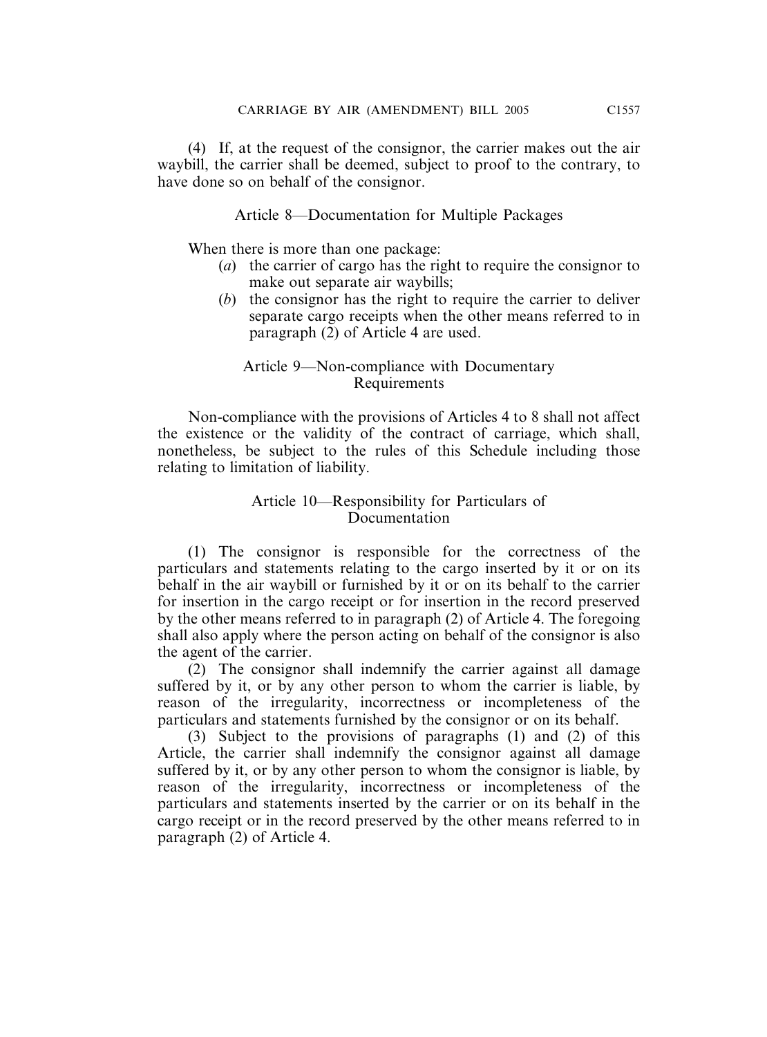(4) If, at the request of the consignor, the carrier makes out the air waybill, the carrier shall be deemed, subject to proof to the contrary, to have done so on behalf of the consignor.

### Article 8—Documentation for Multiple Packages

When there is more than one package:

(*a*) the carrier of cargo has the right to require the consignor to make out separate air waybills;

(*b*) the consignor has the right to require the carrier to deliver separate cargo receipts when the other means referred to in paragraph (2) of Article 4 are used.

### Article 9—Non-compliance with Documentary Requirements

Non-compliance with the provisions of Articles 4 to 8 shall not affect the existence or the validity of the contract of carriage, which shall, nonetheless, be subject to the rules of this Schedule including those relating to limitation of liability.

### Article 10—Responsibility for Particulars of Documentation

(1) The consignor is responsible for the correctness of the particulars and statements relating to the cargo inserted by it or on its behalf in the air waybill or furnished by it or on its behalf to the carrier for insertion in the cargo receipt or for insertion in the record preserved by the other means referred to in paragraph (2) of Article 4. The foregoing shall also apply where the person acting on behalf of the consignor is also the agent of the carrier.

(2) The consignor shall indemnify the carrier against all damage suffered by it, or by any other person to whom the carrier is liable, by reason of the irregularity, incorrectness or incompleteness of the particulars and statements furnished by the consignor or on its behalf.

(3) Subject to the provisions of paragraphs (1) and (2) of this Article, the carrier shall indemnify the consignor against all damage suffered by it, or by any other person to whom the consignor is liable, by reason of the irregularity, incorrectness or incompleteness of the particulars and statements inserted by the carrier or on its behalf in the cargo receipt or in the record preserved by the other means referred to in paragraph (2) of Article 4.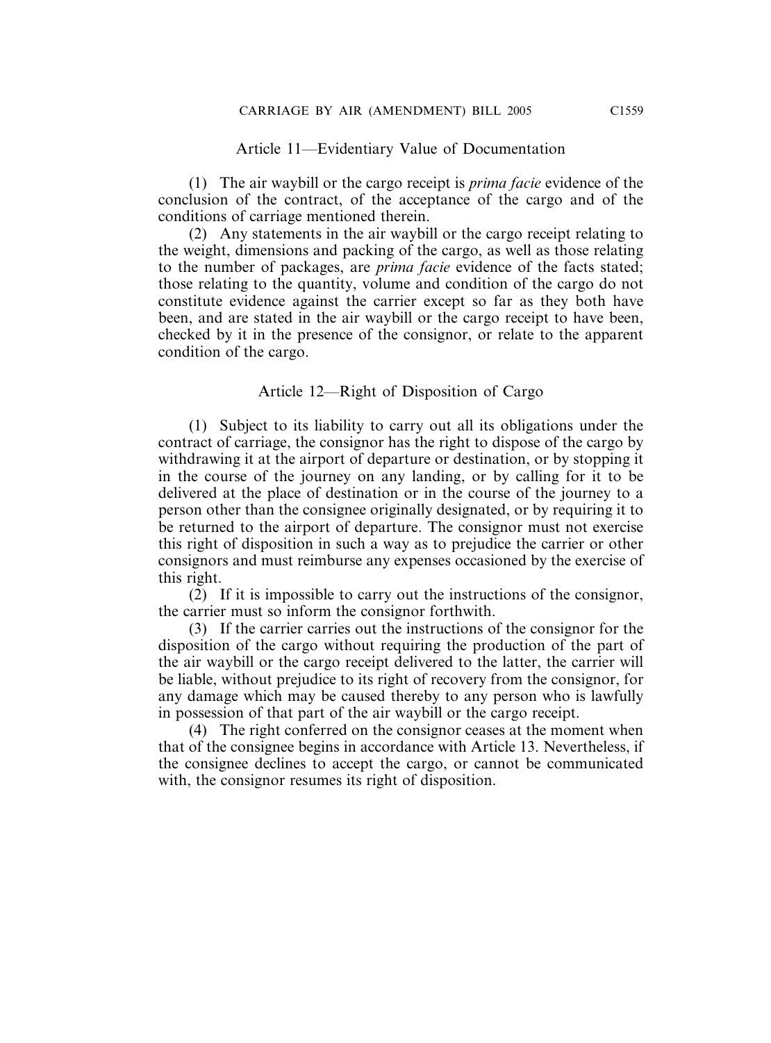### Article 11—Evidentiary Value of Documentation

(1) The air waybill or the cargo receipt is *prima facie* evidence of the conclusion of the contract, of the acceptance of the cargo and of the conditions of carriage mentioned therein.

(2) Any statements in the air waybill or the cargo receipt relating to the weight, dimensions and packing of the cargo, as well as those relating to the number of packages, are *prima facie* evidence of the facts stated; those relating to the quantity, volume and condition of the cargo do not constitute evidence against the carrier except so far as they both have been, and are stated in the air waybill or the cargo receipt to have been, checked by it in the presence of the consignor, or relate to the apparent condition of the cargo.

### Article 12—Right of Disposition of Cargo

(1) Subject to its liability to carry out all its obligations under the contract of carriage, the consignor has the right to dispose of the cargo by withdrawing it at the airport of departure or destination, or by stopping it in the course of the journey on any landing, or by calling for it to be delivered at the place of destination or in the course of the journey to a person other than the consignee originally designated, or by requiring it to be returned to the airport of departure. The consignor must not exercise this right of disposition in such a way as to prejudice the carrier or other consignors and must reimburse any expenses occasioned by the exercise of this right.

(2) If it is impossible to carry out the instructions of the consignor, the carrier must so inform the consignor forthwith.

(3) If the carrier carries out the instructions of the consignor for the disposition of the cargo without requiring the production of the part of the air waybill or the cargo receipt delivered to the latter, the carrier will be liable, without prejudice to its right of recovery from the consignor, for any damage which may be caused thereby to any person who is lawfully in possession of that part of the air waybill or the cargo receipt.

(4) The right conferred on the consignor ceases at the moment when that of the consignee begins in accordance with Article 13. Nevertheless, if the consignee declines to accept the cargo, or cannot be communicated with, the consignor resumes its right of disposition.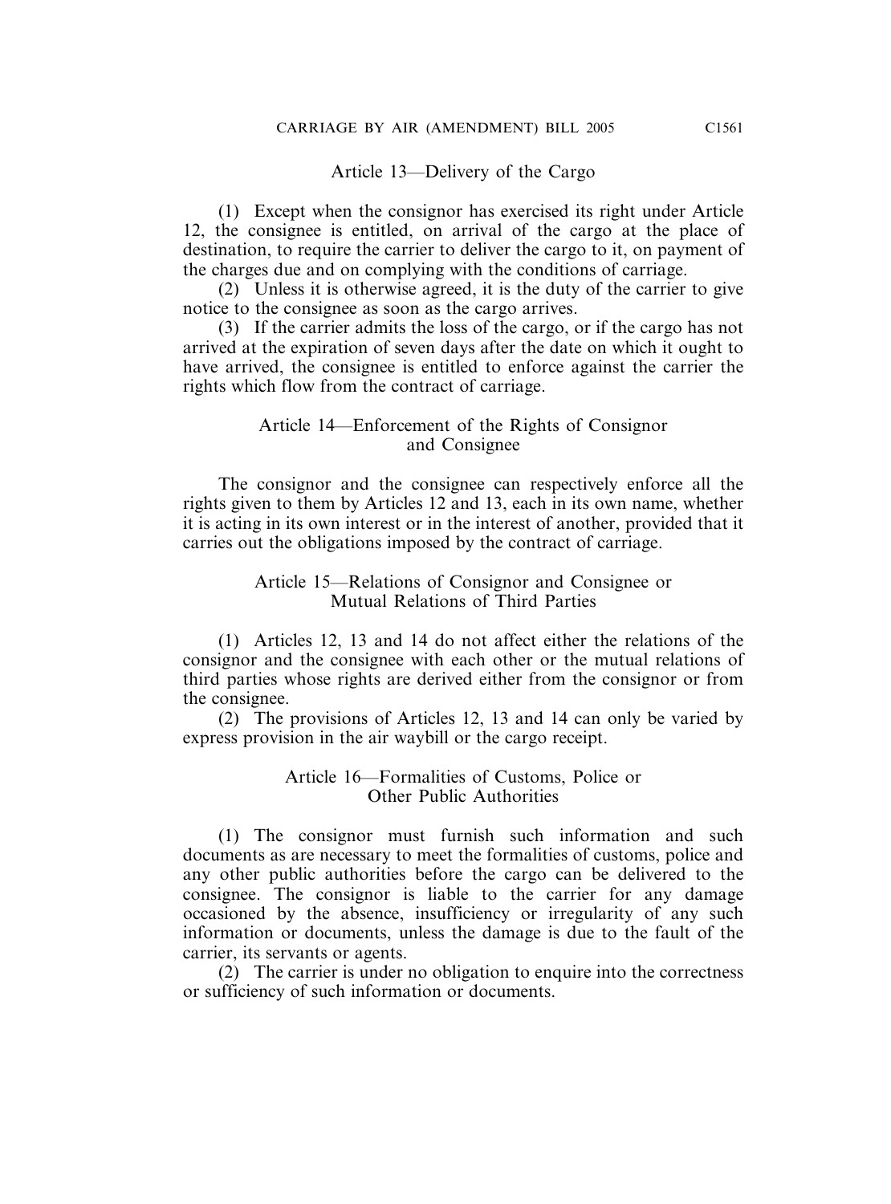### Article 13—Delivery of the Cargo

(1) Except when the consignor has exercised its right under Article 12, the consignee is entitled, on arrival of the cargo at the place of destination, to require the carrier to deliver the cargo to it, on payment of the charges due and on complying with the conditions of carriage.

(2) Unless it is otherwise agreed, it is the duty of the carrier to give notice to the consignee as soon as the cargo arrives.

(3) If the carrier admits the loss of the cargo, or if the cargo has not arrived at the expiration of seven days after the date on which it ought to have arrived, the consignee is entitled to enforce against the carrier the rights which flow from the contract of carriage.

### Article 14—Enforcement of the Rights of Consignor and Consignee

The consignor and the consignee can respectively enforce all the rights given to them by Articles 12 and 13, each in its own name, whether it is acting in its own interest or in the interest of another, provided that it carries out the obligations imposed by the contract of carriage.

### Article 15—Relations of Consignor and Consignee or Mutual Relations of Third Parties

(1) Articles 12, 13 and 14 do not affect either the relations of the consignor and the consignee with each other or the mutual relations of third parties whose rights are derived either from the consignor or from the consignee.

(2) The provisions of Articles 12, 13 and 14 can only be varied by express provision in the air waybill or the cargo receipt.

### Article 16—Formalities of Customs, Police or Other Public Authorities

(1) The consignor must furnish such information and such documents as are necessary to meet the formalities of customs, police and any other public authorities before the cargo can be delivered to the consignee. The consignor is liable to the carrier for any damage occasioned by the absence, insufficiency or irregularity of any such information or documents, unless the damage is due to the fault of the carrier, its servants or agents.

(2) The carrier is under no obligation to enquire into the correctness or sufficiency of such information or documents.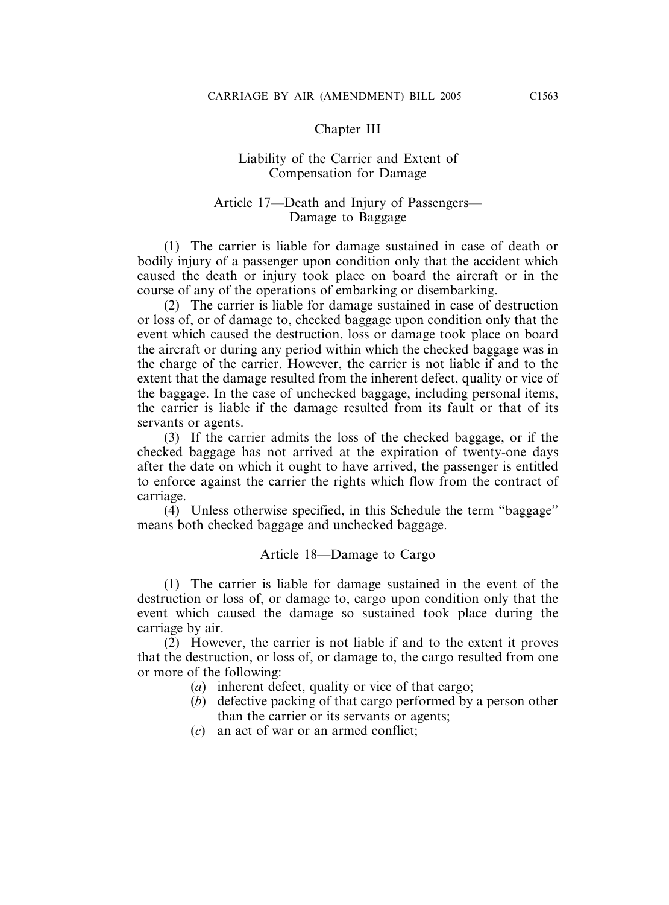## Chapter III

### Liability of the Carrier and Extent of Compensation for Damage

#### Article 17—Death and Injury of Passengers—Damage to Baggage

(1) The carrier is liable for damage sustained in case of death or bodily injury of a passenger upon condition only that the accident which caused the death or injury took place on board the aircraft or in the course of any of the operations of embarking or disembarking.

(2) The carrier is liable for damage sustained in case of destruction or loss of, or of damage to, checked baggage upon condition only that the event which caused the destruction, loss or damage took place on board the aircraft or during any period within which the checked baggage was in the charge of the carrier. However, the carrier is not liable if and to the extent that the damage resulted from the inherent defect, quality or vice of the baggage. In the case of unchecked baggage, including personal items, the carrier is liable if the damage resulted from its fault or that of its servants or agents.

(3) If the carrier admits the loss of the checked baggage, or if the checked baggage has not arrived at the expiration of twenty-one days after the date on which it ought to have arrived, the passenger is entitled to enforce against the carrier the rights which flow from the contract of carriage.

(4) Unless otherwise specified, in this Schedule the term "baggage" means both checked baggage and unchecked baggage.

#### Article 18—Damage to Cargo

(1) The carrier is liable for damage sustained in the event of the destruction or loss of, or damage to, cargo upon condition only that the event which caused the damage so sustained took place during the carriage by air.

(2) However, the carrier is not liable if and to the extent it proves that the destruction, or loss of, or damage to, the cargo resulted from one or more of the following:

(*a*) inherent defect, quality or vice of that cargo;

(*b*) defective packing of that cargo performed by a person other than the carrier or its servants or agents;

(*c*) an act of war or an armed conflict;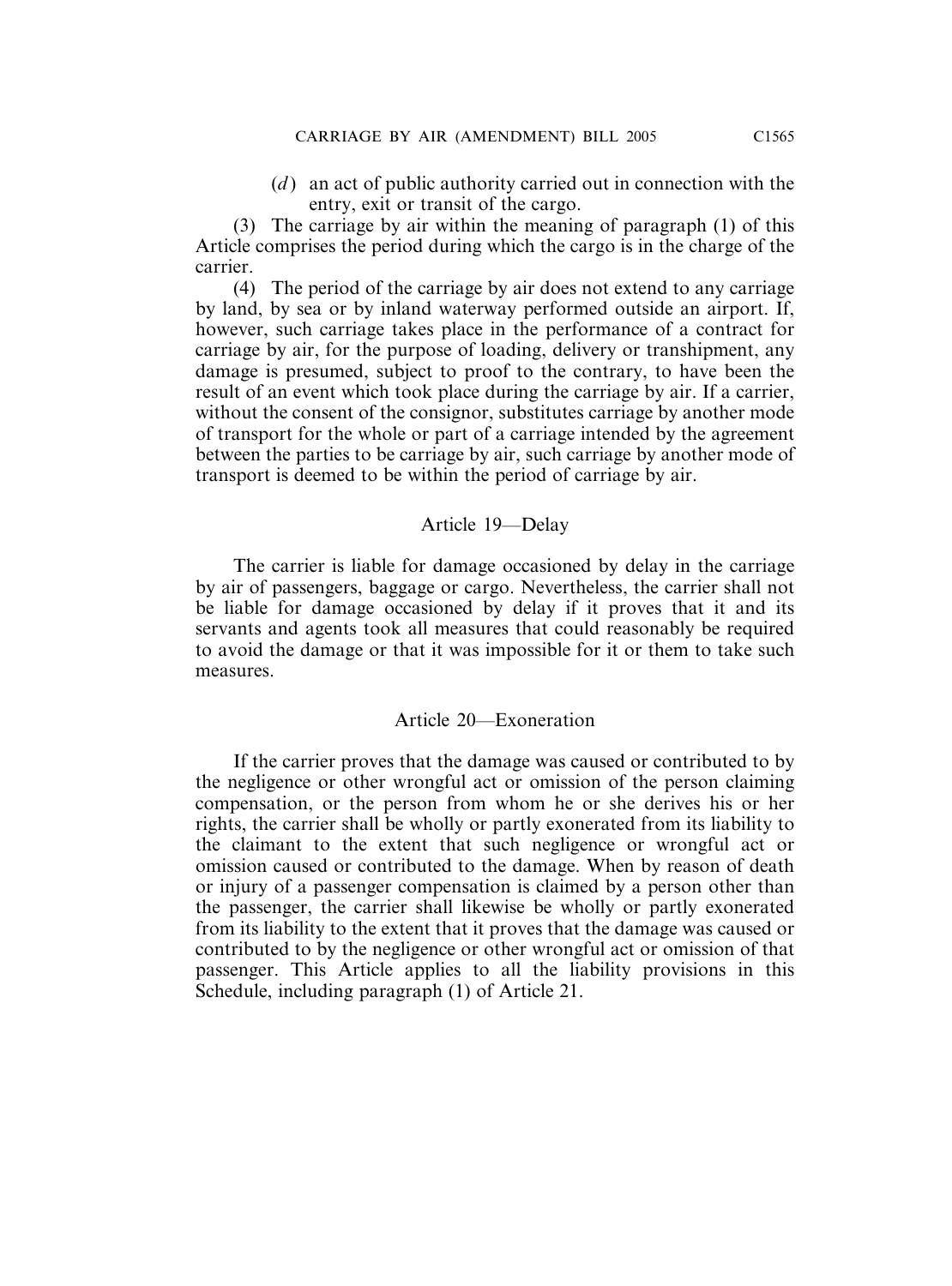(*d*) an act of public authority carried out in connection with the entry, exit or transit of the cargo.

(3) The carriage by air within the meaning of paragraph (1) of this Article comprises the period during which the cargo is in the charge of the carrier.

(4) The period of the carriage by air does not extend to any carriage by land, by sea or by inland waterway performed outside an airport. If, however, such carriage takes place in the performance of a contract for carriage by air, for the purpose of loading, delivery or transhipment, any damage is presumed, subject to proof to the contrary, to have been the result of an event which took place during the carriage by air. If a carrier, without the consent of the consignor, substitutes carriage by another mode of transport for the whole or part of a carriage intended by the agreement between the parties to be carriage by air, such carriage by another mode of transport is deemed to be within the period of carriage by air.

### Article 19—Delay

The carrier is liable for damage occasioned by delay in the carriage by air of passengers, baggage or cargo. Nevertheless, the carrier shall not be liable for damage occasioned by delay if it proves that it and its servants and agents took all measures that could reasonably be required to avoid the damage or that it was impossible for it or them to take such measures.

### Article 20—Exoneration

If the carrier proves that the damage was caused or contributed to by the negligence or other wrongful act or omission of the person claiming compensation, or the person from whom he or she derives his or her rights, the carrier shall be wholly or partly exonerated from its liability to the claimant to the extent that such negligence or wrongful act or omission caused or contributed to the damage. When by reason of death or injury of a passenger compensation is claimed by a person other than the passenger, the carrier shall likewise be wholly or partly exonerated from its liability to the extent that it proves that the damage was caused or contributed to by the negligence or other wrongful act or omission of that passenger. This Article applies to all the liability provisions in this Schedule, including paragraph (1) of Article 21.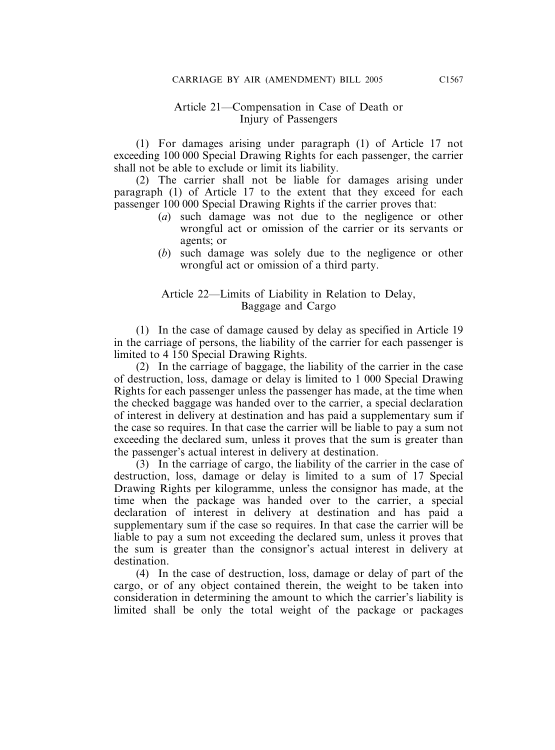### Article 21—Compensation in Case of Death or Injury of Passengers

(1) For damages arising under paragraph (1) of Article 17 not exceeding 100 000 Special Drawing Rights for each passenger, the carrier shall not be able to exclude or limit its liability.

(2) The carrier shall not be liable for damages arising under paragraph (1) of Article 17 to the extent that they exceed for each passenger 100 000 Special Drawing Rights if the carrier proves that:

- (*a*) such damage was not due to the negligence or other wrongful act or omission of the carrier or its servants or agents; or
- (*b*) such damage was solely due to the negligence or other wrongful act or omission of a third party.

### Article 22—Limits of Liability in Relation to Delay, Baggage and Cargo

(1) In the case of damage caused by delay as specified in Article 19 in the carriage of persons, the liability of the carrier for each passenger is limited to 4 150 Special Drawing Rights.

(2) In the carriage of baggage, the liability of the carrier in the case of destruction, loss, damage or delay is limited to 1 000 Special Drawing Rights for each passenger unless the passenger has made, at the time when the checked baggage was handed over to the carrier, a special declaration of interest in delivery at destination and has paid a supplementary sum if the case so requires. In that case the carrier will be liable to pay a sum not exceeding the declared sum, unless it proves that the sum is greater than the passenger's actual interest in delivery at destination.

(3) In the carriage of cargo, the liability of the carrier in the case of destruction, loss, damage or delay is limited to a sum of 17 Special Drawing Rights per kilogramme, unless the consignor has made, at the time when the package was handed over to the carrier, a special declaration of interest in delivery at destination and has paid a supplementary sum if the case so requires. In that case the carrier will be liable to pay a sum not exceeding the declared sum, unless it proves that the sum is greater than the consignor's actual interest in delivery at destination.

(4) In the case of destruction, loss, damage or delay of part of the cargo, or of any object contained therein, the weight to be taken into consideration in determining the amount to which the carrier's liability is limited shall be only the total weight of the package or packages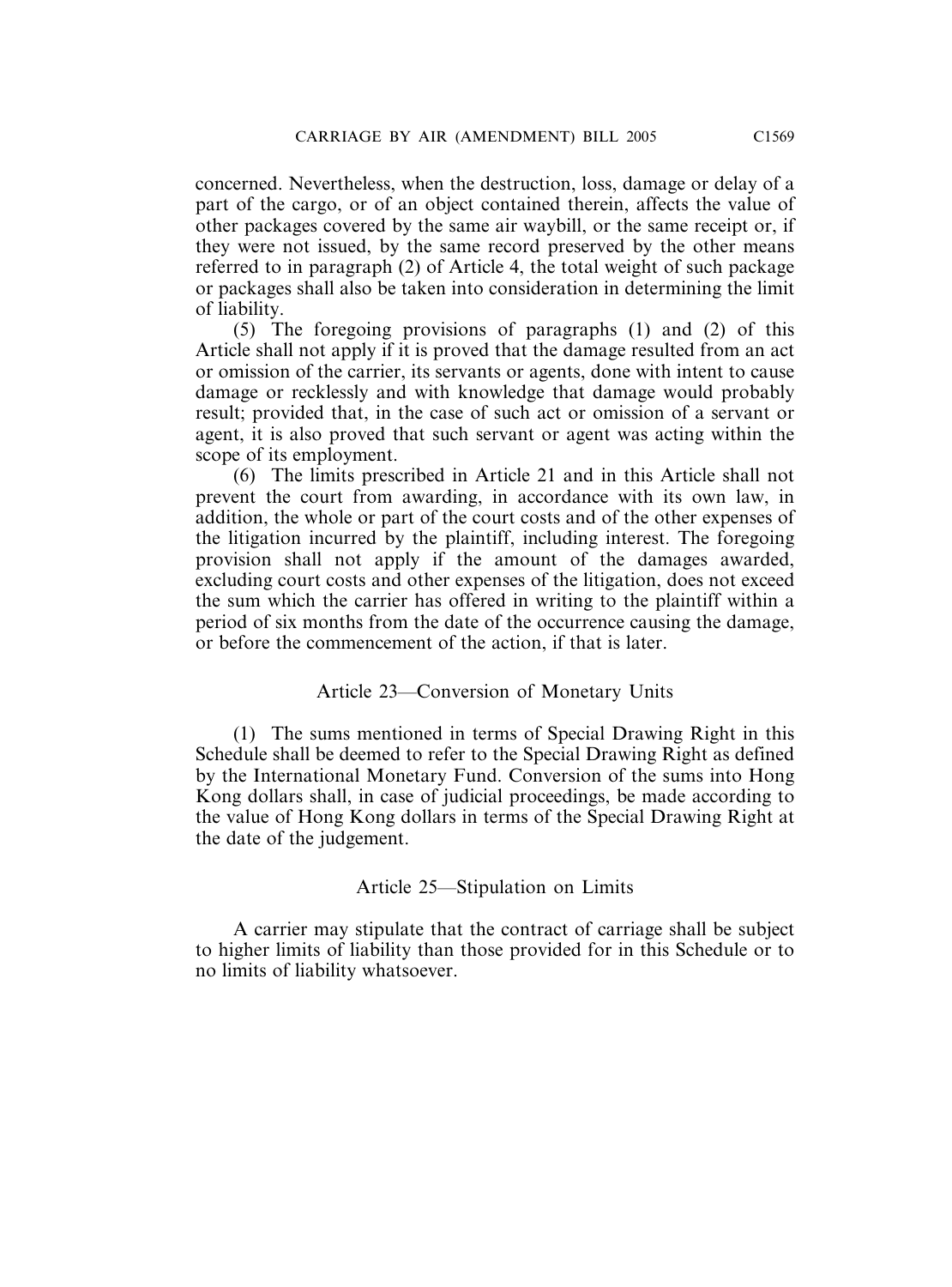concerned. Nevertheless, when the destruction, loss, damage or delay of a part of the cargo, or of an object contained therein, affects the value of other packages covered by the same air waybill, or the same receipt or, if they were not issued, by the same record preserved by the other means referred to in paragraph (2) of Article 4, the total weight of such package or packages shall also be taken into consideration in determining the limit of liability.

(5) The foregoing provisions of paragraphs (1) and (2) of this Article shall not apply if it is proved that the damage resulted from an act or omission of the carrier, its servants or agents, done with intent to cause damage or recklessly and with knowledge that damage would probably result; provided that, in the case of such act or omission of a servant or agent, it is also proved that such servant or agent was acting within the scope of its employment.

(6) The limits prescribed in Article 21 and in this Article shall not prevent the court from awarding, in accordance with its own law, in addition, the whole or part of the court costs and of the other expenses of the litigation incurred by the plaintiff, including interest. The foregoing provision shall not apply if the amount of the damages awarded, excluding court costs and other expenses of the litigation, does not exceed the sum which the carrier has offered in writing to the plaintiff within a period of six months from the date of the occurrence causing the damage, or before the commencement of the action, if that is later.

### Article 23—Conversion of Monetary Units

(1) The sums mentioned in terms of Special Drawing Right in this Schedule shall be deemed to refer to the Special Drawing Right as defined by the International Monetary Fund. Conversion of the sums into Hong Kong dollars shall, in case of judicial proceedings, be made according to the value of Hong Kong dollars in terms of the Special Drawing Right at the date of the judgement.

### Article 25—Stipulation on Limits

A carrier may stipulate that the contract of carriage shall be subject to higher limits of liability than those provided for in this Schedule or to no limits of liability whatsoever.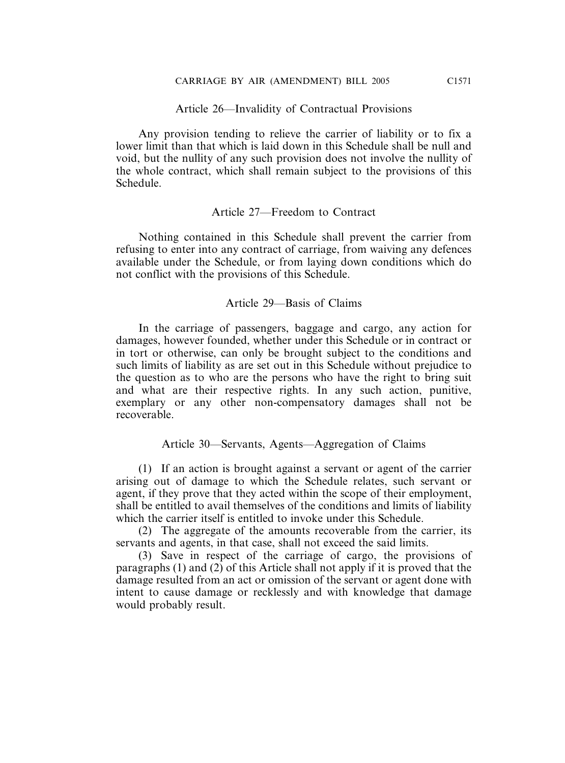### Article 26—Invalidity of Contractual Provisions

Any provision tending to relieve the carrier of liability or to fix a lower limit than that which is laid down in this Schedule shall be null and void, but the nullity of any such provision does not involve the nullity of the whole contract, which shall remain subject to the provisions of this Schedule.

### Article 27—Freedom to Contract

Nothing contained in this Schedule shall prevent the carrier from refusing to enter into any contract of carriage, from waiving any defences available under the Schedule, or from laying down conditions which do not conflict with the provisions of this Schedule.

### Article 29—Basis of Claims

In the carriage of passengers, baggage and cargo, any action for damages, however founded, whether under this Schedule or in contract or in tort or otherwise, can only be brought subject to the conditions and such limits of liability as are set out in this Schedule without prejudice to the question as to who are the persons who have the right to bring suit and what are their respective rights. In any such action, punitive, exemplary or any other non-compensatory damages shall not be recoverable.

### Article 30—Servants, Agents—Aggregation of Claims

(1) If an action is brought against a servant or agent of the carrier arising out of damage to which the Schedule relates, such servant or agent, if they prove that they acted within the scope of their employment, shall be entitled to avail themselves of the conditions and limits of liability which the carrier itself is entitled to invoke under this Schedule.

(2) The aggregate of the amounts recoverable from the carrier, its servants and agents, in that case, shall not exceed the said limits.

(3) Save in respect of the carriage of cargo, the provisions of paragraphs (1) and (2) of this Article shall not apply if it is proved that the damage resulted from an act or omission of the servant or agent done with intent to cause damage or recklessly and with knowledge that damage would probably result.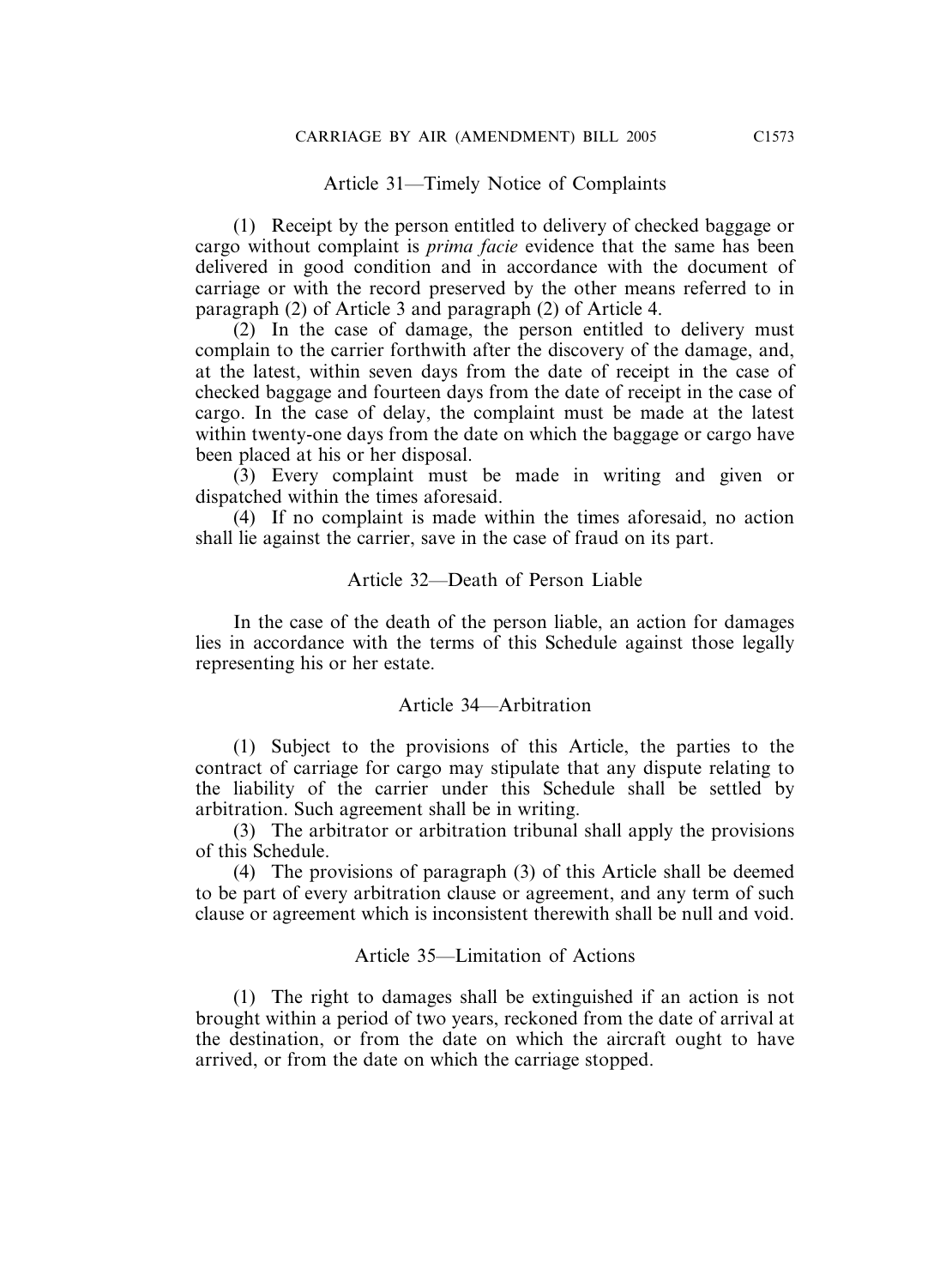### Article 31—Timely Notice of Complaints

(1) Receipt by the person entitled to delivery of checked baggage or cargo without complaint is *prima facie* evidence that the same has been delivered in good condition and in accordance with the document of carriage or with the record preserved by the other means referred to in paragraph (2) of Article 3 and paragraph (2) of Article 4.

(2) In the case of damage, the person entitled to delivery must complain to the carrier forthwith after the discovery of the damage, and, at the latest, within seven days from the date of receipt in the case of checked baggage and fourteen days from the date of receipt in the case of cargo. In the case of delay, the complaint must be made at the latest within twenty-one days from the date on which the baggage or cargo have been placed at his or her disposal.

(3) Every complaint must be made in writing and given or dispatched within the times aforesaid.

(4) If no complaint is made within the times aforesaid, no action shall lie against the carrier, save in the case of fraud on its part.

### Article 32—Death of Person Liable

In the case of the death of the person liable, an action for damages lies in accordance with the terms of this Schedule against those legally representing his or her estate.

### Article 34—Arbitration

(1) Subject to the provisions of this Article, the parties to the contract of carriage for cargo may stipulate that any dispute relating to the liability of the carrier under this Schedule shall be settled by arbitration. Such agreement shall be in writing.

(3) The arbitrator or arbitration tribunal shall apply the provisions of this Schedule.

(4) The provisions of paragraph (3) of this Article shall be deemed to be part of every arbitration clause or agreement, and any term of such clause or agreement which is inconsistent therewith shall be null and void.

### Article 35—Limitation of Actions

(1) The right to damages shall be extinguished if an action is not brought within a period of two years, reckoned from the date of arrival at the destination, or from the date on which the aircraft ought to have arrived, or from the date on which the carriage stopped.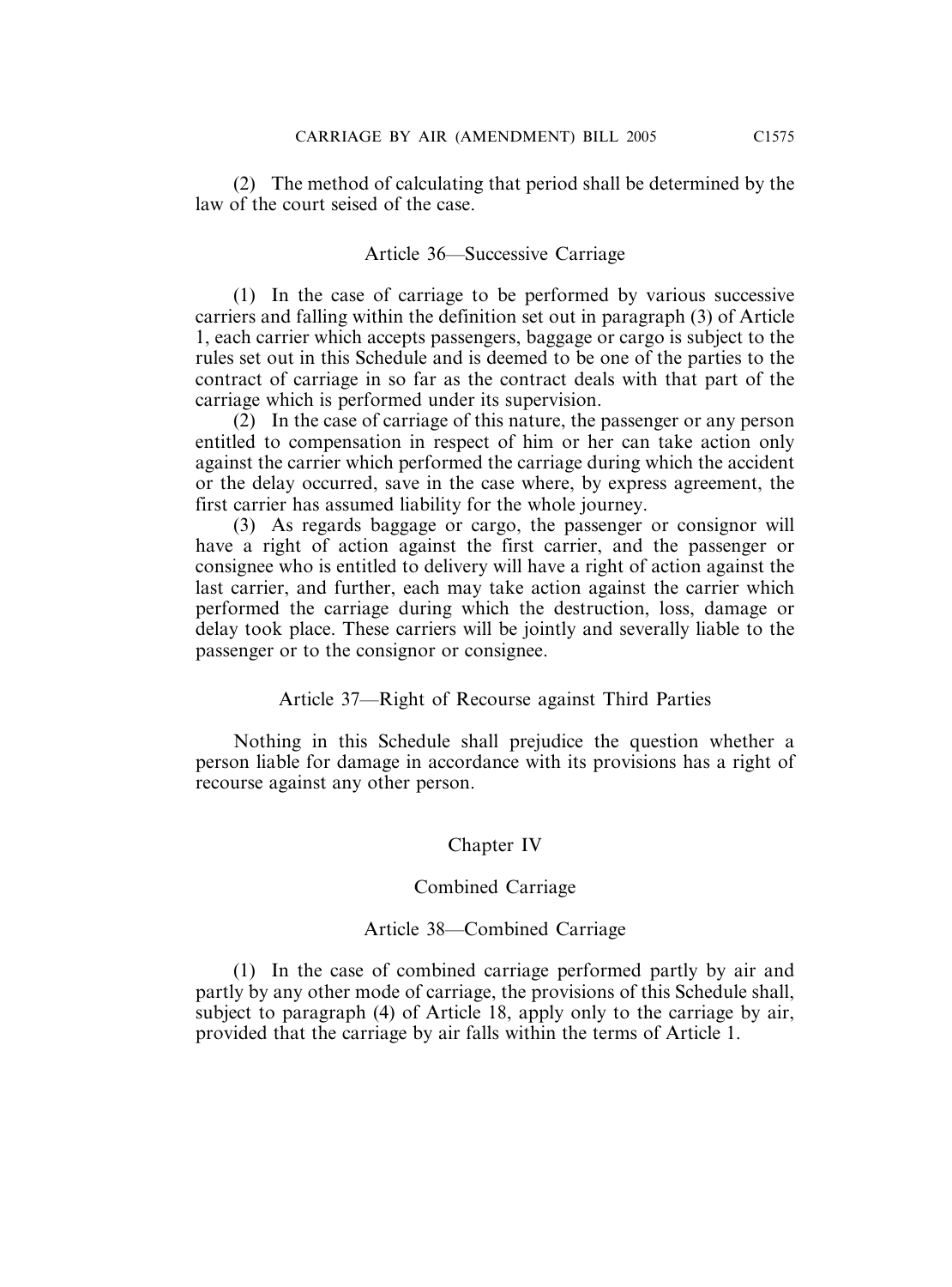(2) The method of calculating that period shall be determined by the law of the court seised of the case.

### Article 36—Successive Carriage

(1) In the case of carriage to be performed by various successive carriers and falling within the definition set out in paragraph (3) of Article 1, each carrier which accepts passengers, baggage or cargo is subject to the rules set out in this Schedule and is deemed to be one of the parties to the contract of carriage in so far as the contract deals with that part of the carriage which is performed under its supervision.

(2) In the case of carriage of this nature, the passenger or any person entitled to compensation in respect of him or her can take action only against the carrier which performed the carriage during which the accident or the delay occurred, save in the case where, by express agreement, the first carrier has assumed liability for the whole journey.

(3) As regards baggage or cargo, the passenger or consignor will have a right of action against the first carrier, and the passenger or consignee who is entitled to delivery will have a right of action against the last carrier, and further, each may take action against the carrier which performed the carriage during which the destruction, loss, damage or delay took place. These carriers will be jointly and severally liable to the passenger or to the consignor or consignee.

### Article 37—Right of Recourse against Third Parties

Nothing in this Schedule shall prejudice the question whether a person liable for damage in accordance with its provisions has a right of recourse against any other person.

## Chapter IV

## Combined Carriage

### Article 38—Combined Carriage

(1) In the case of combined carriage performed partly by air and partly by any other mode of carriage, the provisions of this Schedule shall, subject to paragraph (4) of Article 18, apply only to the carriage by air, provided that the carriage by air falls within the terms of Article 1.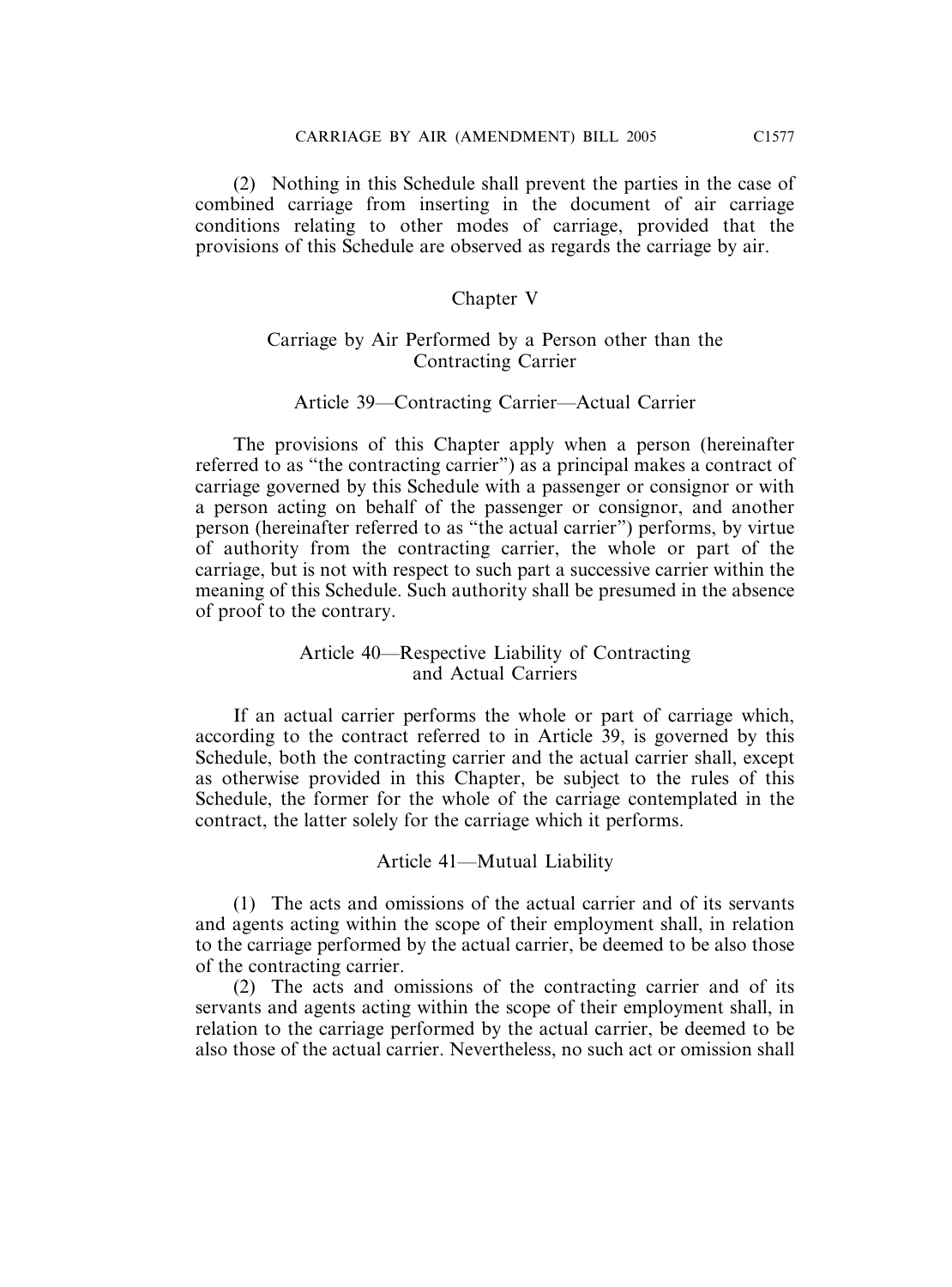(2) Nothing in this Schedule shall prevent the parties in the case of combined carriage from inserting in the document of air carriage conditions relating to other modes of carriage, provided that the provisions of this Schedule are observed as regards the carriage by air.

## Chapter V

## Carriage by Air Performed by a Person other than the Contracting Carrier

### Article 39—Contracting Carrier—Actual Carrier

The provisions of this Chapter apply when a person (hereinafter referred to as "the contracting carrier") as a principal makes a contract of carriage governed by this Schedule with a passenger or consignor or with a person acting on behalf of the passenger or consignor, and another person (hereinafter referred to as "the actual carrier") performs, by virtue of authority from the contracting carrier, the whole or part of the carriage, but is not with respect to such part a successive carrier within the meaning of this Schedule. Such authority shall be presumed in the absence of proof to the contrary.

### Article 40—Respective Liability of Contracting and Actual Carriers

If an actual carrier performs the whole or part of carriage which, according to the contract referred to in Article 39, is governed by this Schedule, both the contracting carrier and the actual carrier shall, except as otherwise provided in this Chapter, be subject to the rules of this Schedule, the former for the whole of the carriage contemplated in the contract, the latter solely for the carriage which it performs.

### Article 41—Mutual Liability

(1) The acts and omissions of the actual carrier and of its servants and agents acting within the scope of their employment shall, in relation to the carriage performed by the actual carrier, be deemed to be also those of the contracting carrier.

(2) The acts and omissions of the contracting carrier and of its servants and agents acting within the scope of their employment shall, in relation to the carriage performed by the actual carrier, be deemed to be also those of the actual carrier. Nevertheless, no such act or omission shall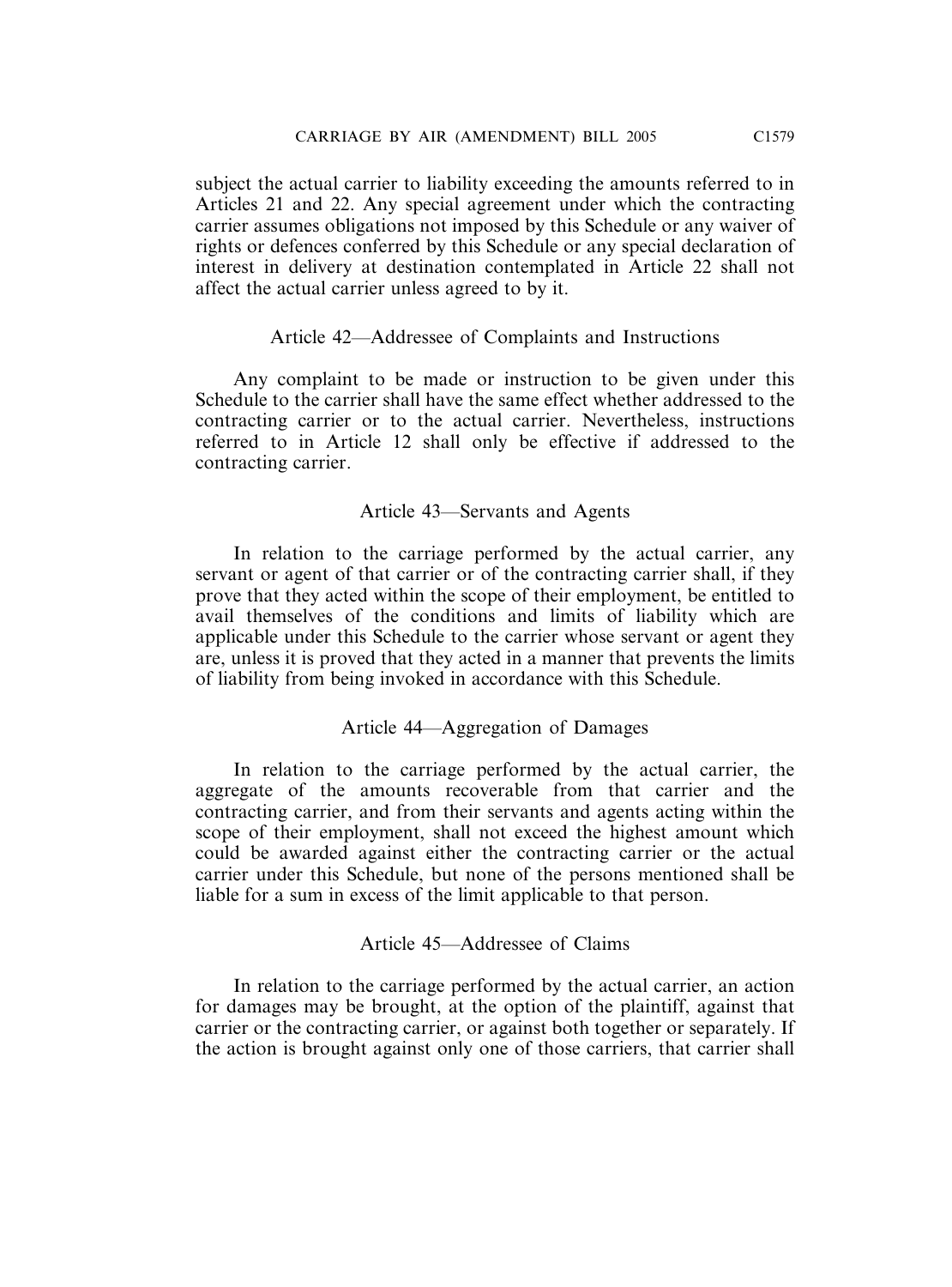subject the actual carrier to liability exceeding the amounts referred to in Articles 21 and 22. Any special agreement under which the contracting carrier assumes obligations not imposed by this Schedule or any waiver of rights or defences conferred by this Schedule or any special declaration of interest in delivery at destination contemplated in Article 22 shall not affect the actual carrier unless agreed to by it.

### Article 42—Addressee of Complaints and Instructions

Any complaint to be made or instruction to be given under this Schedule to the carrier shall have the same effect whether addressed to the contracting carrier or to the actual carrier. Nevertheless, instructions referred to in Article 12 shall only be effective if addressed to the contracting carrier.

### Article 43—Servants and Agents

In relation to the carriage performed by the actual carrier, any servant or agent of that carrier or of the contracting carrier shall, if they prove that they acted within the scope of their employment, be entitled to avail themselves of the conditions and limits of liability which are applicable under this Schedule to the carrier whose servant or agent they are, unless it is proved that they acted in a manner that prevents the limits of liability from being invoked in accordance with this Schedule.

### Article 44—Aggregation of Damages

In relation to the carriage performed by the actual carrier, the aggregate of the amounts recoverable from that carrier and the contracting carrier, and from their servants and agents acting within the scope of their employment, shall not exceed the highest amount which could be awarded against either the contracting carrier or the actual carrier under this Schedule, but none of the persons mentioned shall be liable for a sum in excess of the limit applicable to that person.

### Article 45—Addressee of Claims

In relation to the carriage performed by the actual carrier, an action for damages may be brought, at the option of the plaintiff, against that carrier or the contracting carrier, or against both together or separately. If the action is brought against only one of those carriers, that carrier shall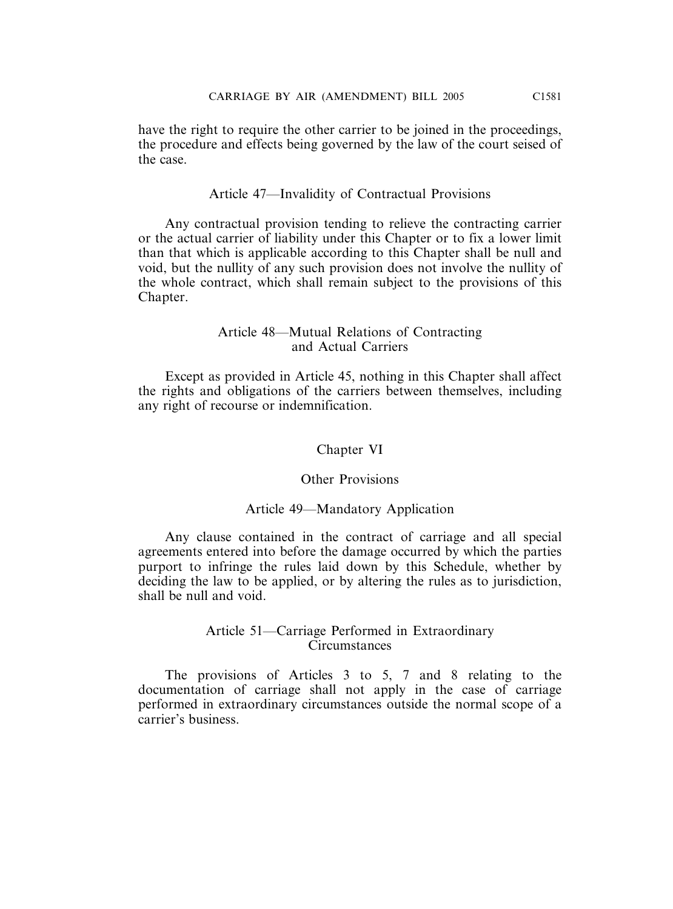have the right to require the other carrier to be joined in the proceedings, the procedure and effects being governed by the law of the court seised of the case.

### Article 47—Invalidity of Contractual Provisions

Any contractual provision tending to relieve the contracting carrier or the actual carrier of liability under this Chapter or to fix a lower limit than that which is applicable according to this Chapter shall be null and void, but the nullity of any such provision does not involve the nullity of the whole contract, which shall remain subject to the provisions of this Chapter.

### Article 48—Mutual Relations of Contracting and Actual Carriers

Except as provided in Article 45, nothing in this Chapter shall affect the rights and obligations of the carriers between themselves, including any right of recourse or indemnification.

## Chapter VI

## Other Provisions

### Article 49—Mandatory Application

Any clause contained in the contract of carriage and all special agreements entered into before the damage occurred by which the parties purport to infringe the rules laid down by this Schedule, whether by deciding the law to be applied, or by altering the rules as to jurisdiction, shall be null and void.

### Article 51—Carriage Performed in Extraordinary Circumstances

The provisions of Articles 3 to 5, 7 and 8 relating to the documentation of carriage shall not apply in the case of carriage performed in extraordinary circumstances outside the normal scope of a carrier's business.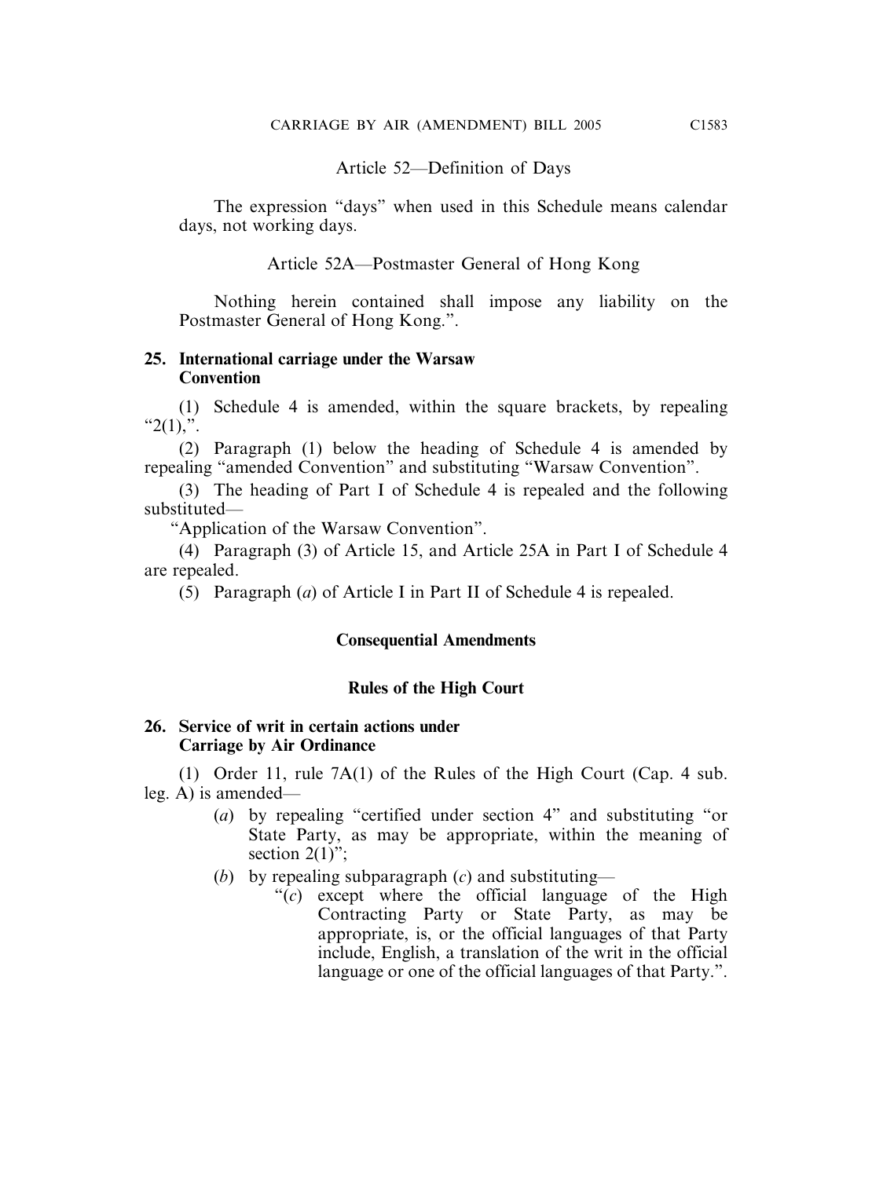Article 52—Definition of Days

The expression "days" when used in this Schedule means calendar days, not working days.

Article 52A—Postmaster General of Hong Kong

Nothing herein contained shall impose any liability on the Postmaster General of Hong Kong.".

**25. International carriage under the Warsaw Convention**

(1) Schedule 4 is amended, within the square brackets, by repealing "2(1),".

(2) Paragraph (1) below the heading of Schedule 4 is amended by repealing "amended Convention" and substituting "Warsaw Convention".

(3) The heading of Part I of Schedule 4 is repealed and the following substituted—

"Application of the Warsaw Convention".

(4) Paragraph (3) of Article 15, and Article 25A in Part I of Schedule 4 are repealed.

(5) Paragraph (*a*) of Article I in Part II of Schedule 4 is repealed.

**Consequential Amendments**

**Rules of the High Court**

**26. Service of writ in certain actions under Carriage by Air Ordinance**

(1) Order 11, rule 7A(1) of the Rules of the High Court (Cap. 4 sub. leg. A) is amended—

(*a*) by repealing "certified under section 4" and substituting "or State Party, as may be appropriate, within the meaning of section 2(1)";

(*b*) by repealing subparagraph (*c*) and substituting—

"(*c*) except where the official language of the High Contracting Party or State Party, as may be appropriate, is, or the official languages of that Party include, English, a translation of the writ in the official language or one of the official languages of that Party.".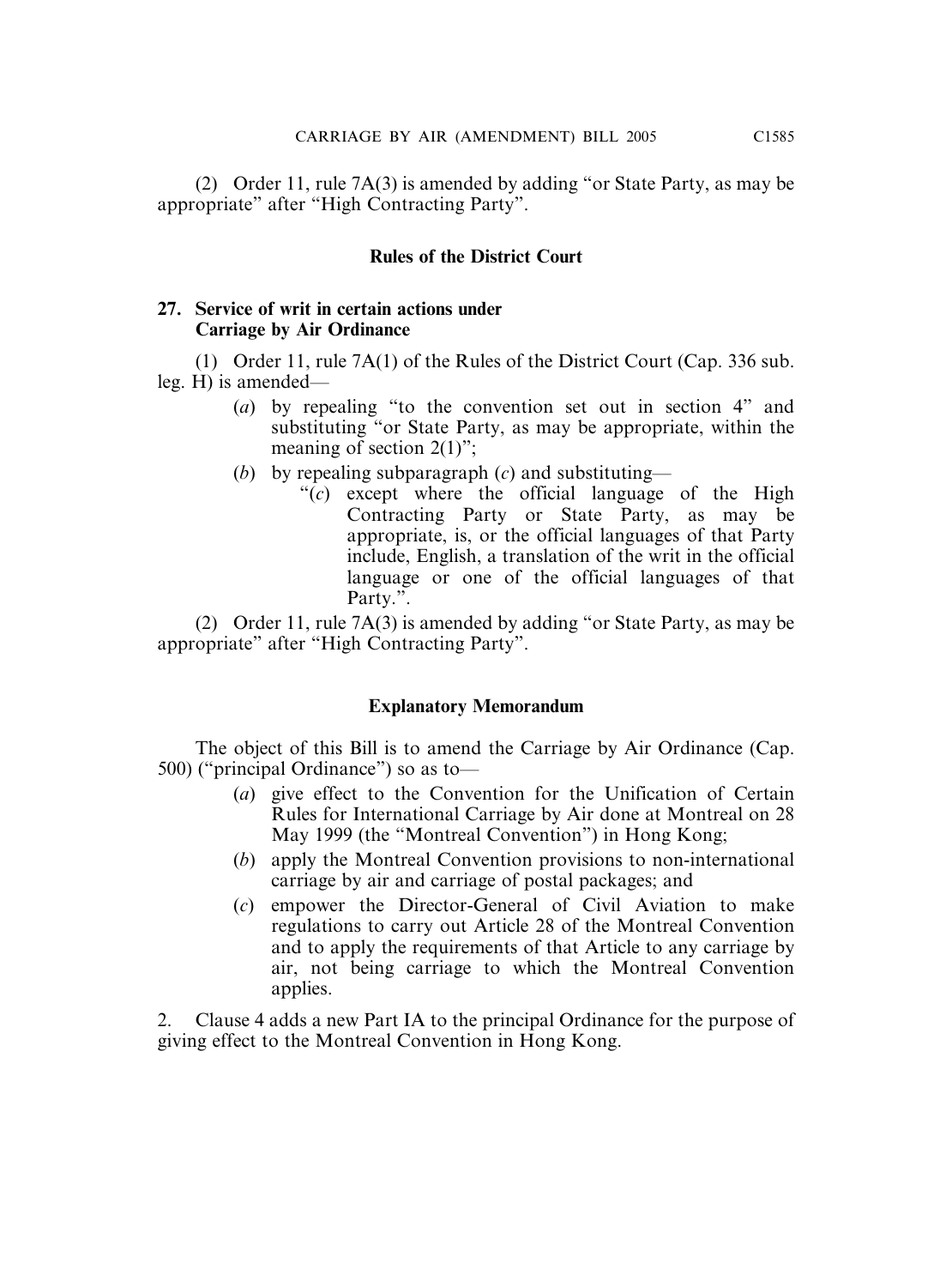(2) Order 11, rule 7A(3) is amended by adding "or State Party, as may be appropriate" after "High Contracting Party".

### Rules of the District Court

**27. Service of writ in certain actions under Carriage by Air Ordinance**

(1) Order 11, rule 7A(1) of the Rules of the District Court (Cap. 336 sub. leg. H) is amended—

- (*a*) by repealing "to the convention set out in section 4" and substituting "or State Party, as may be appropriate, within the meaning of section 2(1)";
- (*b*) by repealing subparagraph (*c*) and substituting—
  - "(*c*) except where the official language of the High Contracting Party or State Party, as may be appropriate, is, or the official languages of that Party include, English, a translation of the writ in the official language or one of the official languages of that Party.".

(2) Order 11, rule 7A(3) is amended by adding "or State Party, as may be appropriate" after "High Contracting Party".

## Explanatory Memorandum

The object of this Bill is to amend the Carriage by Air Ordinance (Cap. 500) ("principal Ordinance") so as to—

- (*a*) give effect to the Convention for the Unification of Certain Rules for International Carriage by Air done at Montreal on 28 May 1999 (the "Montreal Convention") in Hong Kong;
- (*b*) apply the Montreal Convention provisions to non-international carriage by air and carriage of postal packages; and
- (*c*) empower the Director-General of Civil Aviation to make regulations to carry out Article 28 of the Montreal Convention and to apply the requirements of that Article to any carriage by air, not being carriage to which the Montreal Convention applies.

2. Clause 4 adds a new Part IA to the principal Ordinance for the purpose of giving effect to the Montreal Convention in Hong Kong.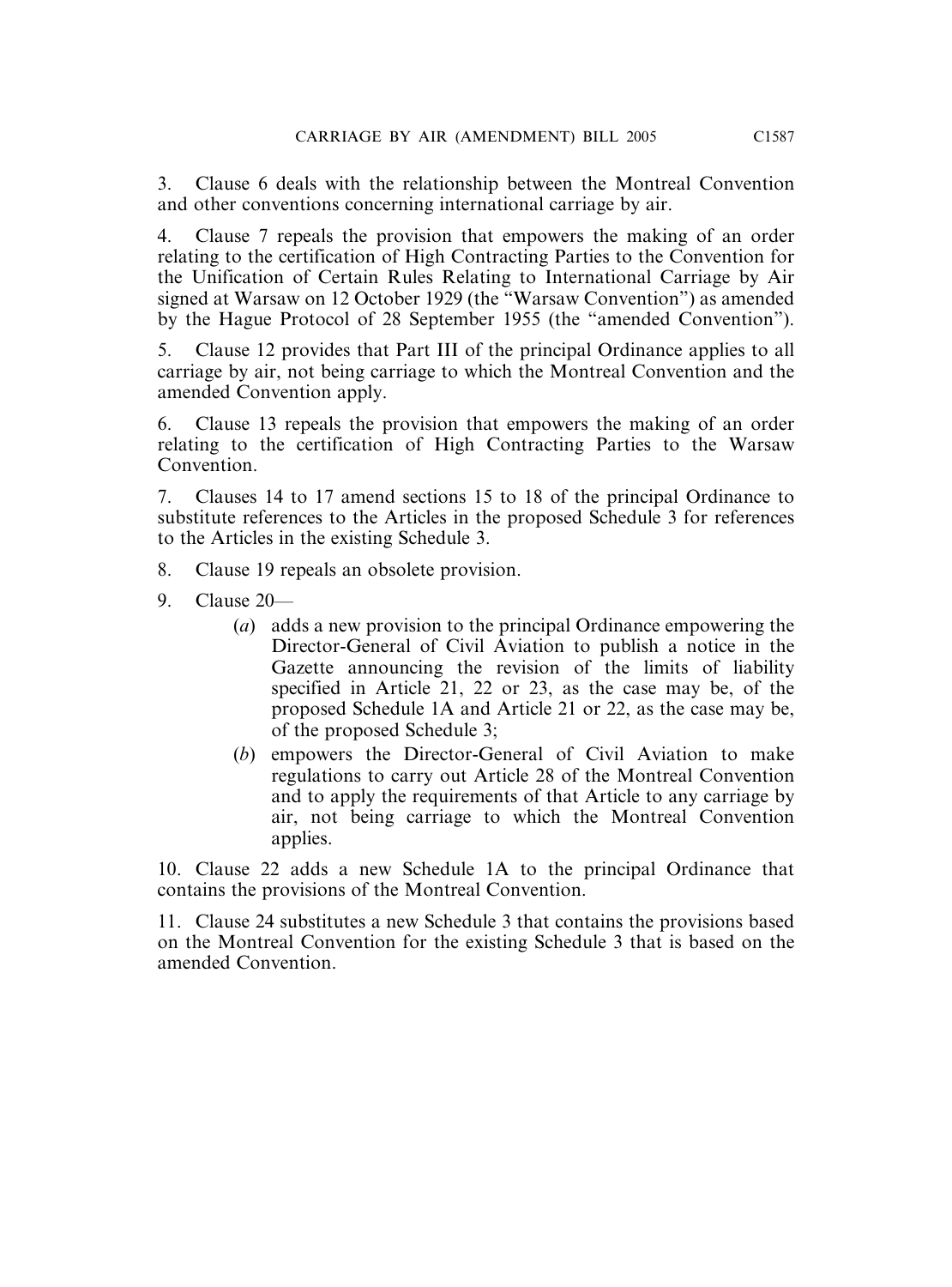3. Clause 6 deals with the relationship between the Montreal Convention and other conventions concerning international carriage by air.

4. Clause 7 repeals the provision that empowers the making of an order relating to the certification of High Contracting Parties to the Convention for the Unification of Certain Rules Relating to International Carriage by Air signed at Warsaw on 12 October 1929 (the "Warsaw Convention") as amended by the Hague Protocol of 28 September 1955 (the "amended Convention").

5. Clause 12 provides that Part III of the principal Ordinance applies to all carriage by air, not being carriage to which the Montreal Convention and the amended Convention apply.

6. Clause 13 repeals the provision that empowers the making of an order relating to the certification of High Contracting Parties to the Warsaw Convention.

7. Clauses 14 to 17 amend sections 15 to 18 of the principal Ordinance to substitute references to the Articles in the proposed Schedule 3 for references to the Articles in the existing Schedule 3.

8. Clause 19 repeals an obsolete provision.

9. Clause 20—

   (*a*) adds a new provision to the principal Ordinance empowering the Director-General of Civil Aviation to publish a notice in the Gazette announcing the revision of the limits of liability specified in Article 21, 22 or 23, as the case may be, of the proposed Schedule 1A and Article 21 or 22, as the case may be, of the proposed Schedule 3;

   (*b*) empowers the Director-General of Civil Aviation to make regulations to carry out Article 28 of the Montreal Convention and to apply the requirements of that Article to any carriage by air, not being carriage to which the Montreal Convention applies.

10. Clause 22 adds a new Schedule 1A to the principal Ordinance that contains the provisions of the Montreal Convention.

11. Clause 24 substitutes a new Schedule 3 that contains the provisions based on the Montreal Convention for the existing Schedule 3 that is based on the amended Convention.